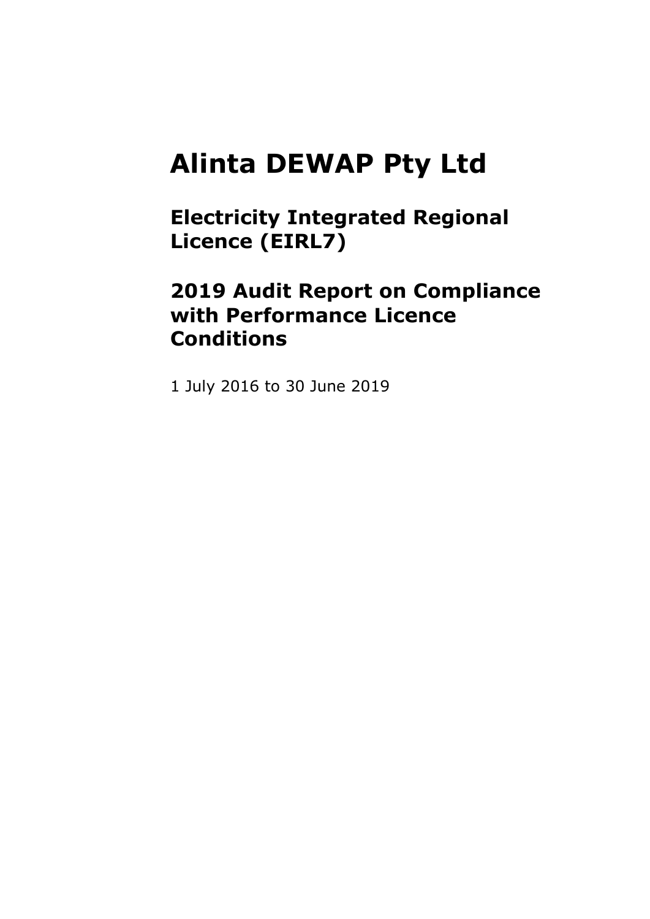# Alinta DEWAP Pty Ltd

## Electricity Integrated Regional Licence (EIRL7)

## 2019 Audit Report on Compliance with Performance Licence Conditions

1 July 2016 to 30 June 2019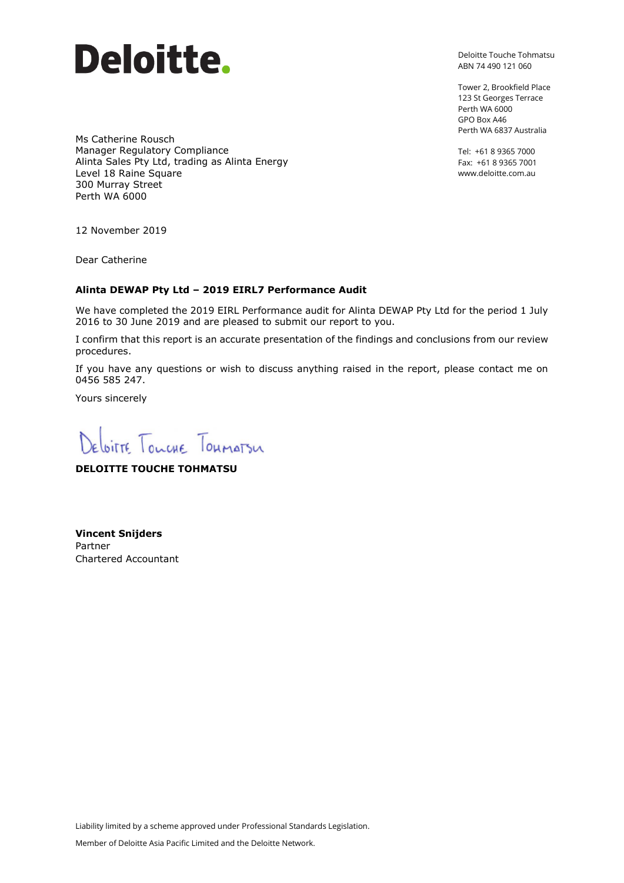**Deloitte.**

Deloitte Touche Tohmatsu
ABN 74 490 121 060

Tower 2, Brookfield Place
123 St Georges Terrace
Perth WA 6000
GPO Box A46
Perth WA 6837 Australia

Tel: +61 8 9365 7000
Fax: +61 8 9365 7001
www.deloitte.com.au

Ms Catherine Rousch
Manager Regulatory Compliance
Alinta Sales Pty Ltd, trading as Alinta Energy
Level 18 Raine Square
300 Murray Street
Perth WA 6000

12 November 2019

Dear Catherine

**Alinta DEWAP Pty Ltd – 2019 EIRL7 Performance Audit**

We have completed the 2019 EIRL Performance audit for Alinta DEWAP Pty Ltd for the period 1 July 2016 to 30 June 2019 and are pleased to submit our report to you.

I confirm that this report is an accurate presentation of the findings and conclusions from our review procedures.

If you have any questions or wish to discuss anything raised in the report, please contact me on 0456 585 247.

Yours sincerely

Deloitte Touche Tohmatsu

**DELOITTE TOUCHE TOHMATSU**

**Vincent Snijders**
Partner
Chartered Accountant

Liability limited by a scheme approved under Professional Standards Legislation.

Member of Deloitte Asia Pacific Limited and the Deloitte Network.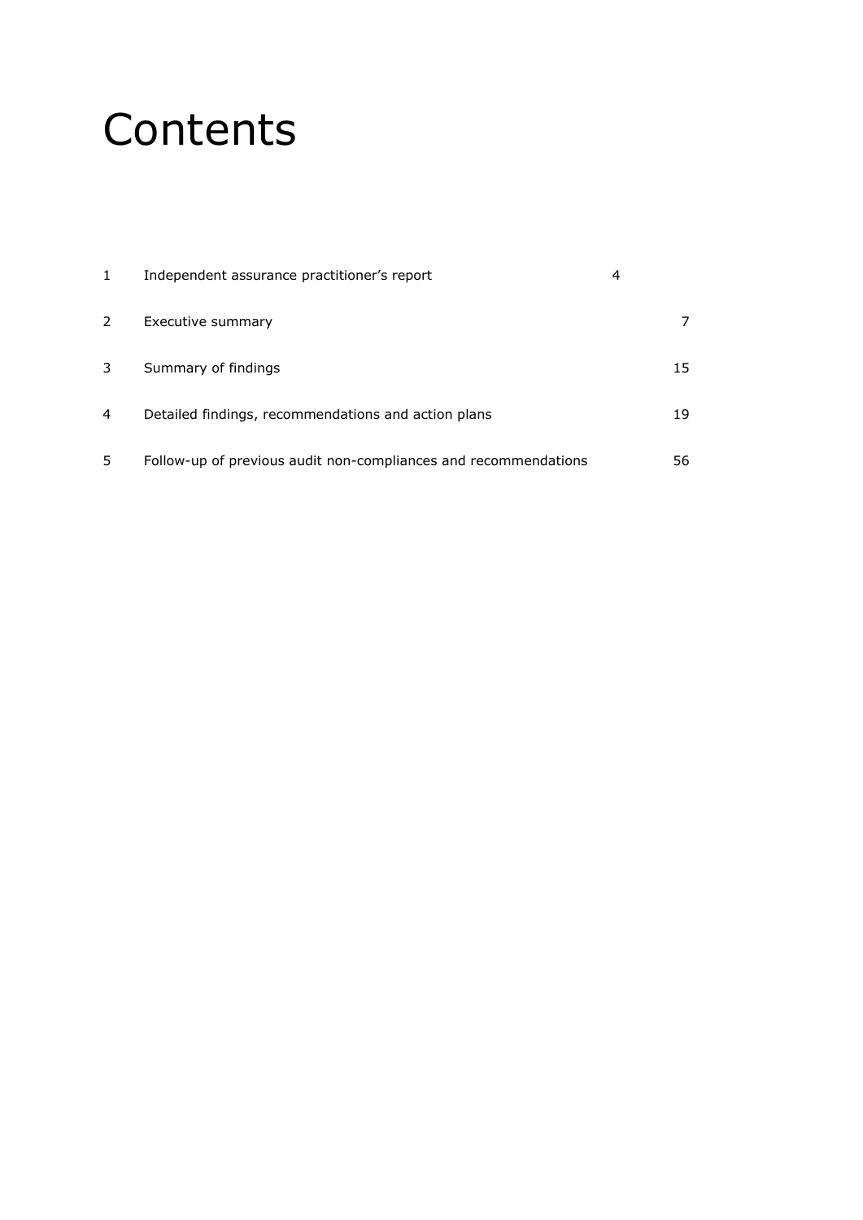# Contents

| | | |
|---|---|---|
| 1 | Independent assurance practitioner's report | 4 |
| 2 | Executive summary | 7 |
| 3 | Summary of findings | 15 |
| 4 | Detailed findings, recommendations and action plans | 19 |
| 5 | Follow-up of previous audit non-compliances and recommendations | 56 |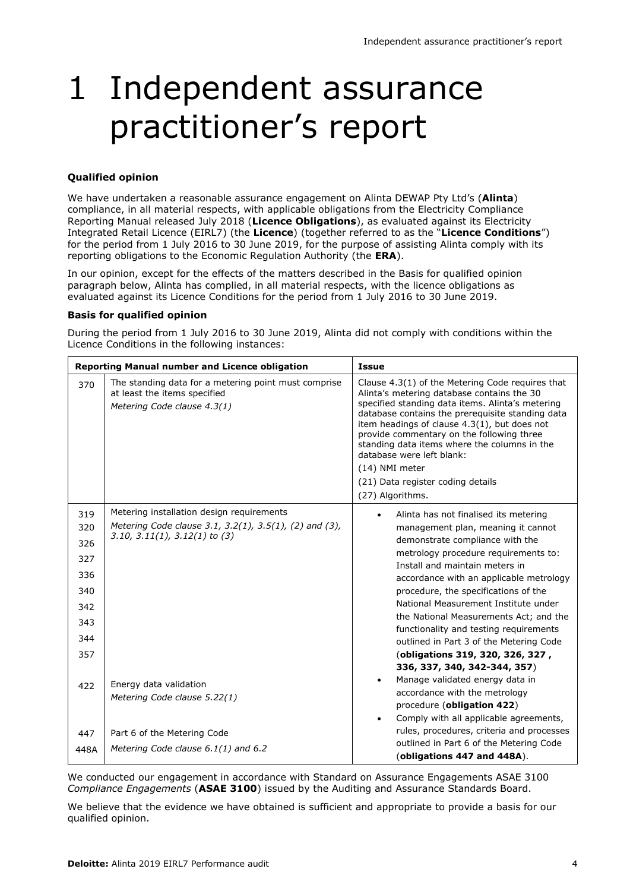# 1 Independent assurance practitioner's report

**Qualified opinion**

We have undertaken a reasonable assurance engagement on Alinta DEWAP Pty Ltd's (**Alinta**) compliance, in all material respects, with applicable obligations from the Electricity Compliance Reporting Manual released July 2018 (**Licence Obligations**), as evaluated against its Electricity Integrated Retail Licence (EIRL7) (the **Licence**) (together referred to as the "**Licence Conditions**") for the period from 1 July 2016 to 30 June 2019, for the purpose of assisting Alinta comply with its reporting obligations to the Economic Regulation Authority (the **ERA**).

In our opinion, except for the effects of the matters described in the Basis for qualified opinion paragraph below, Alinta has complied, in all material respects, with the licence obligations as evaluated against its Licence Conditions for the period from 1 July 2016 to 30 June 2019.

**Basis for qualified opinion**

During the period from 1 July 2016 to 30 June 2019, Alinta did not comply with conditions within the Licence Conditions in the following instances:

| **Reporting Manual number and Licence obligation** | | **Issue** |
|---|---|---|
| 370 | The standing data for a metering point must comprise at least the items specified<br>*Metering Code clause 4.3(1)* | Clause 4.3(1) of the Metering Code requires that Alinta's metering database contains the 30 specified standing data items. Alinta's metering database contains the prerequisite standing data item headings of clause 4.3(1), but does not provide commentary on the following three standing data items where the columns in the database were left blank:<br>(14) NMI meter<br>(21) Data register coding details<br>(27) Algorithms. |
| 319<br>320<br>326<br>327<br>336<br>340<br>342<br>343<br>344<br>357 | Metering installation design requirements<br>*Metering Code clause 3.1, 3.2(1), 3.5(1), (2) and (3), 3.10, 3.11(1), 3.12(1) to (3)* | • Alinta has not finalised its metering management plan, meaning it cannot demonstrate compliance with the metrology procedure requirements to: Install and maintain meters in accordance with an applicable metrology procedure, the specifications of the National Measurement Institute under the National Measurements Act; and the functionality and testing requirements outlined in Part 3 of the Metering Code (**obligations 319, 320, 326, 327 , 336, 337, 340, 342-344, 357**)<br>• Manage validated energy data in accordance with the metrology procedure (**obligation 422**)<br>• Comply with all applicable agreements, rules, procedures, criteria and processes outlined in Part 6 of the Metering Code (**obligations 447 and 448A**). |
| 422 | Energy data validation<br>*Metering Code clause 5.22(1)* | |
| 447<br>448A | Part 6 of the Metering Code<br>*Metering Code clause 6.1(1) and 6.2* | |

We conducted our engagement in accordance with Standard on Assurance Engagements ASAE 3100 *Compliance Engagements* (**ASAE 3100**) issued by the Auditing and Assurance Standards Board.

We believe that the evidence we have obtained is sufficient and appropriate to provide a basis for our qualified opinion.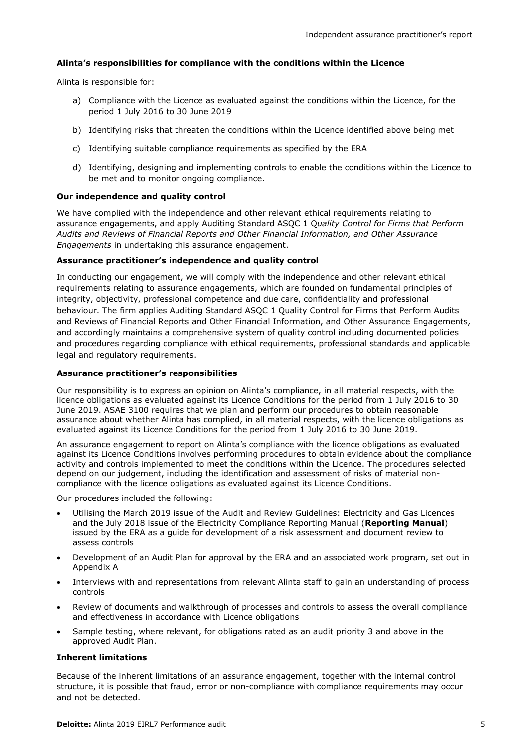### Alinta's responsibilities for compliance with the conditions within the Licence

Alinta is responsible for:

a) Compliance with the Licence as evaluated against the conditions within the Licence, for the period 1 July 2016 to 30 June 2019

b) Identifying risks that threaten the conditions within the Licence identified above being met

c) Identifying suitable compliance requirements as specified by the ERA

d) Identifying, designing and implementing controls to enable the conditions within the Licence to be met and to monitor ongoing compliance.

### Our independence and quality control

We have complied with the independence and other relevant ethical requirements relating to assurance engagements, and apply Auditing Standard ASQC 1 *Quality Control for Firms that Perform Audits and Reviews of Financial Reports and Other Financial Information, and Other Assurance Engagements* in undertaking this assurance engagement.

### Assurance practitioner's independence and quality control

In conducting our engagement, we will comply with the independence and other relevant ethical requirements relating to assurance engagements, which are founded on fundamental principles of integrity, objectivity, professional competence and due care, confidentiality and professional behaviour. The firm applies Auditing Standard ASQC 1 Quality Control for Firms that Perform Audits and Reviews of Financial Reports and Other Financial Information, and Other Assurance Engagements, and accordingly maintains a comprehensive system of quality control including documented policies and procedures regarding compliance with ethical requirements, professional standards and applicable legal and regulatory requirements.

### Assurance practitioner's responsibilities

Our responsibility is to express an opinion on Alinta's compliance, in all material respects, with the licence obligations as evaluated against its Licence Conditions for the period from 1 July 2016 to 30 June 2019. ASAE 3100 requires that we plan and perform our procedures to obtain reasonable assurance about whether Alinta has complied, in all material respects, with the licence obligations as evaluated against its Licence Conditions for the period from 1 July 2016 to 30 June 2019.

An assurance engagement to report on Alinta's compliance with the licence obligations as evaluated against its Licence Conditions involves performing procedures to obtain evidence about the compliance activity and controls implemented to meet the conditions within the Licence. The procedures selected depend on our judgement, including the identification and assessment of risks of material non-compliance with the licence obligations as evaluated against its Licence Conditions.

Our procedures included the following:

- Utilising the March 2019 issue of the Audit and Review Guidelines: Electricity and Gas Licences and the July 2018 issue of the Electricity Compliance Reporting Manual (**Reporting Manual**) issued by the ERA as a guide for development of a risk assessment and document review to assess controls
- Development of an Audit Plan for approval by the ERA and an associated work program, set out in Appendix A
- Interviews with and representations from relevant Alinta staff to gain an understanding of process controls
- Review of documents and walkthrough of processes and controls to assess the overall compliance and effectiveness in accordance with Licence obligations
- Sample testing, where relevant, for obligations rated as an audit priority 3 and above in the approved Audit Plan.

### Inherent limitations

Because of the inherent limitations of an assurance engagement, together with the internal control structure, it is possible that fraud, error or non-compliance with compliance requirements may occur and not be detected.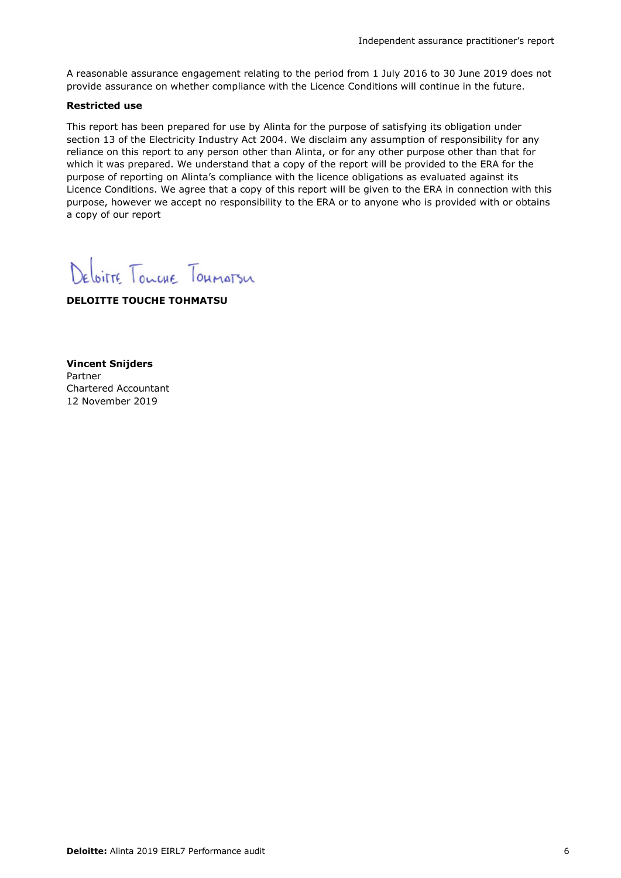A reasonable assurance engagement relating to the period from 1 July 2016 to 30 June 2019 does not provide assurance on whether compliance with the Licence Conditions will continue in the future.

**Restricted use**

This report has been prepared for use by Alinta for the purpose of satisfying its obligation under section 13 of the Electricity Industry Act 2004. We disclaim any assumption of responsibility for any reliance on this report to any person other than Alinta, or for any other purpose other than that for which it was prepared. We understand that a copy of the report will be provided to the ERA for the purpose of reporting on Alinta's compliance with the licence obligations as evaluated against its Licence Conditions. We agree that a copy of this report will be given to the ERA in connection with this purpose, however we accept no responsibility to the ERA or to anyone who is provided with or obtains a copy of our report

Deloitte Touche Tohmatsu

**DELOITTE TOUCHE TOHMATSU**

**Vincent Snijders**
Partner
Chartered Accountant
12 November 2019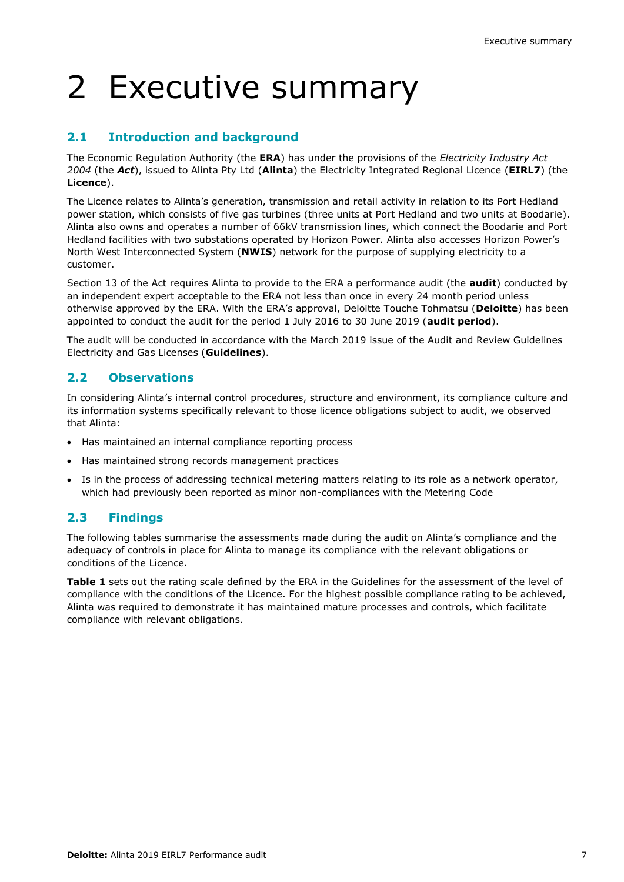# 2 Executive summary

## 2.1 Introduction and background

The Economic Regulation Authority (the **ERA**) has under the provisions of the *Electricity Industry Act 2004* (the ***Act***), issued to Alinta Pty Ltd (**Alinta**) the Electricity Integrated Regional Licence (**EIRL7**) (the **Licence**).

The Licence relates to Alinta's generation, transmission and retail activity in relation to its Port Hedland power station, which consists of five gas turbines (three units at Port Hedland and two units at Boodarie). Alinta also owns and operates a number of 66kV transmission lines, which connect the Boodarie and Port Hedland facilities with two substations operated by Horizon Power. Alinta also accesses Horizon Power's North West Interconnected System (**NWIS**) network for the purpose of supplying electricity to a customer.

Section 13 of the Act requires Alinta to provide to the ERA a performance audit (the **audit**) conducted by an independent expert acceptable to the ERA not less than once in every 24 month period unless otherwise approved by the ERA. With the ERA's approval, Deloitte Touche Tohmatsu (**Deloitte**) has been appointed to conduct the audit for the period 1 July 2016 to 30 June 2019 (**audit period**).

The audit will be conducted in accordance with the March 2019 issue of the Audit and Review Guidelines Electricity and Gas Licenses (**Guidelines**).

## 2.2 Observations

In considering Alinta's internal control procedures, structure and environment, its compliance culture and its information systems specifically relevant to those licence obligations subject to audit, we observed that Alinta:

- Has maintained an internal compliance reporting process
- Has maintained strong records management practices
- Is in the process of addressing technical metering matters relating to its role as a network operator, which had previously been reported as minor non-compliances with the Metering Code

## 2.3 Findings

The following tables summarise the assessments made during the audit on Alinta's compliance and the adequacy of controls in place for Alinta to manage its compliance with the relevant obligations or conditions of the Licence.

**Table 1** sets out the rating scale defined by the ERA in the Guidelines for the assessment of the level of compliance with the conditions of the Licence. For the highest possible compliance rating to be achieved, Alinta was required to demonstrate it has maintained mature processes and controls, which facilitate compliance with relevant obligations.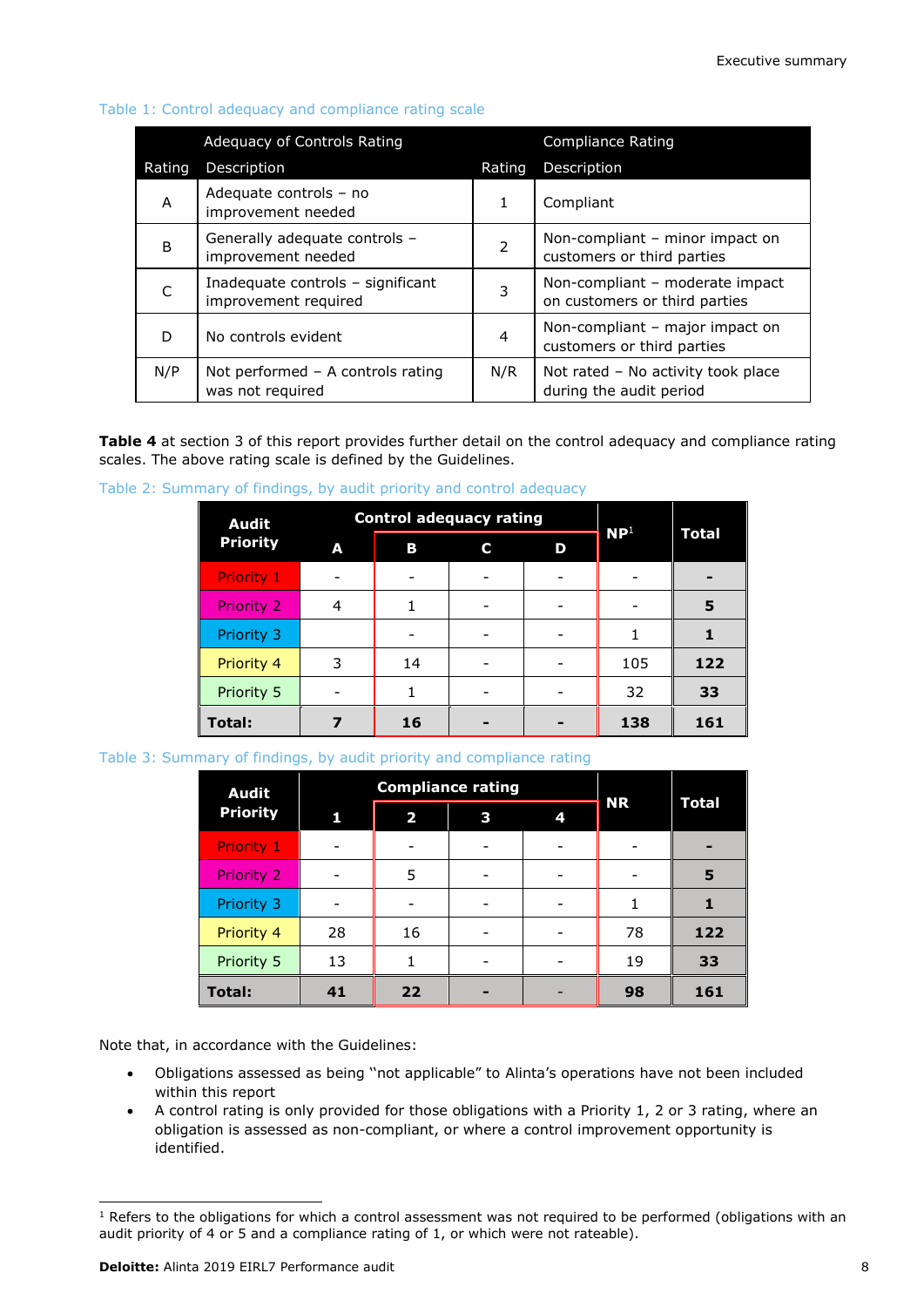Table 1: Control adequacy and compliance rating scale

| Adequacy of Controls Rating | | Compliance Rating | |
|---|---|---|---|
| Rating | Description | Rating | Description |
| A | Adequate controls – no improvement needed | 1 | Compliant |
| B | Generally adequate controls – improvement needed | 2 | Non-compliant – minor impact on customers or third parties |
| C | Inadequate controls – significant improvement required | 3 | Non-compliant – moderate impact on customers or third parties |
| D | No controls evident | 4 | Non-compliant – major impact on customers or third parties |
| N/P | Not performed – A controls rating was not required | N/R | Not rated – No activity took place during the audit period |

**Table 4** at section 3 of this report provides further detail on the control adequacy and compliance rating scales. The above rating scale is defined by the Guidelines.

Table 2: Summary of findings, by audit priority and control adequacy

| Audit Priority | Control adequacy rating | | | | NP[1] | Total |
|---|---|---|---|---|---|---|
| | A | B | C | D | | |
| Priority 1 | - | - | - | - | - | **-** |
| Priority 2 | 4 | 1 | - | - | - | **5** |
| Priority 3 | | - | - | - | 1 | **1** |
| Priority 4 | 3 | 14 | - | - | 105 | **122** |
| Priority 5 | - | 1 | - | - | 32 | **33** |
| **Total:** | **7** | **16** | **-** | **-** | **138** | **161** |

Table 3: Summary of findings, by audit priority and compliance rating

| Audit Priority | Compliance rating | | | | NR | Total |
|---|---|---|---|---|---|---|
| | 1 | 2 | 3 | 4 | | |
| Priority 1 | - | - | - | - | - | **-** |
| Priority 2 | - | 5 | - | - | - | **5** |
| Priority 3 | - | - | - | - | 1 | **1** |
| Priority 4 | 28 | 16 | - | - | 78 | **122** |
| Priority 5 | 13 | 1 | - | - | 19 | **33** |
| **Total:** | **41** | **22** | **-** | **-** | **98** | **161** |

Note that, in accordance with the Guidelines:

- Obligations assessed as being "not applicable" to Alinta's operations have not been included within this report
- A control rating is only provided for those obligations with a Priority 1, 2 or 3 rating, where an obligation is assessed as non-compliant, or where a control improvement opportunity is identified.

[1] Refers to the obligations for which a control assessment was not required to be performed (obligations with an audit priority of 4 or 5 and a compliance rating of 1, or which were not rateable).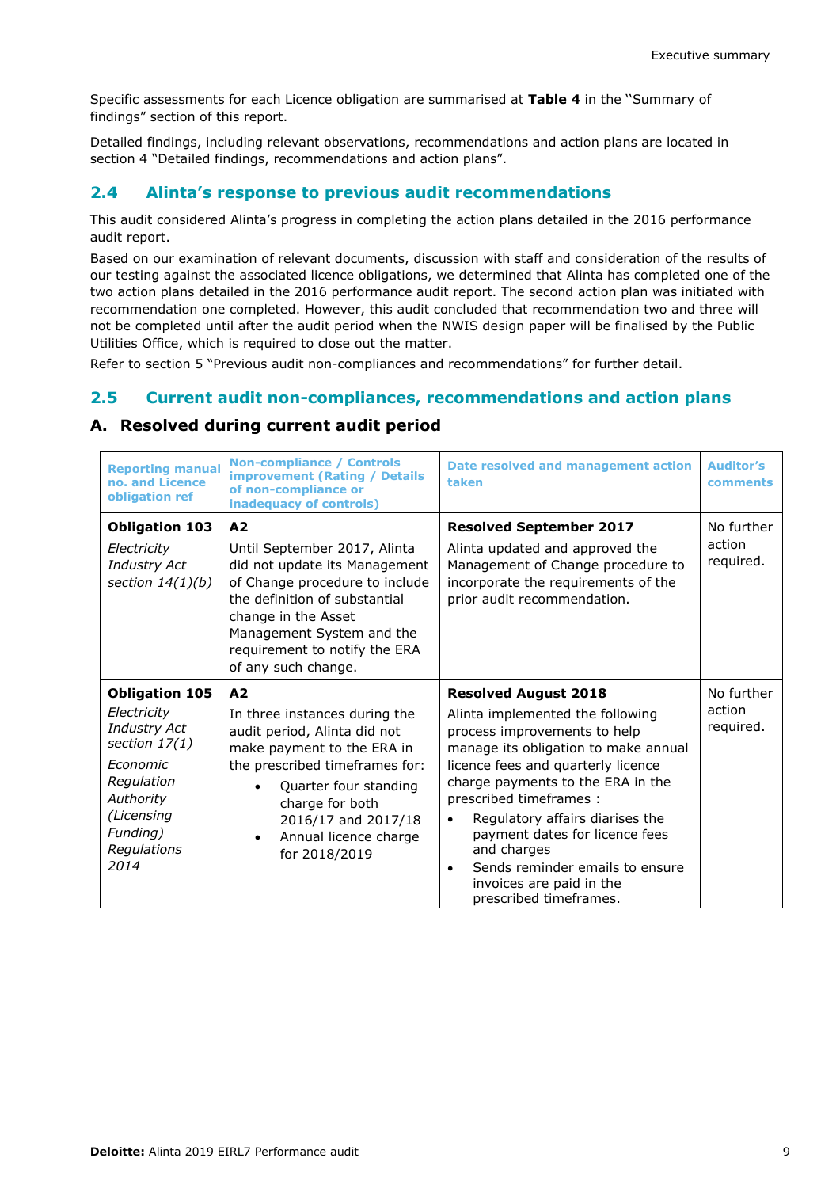Specific assessments for each Licence obligation are summarised at **Table 4** in the "Summary of findings" section of this report.

Detailed findings, including relevant observations, recommendations and action plans are located in section 4 "Detailed findings, recommendations and action plans".

## 2.4 Alinta's response to previous audit recommendations

This audit considered Alinta's progress in completing the action plans detailed in the 2016 performance audit report.

Based on our examination of relevant documents, discussion with staff and consideration of the results of our testing against the associated licence obligations, we determined that Alinta has completed one of the two action plans detailed in the 2016 performance audit report. The second action plan was initiated with recommendation one completed. However, this audit concluded that recommendation two and three will not be completed until after the audit period when the NWIS design paper will be finalised by the Public Utilities Office, which is required to close out the matter.

Refer to section 5 "Previous audit non-compliances and recommendations" for further detail.

## 2.5 Current audit non-compliances, recommendations and action plans

### A. Resolved during current audit period

| Reporting manual no. and Licence obligation ref | Non-compliance / Controls improvement (Rating / Details of non-compliance or inadequacy of controls) | Date resolved and management action taken | Auditor's comments |
|---|---|---|---|
| **Obligation 103**<br>*Electricity Industry Act section 14(1)(b)* | **A2**<br>Until September 2017, Alinta did not update its Management of Change procedure to include the definition of substantial change in the Asset Management System and the requirement to notify the ERA of any such change. | **Resolved September 2017**<br>Alinta updated and approved the Management of Change procedure to incorporate the requirements of the prior audit recommendation. | No further action required. |
| **Obligation 105**<br>*Electricity Industry Act section 17(1)*<br>*Economic Regulation Authority (Licensing Funding) Regulations 2014* | **A2**<br>In three instances during the audit period, Alinta did not make payment to the ERA in the prescribed timeframes for:<br>• Quarter four standing charge for both 2016/17 and 2017/18<br>• Annual licence charge for 2018/2019 | **Resolved August 2018**<br>Alinta implemented the following process improvements to help manage its obligation to make annual licence fees and quarterly licence charge payments to the ERA in the prescribed timeframes :<br>• Regulatory affairs diarises the payment dates for licence fees and charges<br>• Sends reminder emails to ensure invoices are paid in the prescribed timeframes. | No further action required. |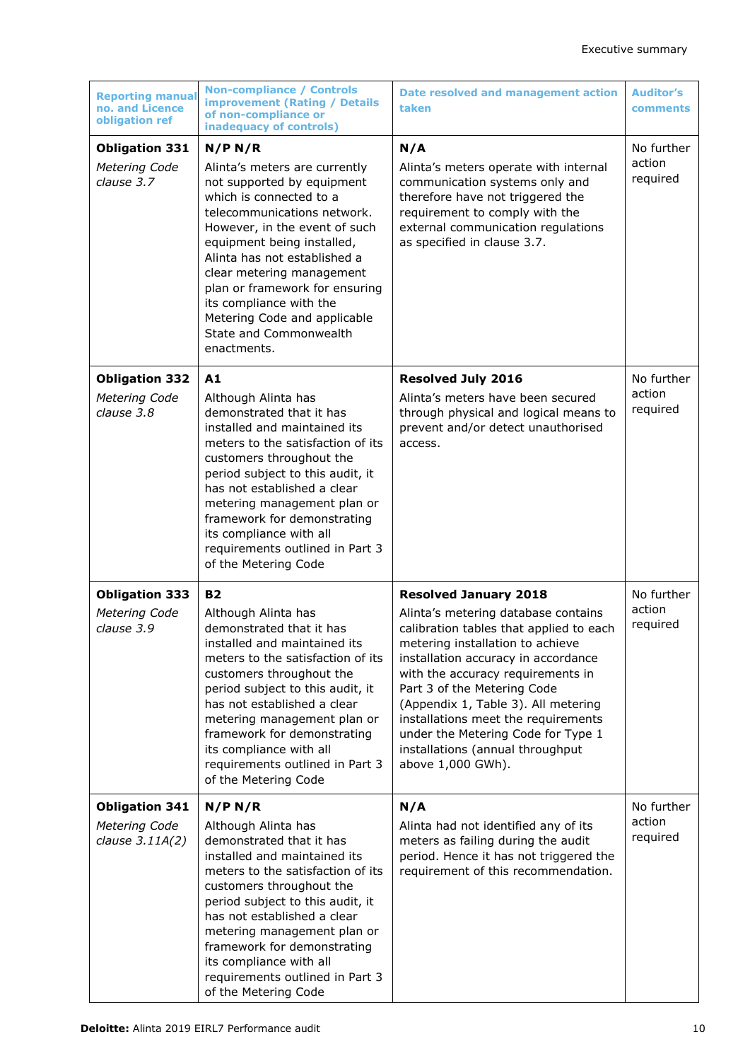| Reporting manual no. and Licence obligation ref | Non-compliance / Controls improvement (Rating / Details of non-compliance or inadequacy of controls) | Date resolved and management action taken | Auditor's comments |
|---|---|---|---|
| **Obligation 331**<br>*Metering Code clause 3.7* | **N/P N/R**<br>Alinta's meters are currently not supported by equipment which is connected to a telecommunications network. However, in the event of such equipment being installed, Alinta has not established a clear metering management plan or framework for ensuring its compliance with the Metering Code and applicable State and Commonwealth enactments. | **N/A**<br>Alinta's meters operate with internal communication systems only and therefore have not triggered the requirement to comply with the external communication regulations as specified in clause 3.7. | No further action required |
| **Obligation 332**<br>*Metering Code clause 3.8* | **A1**<br>Although Alinta has demonstrated that it has installed and maintained its meters to the satisfaction of its customers throughout the period subject to this audit, it has not established a clear metering management plan or framework for demonstrating its compliance with all requirements outlined in Part 3 of the Metering Code | **Resolved July 2016**<br>Alinta's meters have been secured through physical and logical means to prevent and/or detect unauthorised access. | No further action required |
| **Obligation 333**<br>*Metering Code clause 3.9* | **B2**<br>Although Alinta has demonstrated that it has installed and maintained its meters to the satisfaction of its customers throughout the period subject to this audit, it has not established a clear metering management plan or framework for demonstrating its compliance with all requirements outlined in Part 3 of the Metering Code | **Resolved January 2018**<br>Alinta's metering database contains calibration tables that applied to each metering installation to achieve installation accuracy in accordance with the accuracy requirements in Part 3 of the Metering Code (Appendix 1, Table 3). All metering installations meet the requirements under the Metering Code for Type 1 installations (annual throughput above 1,000 GWh). | No further action required |
| **Obligation 341**<br>*Metering Code clause 3.11A(2)* | **N/P N/R**<br>Although Alinta has demonstrated that it has installed and maintained its meters to the satisfaction of its customers throughout the period subject to this audit, it has not established a clear metering management plan or framework for demonstrating its compliance with all requirements outlined in Part 3 of the Metering Code | **N/A**<br>Alinta had not identified any of its meters as failing during the audit period. Hence it has not triggered the requirement of this recommendation. | No further action required |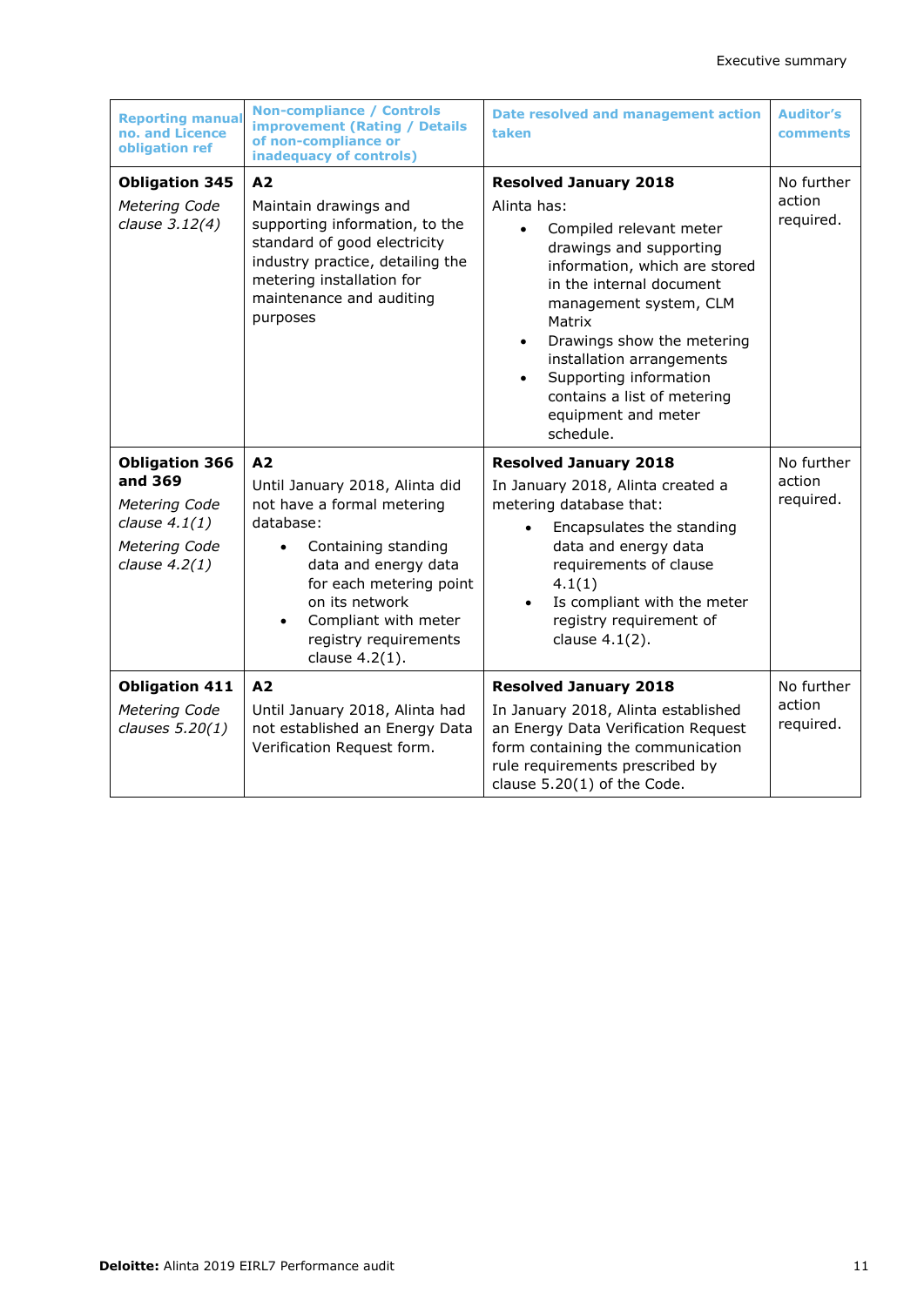| Reporting manual no. and Licence obligation ref | Non-compliance / Controls improvement (Rating / Details of non-compliance or inadequacy of controls) | Date resolved and management action taken | Auditor's comments |
|---|---|---|---|
| **Obligation 345**<br>*Metering Code clause 3.12(4)* | **A2**<br>Maintain drawings and supporting information, to the standard of good electricity industry practice, detailing the metering installation for maintenance and auditing purposes | **Resolved January 2018**<br>Alinta has:<br>• Compiled relevant meter drawings and supporting information, which are stored in the internal document management system, CLM Matrix<br>• Drawings show the metering installation arrangements<br>• Supporting information contains a list of metering equipment and meter schedule. | No further action required. |
| **Obligation 366 and 369**<br>*Metering Code clause 4.1(1)*<br>*Metering Code clause 4.2(1)* | **A2**<br>Until January 2018, Alinta did not have a formal metering database:<br>• Containing standing data and energy data for each metering point on its network<br>• Compliant with meter registry requirements clause 4.2(1). | **Resolved January 2018**<br>In January 2018, Alinta created a metering database that:<br>• Encapsulates the standing data and energy data requirements of clause 4.1(1)<br>• Is compliant with the meter registry requirement of clause 4.1(2). | No further action required. |
| **Obligation 411**<br>*Metering Code clauses 5.20(1)* | **A2**<br>Until January 2018, Alinta had not established an Energy Data Verification Request form. | **Resolved January 2018**<br>In January 2018, Alinta established an Energy Data Verification Request form containing the communication rule requirements prescribed by clause 5.20(1) of the Code. | No further action required. |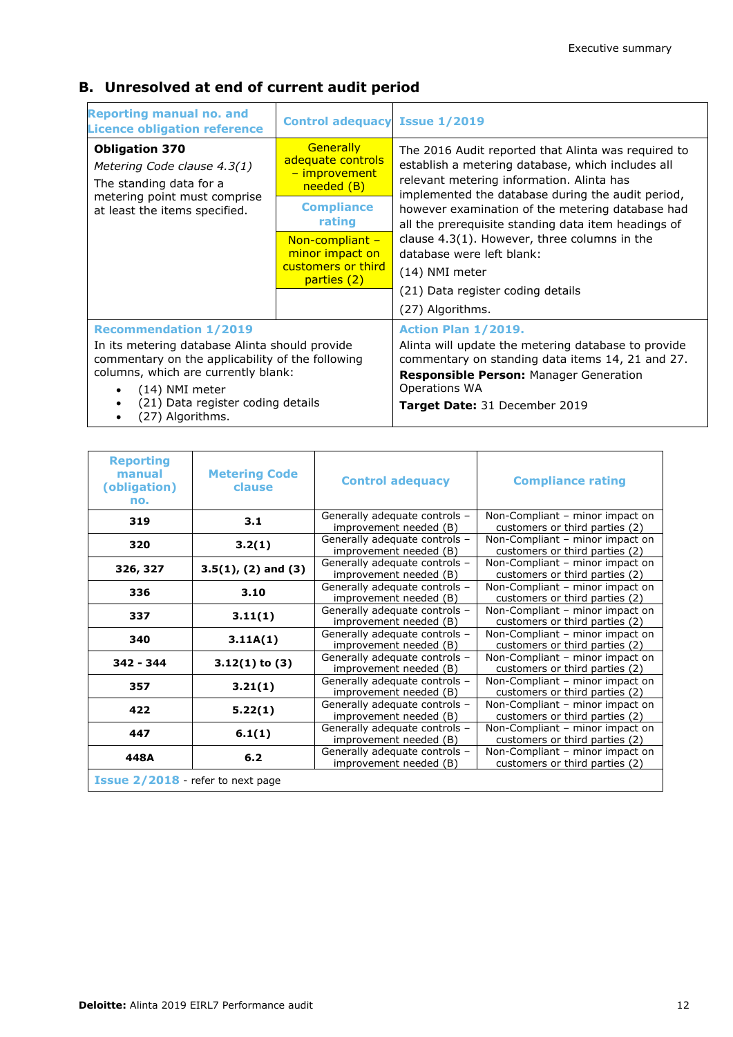## B. Unresolved at end of current audit period

| Reporting manual no. and Licence obligation reference | Control adequacy | Issue 1/2019 |
|---|---|---|
| **Obligation 370**<br>*Metering Code clause 4.3(1)*<br>The standing data for a metering point must comprise at least the items specified. | Generally adequate controls – improvement needed (B)<br>**Compliance rating**<br>Non-compliant – minor impact on customers or third parties (2) | The 2016 Audit reported that Alinta was required to establish a metering database, which includes all relevant metering information. Alinta has implemented the database during the audit period, however examination of the metering database had all the prerequisite standing data item headings of clause 4.3(1). However, three columns in the database were left blank:<br>(14) NMI meter<br>(21) Data register coding details<br>(27) Algorithms. |
| **Recommendation 1/2019**<br>In its metering database Alinta should provide commentary on the applicability of the following columns, which are currently blank:<br>• (14) NMI meter<br>• (21) Data register coding details<br>• (27) Algorithms. | | **Action Plan 1/2019.**<br>Alinta will update the metering database to provide commentary on standing data items 14, 21 and 27.<br>**Responsible Person:** Manager Generation Operations WA<br>**Target Date:** 31 December 2019 |

| Reporting manual (obligation) no. | Metering Code clause | Control adequacy | Compliance rating |
|---|---|---|---|
| **319** | **3.1** | Generally adequate controls – improvement needed (B) | Non-Compliant – minor impact on customers or third parties (2) |
| **320** | **3.2(1)** | Generally adequate controls – improvement needed (B) | Non-Compliant – minor impact on customers or third parties (2) |
| **326, 327** | **3.5(1), (2) and (3)** | Generally adequate controls – improvement needed (B) | Non-Compliant – minor impact on customers or third parties (2) |
| **336** | **3.10** | Generally adequate controls – improvement needed (B) | Non-Compliant – minor impact on customers or third parties (2) |
| **337** | **3.11(1)** | Generally adequate controls – improvement needed (B) | Non-Compliant – minor impact on customers or third parties (2) |
| **340** | **3.11A(1)** | Generally adequate controls – improvement needed (B) | Non-Compliant – minor impact on customers or third parties (2) |
| **342 - 344** | **3.12(1) to (3)** | Generally adequate controls – improvement needed (B) | Non-Compliant – minor impact on customers or third parties (2) |
| **357** | **3.21(1)** | Generally adequate controls – improvement needed (B) | Non-Compliant – minor impact on customers or third parties (2) |
| **422** | **5.22(1)** | Generally adequate controls – improvement needed (B) | Non-Compliant – minor impact on customers or third parties (2) |
| **447** | **6.1(1)** | Generally adequate controls – improvement needed (B) | Non-Compliant – minor impact on customers or third parties (2) |
| **448A** | **6.2** | Generally adequate controls – improvement needed (B) | Non-Compliant – minor impact on customers or third parties (2) |
| **Issue 2/2018** - refer to next page | | | |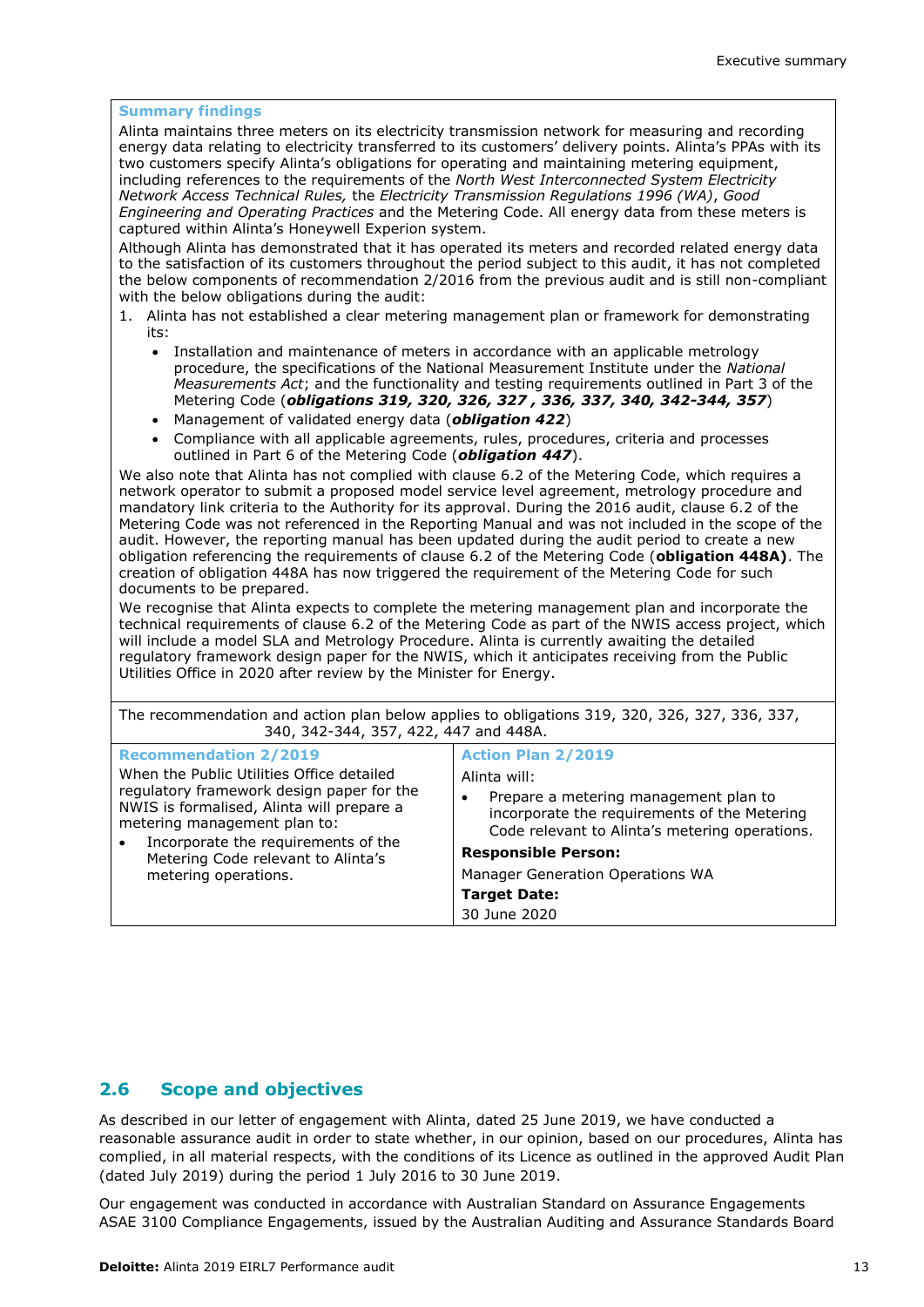**Summary findings**

Alinta maintains three meters on its electricity transmission network for measuring and recording energy data relating to electricity transferred to its customers' delivery points. Alinta's PPAs with its two customers specify Alinta's obligations for operating and maintaining metering equipment, including references to the requirements of the *North West Interconnected System Electricity Network Access Technical Rules,* the *Electricity Transmission Regulations 1996 (WA)*, *Good Engineering and Operating Practices* and the Metering Code. All energy data from these meters is captured within Alinta's Honeywell Experion system.

Although Alinta has demonstrated that it has operated its meters and recorded related energy data to the satisfaction of its customers throughout the period subject to this audit, it has not completed the below components of recommendation 2/2016 from the previous audit and is still non-compliant with the below obligations during the audit:

1. Alinta has not established a clear metering management plan or framework for demonstrating its:
   - Installation and maintenance of meters in accordance with an applicable metrology procedure, the specifications of the National Measurement Institute under the *National Measurements Act*; and the functionality and testing requirements outlined in Part 3 of the Metering Code (***obligations 319, 320, 326, 327 , 336, 337, 340, 342-344, 357***)
   - Management of validated energy data (***obligation 422***)
   - Compliance with all applicable agreements, rules, procedures, criteria and processes outlined in Part 6 of the Metering Code (***obligation 447***).

We also note that Alinta has not complied with clause 6.2 of the Metering Code, which requires a network operator to submit a proposed model service level agreement, metrology procedure and mandatory link criteria to the Authority for its approval. During the 2016 audit, clause 6.2 of the Metering Code was not referenced in the Reporting Manual and was not included in the scope of the audit. However, the reporting manual has been updated during the audit period to create a new obligation referencing the requirements of clause 6.2 of the Metering Code (**obligation 448A)**. The creation of obligation 448A has now triggered the requirement of the Metering Code for such documents to be prepared.

We recognise that Alinta expects to complete the metering management plan and incorporate the technical requirements of clause 6.2 of the Metering Code as part of the NWIS access project, which will include a model SLA and Metrology Procedure. Alinta is currently awaiting the detailed regulatory framework design paper for the NWIS, which it anticipates receiving from the Public Utilities Office in 2020 after review by the Minister for Energy.

The recommendation and action plan below applies to obligations 319, 320, 326, 327, 336, 337, 340, 342-344, 357, 422, 447 and 448A.

| **Recommendation 2/2019** | **Action Plan 2/2019** |
|---|---|
| When the Public Utilities Office detailed regulatory framework design paper for the NWIS is formalised, Alinta will prepare a metering management plan to:<br>• Incorporate the requirements of the Metering Code relevant to Alinta's metering operations. | Alinta will:<br>• Prepare a metering management plan to incorporate the requirements of the Metering Code relevant to Alinta's metering operations.<br>**Responsible Person:**<br>Manager Generation Operations WA<br>**Target Date:**<br>30 June 2020 |

## 2.6 Scope and objectives

As described in our letter of engagement with Alinta, dated 25 June 2019, we have conducted a reasonable assurance audit in order to state whether, in our opinion, based on our procedures, Alinta has complied, in all material respects, with the conditions of its Licence as outlined in the approved Audit Plan (dated July 2019) during the period 1 July 2016 to 30 June 2019.

Our engagement was conducted in accordance with Australian Standard on Assurance Engagements ASAE 3100 Compliance Engagements, issued by the Australian Auditing and Assurance Standards Board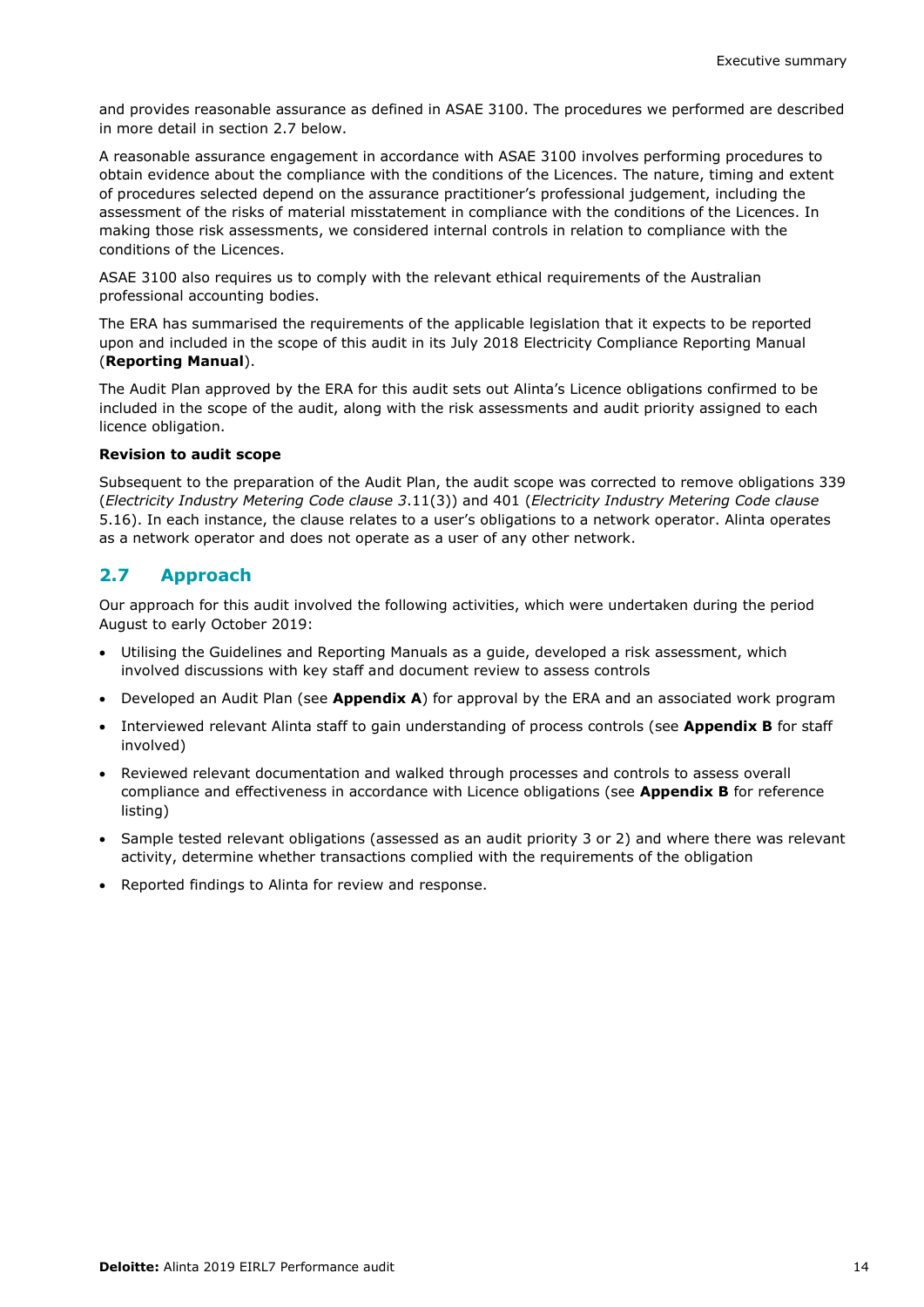and provides reasonable assurance as defined in ASAE 3100. The procedures we performed are described in more detail in section 2.7 below.

A reasonable assurance engagement in accordance with ASAE 3100 involves performing procedures to obtain evidence about the compliance with the conditions of the Licences. The nature, timing and extent of procedures selected depend on the assurance practitioner's professional judgement, including the assessment of the risks of material misstatement in compliance with the conditions of the Licences. In making those risk assessments, we considered internal controls in relation to compliance with the conditions of the Licences.

ASAE 3100 also requires us to comply with the relevant ethical requirements of the Australian professional accounting bodies.

The ERA has summarised the requirements of the applicable legislation that it expects to be reported upon and included in the scope of this audit in its July 2018 Electricity Compliance Reporting Manual (**Reporting Manual**).

The Audit Plan approved by the ERA for this audit sets out Alinta's Licence obligations confirmed to be included in the scope of the audit, along with the risk assessments and audit priority assigned to each licence obligation.

**Revision to audit scope**

Subsequent to the preparation of the Audit Plan, the audit scope was corrected to remove obligations 339 (*Electricity Industry Metering Code clause 3*.11(3)) and 401 (*Electricity Industry Metering Code clause* 5.16). In each instance, the clause relates to a user's obligations to a network operator. Alinta operates as a network operator and does not operate as a user of any other network.

## 2.7 Approach

Our approach for this audit involved the following activities, which were undertaken during the period August to early October 2019:

- Utilising the Guidelines and Reporting Manuals as a guide, developed a risk assessment, which involved discussions with key staff and document review to assess controls
- Developed an Audit Plan (see **Appendix A**) for approval by the ERA and an associated work program
- Interviewed relevant Alinta staff to gain understanding of process controls (see **Appendix B** for staff involved)
- Reviewed relevant documentation and walked through processes and controls to assess overall compliance and effectiveness in accordance with Licence obligations (see **Appendix B** for reference listing)
- Sample tested relevant obligations (assessed as an audit priority 3 or 2) and where there was relevant activity, determine whether transactions complied with the requirements of the obligation
- Reported findings to Alinta for review and response.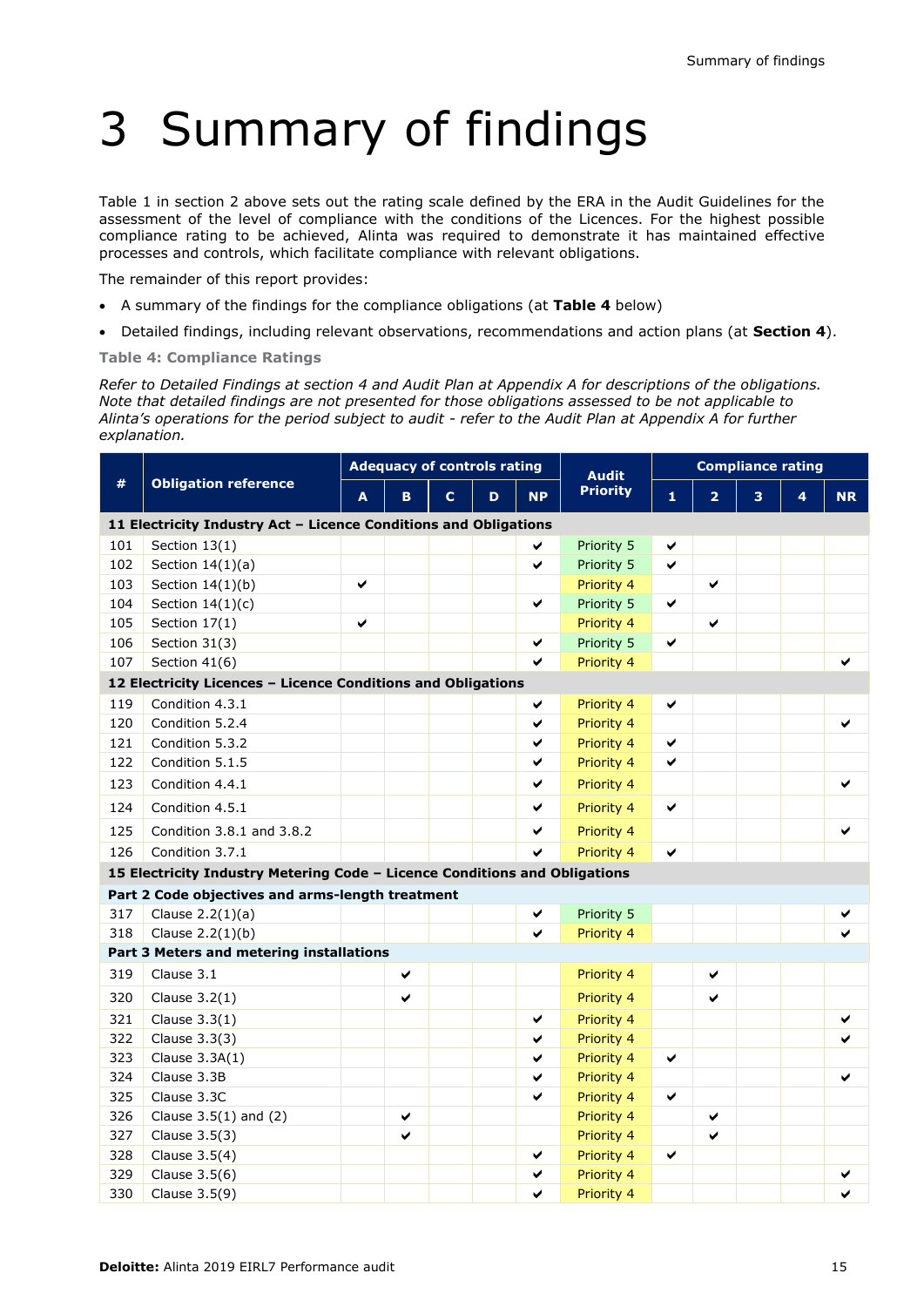# 3 Summary of findings

Table 1 in section 2 above sets out the rating scale defined by the ERA in the Audit Guidelines for the assessment of the level of compliance with the conditions of the Licences. For the highest possible compliance rating to be achieved, Alinta was required to demonstrate it has maintained effective processes and controls, which facilitate compliance with relevant obligations.

The remainder of this report provides:

- A summary of the findings for the compliance obligations (at **Table 4** below)
- Detailed findings, including relevant observations, recommendations and action plans (at **Section 4**).

**Table 4: Compliance Ratings**

*Refer to Detailed Findings at section 4 and Audit Plan at Appendix A for descriptions of the obligations. Note that detailed findings are not presented for those obligations assessed to be not applicable to Alinta's operations for the period subject to audit - refer to the Audit Plan at Appendix A for further explanation.*

| # | Obligation reference | Adequacy of controls rating | | | | | Audit Priority | Compliance rating | | | | |
|---|---|---|---|---|---|---|---|---|---|---|---|---|
| | | A | B | C | D | NP | | 1 | 2 | 3 | 4 | NR |
| **11 Electricity Industry Act – Licence Conditions and Obligations** | | | | | | | | | | | | |
| 101 | Section 13(1) | | | | | ✔ | Priority 5 | ✔ | | | | |
| 102 | Section 14(1)(a) | | | | | ✔ | Priority 5 | ✔ | | | | |
| 103 | Section 14(1)(b) | ✔ | | | | | Priority 4 | | ✔ | | | |
| 104 | Section 14(1)(c) | | | | | ✔ | Priority 5 | ✔ | | | | |
| 105 | Section 17(1) | ✔ | | | | | Priority 4 | | ✔ | | | |
| 106 | Section 31(3) | | | | | ✔ | Priority 5 | ✔ | | | | |
| 107 | Section 41(6) | | | | | ✔ | Priority 4 | | | | | ✔ |
| **12 Electricity Licences – Licence Conditions and Obligations** | | | | | | | | | | | | |
| 119 | Condition 4.3.1 | | | | | ✔ | Priority 4 | ✔ | | | | |
| 120 | Condition 5.2.4 | | | | | ✔ | Priority 4 | | | | | ✔ |
| 121 | Condition 5.3.2 | | | | | ✔ | Priority 4 | ✔ | | | | |
| 122 | Condition 5.1.5 | | | | | ✔ | Priority 4 | ✔ | | | | |
| 123 | Condition 4.4.1 | | | | | ✔ | Priority 4 | | | | | ✔ |
| 124 | Condition 4.5.1 | | | | | ✔ | Priority 4 | ✔ | | | | |
| 125 | Condition 3.8.1 and 3.8.2 | | | | | ✔ | Priority 4 | | | | | ✔ |
| 126 | Condition 3.7.1 | | | | | ✔ | Priority 4 | ✔ | | | | |
| **15 Electricity Industry Metering Code – Licence Conditions and Obligations** | | | | | | | | | | | | |
| **Part 2 Code objectives and arms-length treatment** | | | | | | | | | | | | |
| 317 | Clause 2.2(1)(a) | | | | | ✔ | Priority 5 | | | | | ✔ |
| 318 | Clause 2.2(1)(b) | | | | | ✔ | Priority 4 | | | | | ✔ |
| **Part 3 Meters and metering installations** | | | | | | | | | | | | |
| 319 | Clause 3.1 | | ✔ | | | | Priority 4 | | ✔ | | | |
| 320 | Clause 3.2(1) | | ✔ | | | | Priority 4 | | ✔ | | | |
| 321 | Clause 3.3(1) | | | | | ✔ | Priority 4 | | | | | ✔ |
| 322 | Clause 3.3(3) | | | | | ✔ | Priority 4 | | | | | ✔ |
| 323 | Clause 3.3A(1) | | | | | ✔ | Priority 4 | ✔ | | | | |
| 324 | Clause 3.3B | | | | | ✔ | Priority 4 | | | | | ✔ |
| 325 | Clause 3.3C | | | | | ✔ | Priority 4 | ✔ | | | | |
| 326 | Clause 3.5(1) and (2) | | ✔ | | | | Priority 4 | | ✔ | | | |
| 327 | Clause 3.5(3) | | ✔ | | | | Priority 4 | | ✔ | | | |
| 328 | Clause 3.5(4) | | | | | ✔ | Priority 4 | ✔ | | | | |
| 329 | Clause 3.5(6) | | | | | ✔ | Priority 4 | | | | | ✔ |
| 330 | Clause 3.5(9) | | | | | ✔ | Priority 4 | | | | | ✔ |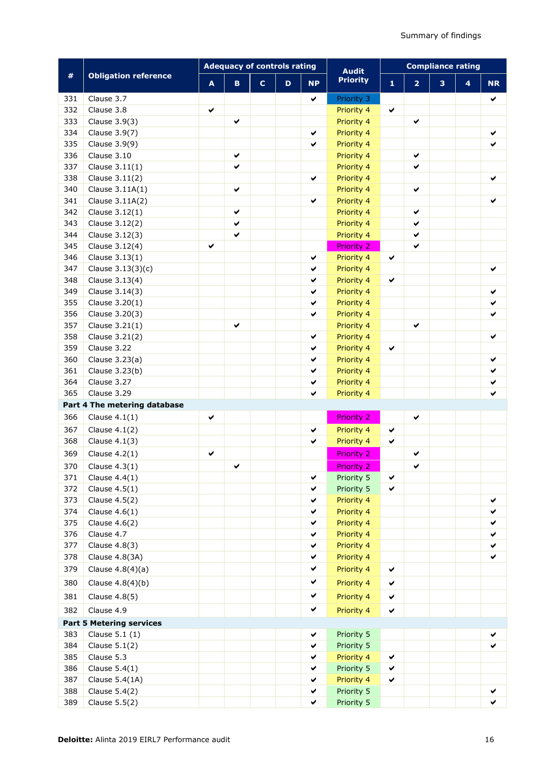| # | Obligation reference | Adequacy of controls rating | | | | | Audit Priority | Compliance rating | | | | |
|---|---|---|---|---|---|---|---|---|---|---|---|---|
| | | A | B | C | D | NP | | 1 | 2 | 3 | 4 | NR |
| 331 | Clause 3.7 | | | | | ✔ | Priority 3 | | | | | ✔ |
| 332 | Clause 3.8 | ✔ | | | | | Priority 4 | ✔ | | | | |
| 333 | Clause 3.9(3) | | ✔ | | | | Priority 4 | | ✔ | | | |
| 334 | Clause 3.9(7) | | | | | ✔ | Priority 4 | | | | | ✔ |
| 335 | Clause 3.9(9) | | | | | ✔ | Priority 4 | | | | | ✔ |
| 336 | Clause 3.10 | | ✔ | | | | Priority 4 | | ✔ | | | |
| 337 | Clause 3.11(1) | | ✔ | | | | Priority 4 | | ✔ | | | |
| 338 | Clause 3.11(2) | | | | | ✔ | Priority 4 | | | | | ✔ |
| 340 | Clause 3.11A(1) | | ✔ | | | | Priority 4 | | ✔ | | | |
| 341 | Clause 3.11A(2) | | | | | ✔ | Priority 4 | | | | | ✔ |
| 342 | Clause 3.12(1) | | ✔ | | | | Priority 4 | | ✔ | | | |
| 343 | Clause 3.12(2) | | ✔ | | | | Priority 4 | | ✔ | | | |
| 344 | Clause 3.12(3) | | ✔ | | | | Priority 4 | | ✔ | | | |
| 345 | Clause 3.12(4) | ✔ | | | | | Priority 2 | | ✔ | | | |
| 346 | Clause 3.13(1) | | | | | ✔ | Priority 4 | ✔ | | | | |
| 347 | Clause 3.13(3)(c) | | | | | ✔ | Priority 4 | | | | | ✔ |
| 348 | Clause 3.13(4) | | | | | ✔ | Priority 4 | ✔ | | | | |
| 349 | Clause 3.14(3) | | | | | ✔ | Priority 4 | | | | | ✔ |
| 355 | Clause 3.20(1) | | | | | ✔ | Priority 4 | | | | | ✔ |
| 356 | Clause 3.20(3) | | | | | ✔ | Priority 4 | | | | | ✔ |
| 357 | Clause 3.21(1) | | ✔ | | | | Priority 4 | | ✔ | | | |
| 358 | Clause 3.21(2) | | | | | ✔ | Priority 4 | | | | | ✔ |
| 359 | Clause 3.22 | | | | | ✔ | Priority 4 | ✔ | | | | |
| 360 | Clause 3.23(a) | | | | | ✔ | Priority 4 | | | | | ✔ |
| 361 | Clause 3.23(b) | | | | | ✔ | Priority 4 | | | | | ✔ |
| 364 | Clause 3.27 | | | | | ✔ | Priority 4 | | | | | ✔ |
| 365 | Clause 3.29 | | | | | ✔ | Priority 4 | | | | | ✔ |
| **Part 4 The metering database** | | | | | | | | | | | | |
| 366 | Clause 4.1(1) | ✔ | | | | | Priority 2 | | ✔ | | | |
| 367 | Clause 4.1(2) | | | | | ✔ | Priority 4 | ✔ | | | | |
| 368 | Clause 4.1(3) | | | | | ✔ | Priority 4 | ✔ | | | | |
| 369 | Clause 4.2(1) | ✔ | | | | | Priority 2 | | ✔ | | | |
| 370 | Clause 4.3(1) | | ✔ | | | | Priority 2 | | ✔ | | | |
| 371 | Clause 4.4(1) | | | | | ✔ | Priority 5 | ✔ | | | | |
| 372 | Clause 4.5(1) | | | | | ✔ | Priority 5 | ✔ | | | | |
| 373 | Clause 4.5(2) | | | | | ✔ | Priority 4 | | | | | ✔ |
| 374 | Clause 4.6(1) | | | | | ✔ | Priority 4 | | | | | ✔ |
| 375 | Clause 4.6(2) | | | | | ✔ | Priority 4 | | | | | ✔ |
| 376 | Clause 4.7 | | | | | ✔ | Priority 4 | | | | | ✔ |
| 377 | Clause 4.8(3) | | | | | ✔ | Priority 4 | | | | | ✔ |
| 378 | Clause 4.8(3A) | | | | | ✔ | Priority 4 | | | | | ✔ |
| 379 | Clause 4.8(4)(a) | | | | | ✔ | Priority 4 | ✔ | | | | |
| 380 | Clause 4.8(4)(b) | | | | | ✔ | Priority 4 | ✔ | | | | |
| 381 | Clause 4.8(5) | | | | | ✔ | Priority 4 | ✔ | | | | |
| 382 | Clause 4.9 | | | | | ✔ | Priority 4 | ✔ | | | | |
| **Part 5 Metering services** | | | | | | | | | | | | |
| 383 | Clause 5.1 (1) | | | | | ✔ | Priority 5 | | | | | ✔ |
| 384 | Clause 5.1(2) | | | | | ✔ | Priority 5 | | | | | ✔ |
| 385 | Clause 5.3 | | | | | ✔ | Priority 4 | ✔ | | | | |
| 386 | Clause 5.4(1) | | | | | ✔ | Priority 5 | ✔ | | | | |
| 387 | Clause 5.4(1A) | | | | | ✔ | Priority 4 | ✔ | | | | |
| 388 | Clause 5.4(2) | | | | | ✔ | Priority 5 | | | | | ✔ |
| 389 | Clause 5.5(2) | | | | | ✔ | Priority 5 | | | | | ✔ |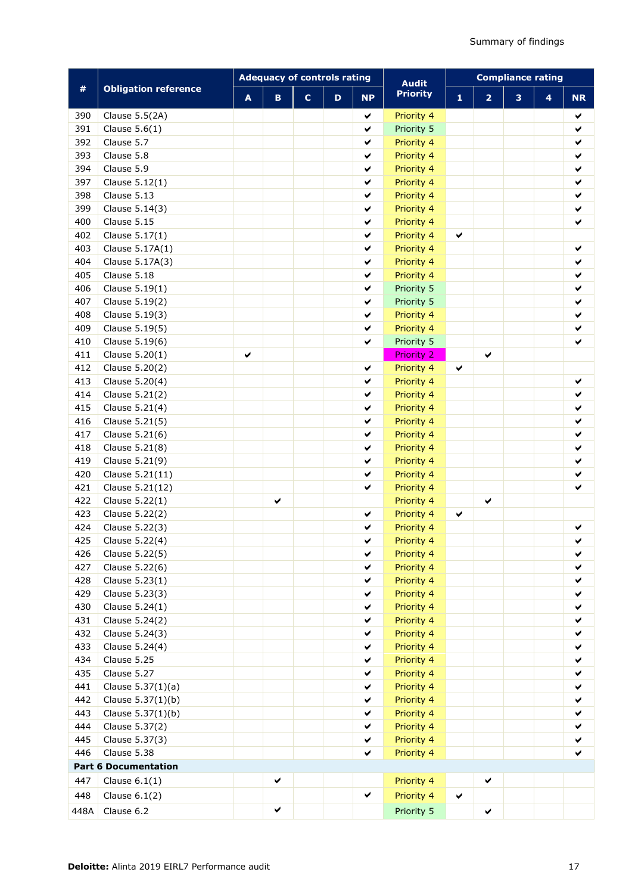| # | Obligation reference | Adequacy of controls rating | | | | | Audit Priority | Compliance rating | | | | |
|---|---|---|---|---|---|---|---|---|---|---|---|---|
| | | A | B | C | D | NP | | 1 | 2 | 3 | 4 | NR |
| 390 | Clause 5.5(2A) | | | | | ✔ | Priority 4 | | | | | ✔ |
| 391 | Clause 5.6(1) | | | | | ✔ | Priority 5 | | | | | ✔ |
| 392 | Clause 5.7 | | | | | ✔ | Priority 4 | | | | | ✔ |
| 393 | Clause 5.8 | | | | | ✔ | Priority 4 | | | | | ✔ |
| 394 | Clause 5.9 | | | | | ✔ | Priority 4 | | | | | ✔ |
| 397 | Clause 5.12(1) | | | | | ✔ | Priority 4 | | | | | ✔ |
| 398 | Clause 5.13 | | | | | ✔ | Priority 4 | | | | | ✔ |
| 399 | Clause 5.14(3) | | | | | ✔ | Priority 4 | | | | | ✔ |
| 400 | Clause 5.15 | | | | | ✔ | Priority 4 | | | | | ✔ |
| 402 | Clause 5.17(1) | | | | | ✔ | Priority 4 | ✔ | | | | |
| 403 | Clause 5.17A(1) | | | | | ✔ | Priority 4 | | | | | ✔ |
| 404 | Clause 5.17A(3) | | | | | ✔ | Priority 4 | | | | | ✔ |
| 405 | Clause 5.18 | | | | | ✔ | Priority 4 | | | | | ✔ |
| 406 | Clause 5.19(1) | | | | | ✔ | Priority 5 | | | | | ✔ |
| 407 | Clause 5.19(2) | | | | | ✔ | Priority 5 | | | | | ✔ |
| 408 | Clause 5.19(3) | | | | | ✔ | Priority 4 | | | | | ✔ |
| 409 | Clause 5.19(5) | | | | | ✔ | Priority 4 | | | | | ✔ |
| 410 | Clause 5.19(6) | | | | | ✔ | Priority 5 | | | | | ✔ |
| 411 | Clause 5.20(1) | ✔ | | | | | Priority 2 | | ✔ | | | |
| 412 | Clause 5.20(2) | | | | | ✔ | Priority 4 | ✔ | | | | |
| 413 | Clause 5.20(4) | | | | | ✔ | Priority 4 | | | | | ✔ |
| 414 | Clause 5.21(2) | | | | | ✔ | Priority 4 | | | | | ✔ |
| 415 | Clause 5.21(4) | | | | | ✔ | Priority 4 | | | | | ✔ |
| 416 | Clause 5.21(5) | | | | | ✔ | Priority 4 | | | | | ✔ |
| 417 | Clause 5.21(6) | | | | | ✔ | Priority 4 | | | | | ✔ |
| 418 | Clause 5.21(8) | | | | | ✔ | Priority 4 | | | | | ✔ |
| 419 | Clause 5.21(9) | | | | | ✔ | Priority 4 | | | | | ✔ |
| 420 | Clause 5.21(11) | | | | | ✔ | Priority 4 | | | | | ✔ |
| 421 | Clause 5.21(12) | | | | | ✔ | Priority 4 | | | | | ✔ |
| 422 | Clause 5.22(1) | | ✔ | | | | Priority 4 | | ✔ | | | |
| 423 | Clause 5.22(2) | | | | | ✔ | Priority 4 | ✔ | | | | |
| 424 | Clause 5.22(3) | | | | | ✔ | Priority 4 | | | | | ✔ |
| 425 | Clause 5.22(4) | | | | | ✔ | Priority 4 | | | | | ✔ |
| 426 | Clause 5.22(5) | | | | | ✔ | Priority 4 | | | | | ✔ |
| 427 | Clause 5.22(6) | | | | | ✔ | Priority 4 | | | | | ✔ |
| 428 | Clause 5.23(1) | | | | | ✔ | Priority 4 | | | | | ✔ |
| 429 | Clause 5.23(3) | | | | | ✔ | Priority 4 | | | | | ✔ |
| 430 | Clause 5.24(1) | | | | | ✔ | Priority 4 | | | | | ✔ |
| 431 | Clause 5.24(2) | | | | | ✔ | Priority 4 | | | | | ✔ |
| 432 | Clause 5.24(3) | | | | | ✔ | Priority 4 | | | | | ✔ |
| 433 | Clause 5.24(4) | | | | | ✔ | Priority 4 | | | | | ✔ |
| 434 | Clause 5.25 | | | | | ✔ | Priority 4 | | | | | ✔ |
| 435 | Clause 5.27 | | | | | ✔ | Priority 4 | | | | | ✔ |
| 441 | Clause 5.37(1)(a) | | | | | ✔ | Priority 4 | | | | | ✔ |
| 442 | Clause 5.37(1)(b) | | | | | ✔ | Priority 4 | | | | | ✔ |
| 443 | Clause 5.37(1)(b) | | | | | ✔ | Priority 4 | | | | | ✔ |
| 444 | Clause 5.37(2) | | | | | ✔ | Priority 4 | | | | | ✔ |
| 445 | Clause 5.37(3) | | | | | ✔ | Priority 4 | | | | | ✔ |
| 446 | Clause 5.38 | | | | | ✔ | Priority 4 | | | | | ✔ |
| **Part 6 Documentation** | | | | | | | | | | | | |
| 447 | Clause 6.1(1) | | ✔ | | | | Priority 4 | | ✔ | | | |
| 448 | Clause 6.1(2) | | | | | ✔ | Priority 4 | ✔ | | | | |
| 448A | Clause 6.2 | | ✔ | | | | Priority 5 | | ✔ | | | |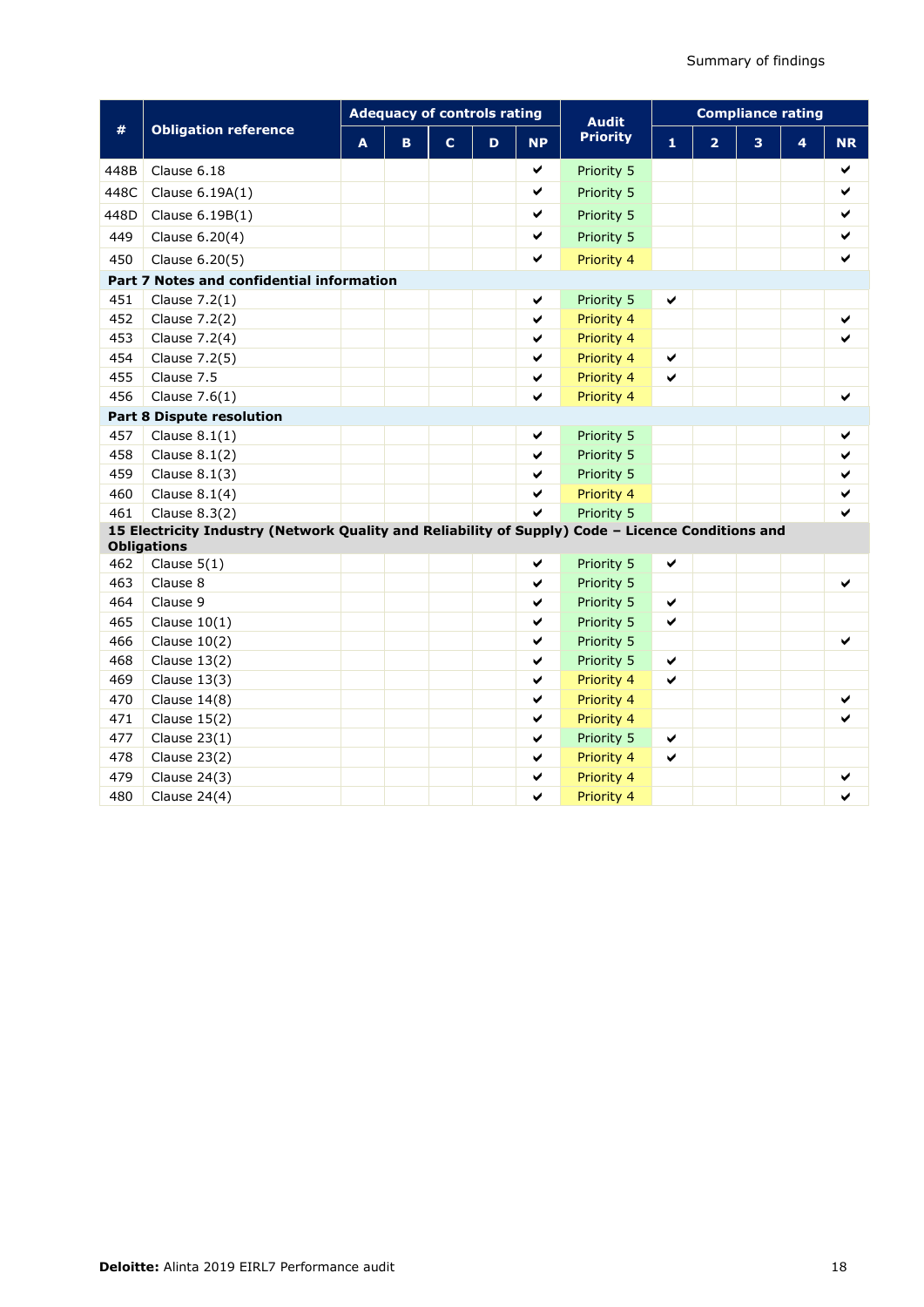| # | Obligation reference | Adequacy of controls rating | | | | | Audit Priority | Compliance rating | | | | |
|---|---|---|---|---|---|---|---|---|---|---|---|---|
| | | A | B | C | D | NP | | 1 | 2 | 3 | 4 | NR |
| 448B | Clause 6.18 | | | | | ✔ | Priority 5 | | | | | ✔ |
| 448C | Clause 6.19A(1) | | | | | ✔ | Priority 5 | | | | | ✔ |
| 448D | Clause 6.19B(1) | | | | | ✔ | Priority 5 | | | | | ✔ |
| 449 | Clause 6.20(4) | | | | | ✔ | Priority 5 | | | | | ✔ |
| 450 | Clause 6.20(5) | | | | | ✔ | Priority 4 | | | | | ✔ |
| **Part 7 Notes and confidential information** | | | | | | | | | | | | |
| 451 | Clause 7.2(1) | | | | | ✔ | Priority 5 | ✔ | | | | |
| 452 | Clause 7.2(2) | | | | | ✔ | Priority 4 | | | | | ✔ |
| 453 | Clause 7.2(4) | | | | | ✔ | Priority 4 | | | | | ✔ |
| 454 | Clause 7.2(5) | | | | | ✔ | Priority 4 | ✔ | | | | |
| 455 | Clause 7.5 | | | | | ✔ | Priority 4 | ✔ | | | | |
| 456 | Clause 7.6(1) | | | | | ✔ | Priority 4 | | | | | ✔ |
| **Part 8 Dispute resolution** | | | | | | | | | | | | |
| 457 | Clause 8.1(1) | | | | | ✔ | Priority 5 | | | | | ✔ |
| 458 | Clause 8.1(2) | | | | | ✔ | Priority 5 | | | | | ✔ |
| 459 | Clause 8.1(3) | | | | | ✔ | Priority 5 | | | | | ✔ |
| 460 | Clause 8.1(4) | | | | | ✔ | Priority 4 | | | | | ✔ |
| 461 | Clause 8.3(2) | | | | | ✔ | Priority 5 | | | | | ✔ |
| **15 Electricity Industry (Network Quality and Reliability of Supply) Code – Licence Conditions and Obligations** | | | | | | | | | | | | |
| 462 | Clause 5(1) | | | | | ✔ | Priority 5 | ✔ | | | | |
| 463 | Clause 8 | | | | | ✔ | Priority 5 | | | | | ✔ |
| 464 | Clause 9 | | | | | ✔ | Priority 5 | ✔ | | | | |
| 465 | Clause 10(1) | | | | | ✔ | Priority 5 | ✔ | | | | |
| 466 | Clause 10(2) | | | | | ✔ | Priority 5 | | | | | ✔ |
| 468 | Clause 13(2) | | | | | ✔ | Priority 5 | ✔ | | | | |
| 469 | Clause 13(3) | | | | | ✔ | Priority 4 | ✔ | | | | |
| 470 | Clause 14(8) | | | | | ✔ | Priority 4 | | | | | ✔ |
| 471 | Clause 15(2) | | | | | ✔ | Priority 4 | | | | | ✔ |
| 477 | Clause 23(1) | | | | | ✔ | Priority 5 | ✔ | | | | |
| 478 | Clause 23(2) | | | | | ✔ | Priority 4 | ✔ | | | | |
| 479 | Clause 24(3) | | | | | ✔ | Priority 4 | | | | | ✔ |
| 480 | Clause 24(4) | | | | | ✔ | Priority 4 | | | | | ✔ |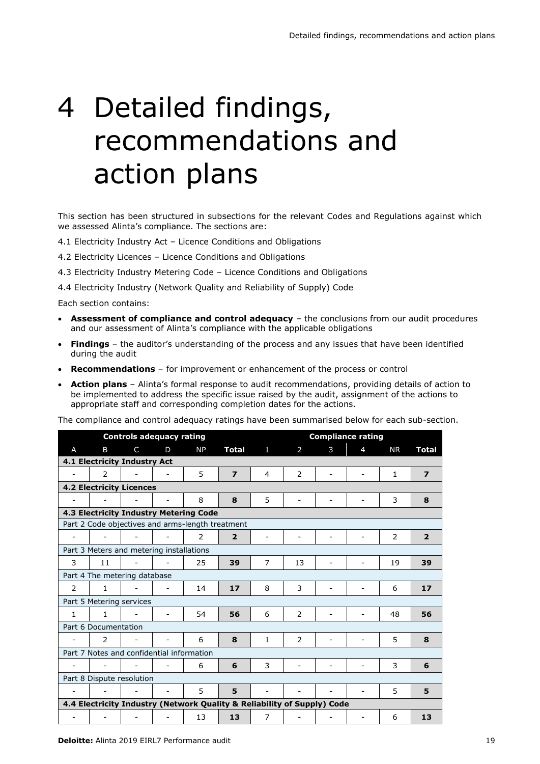# 4 Detailed findings, recommendations and action plans

This section has been structured in subsections for the relevant Codes and Regulations against which we assessed Alinta's compliance. The sections are:

4.1 Electricity Industry Act – Licence Conditions and Obligations

4.2 Electricity Licences – Licence Conditions and Obligations

4.3 Electricity Industry Metering Code – Licence Conditions and Obligations

4.4 Electricity Industry (Network Quality and Reliability of Supply) Code

Each section contains:

- **Assessment of compliance and control adequacy** – the conclusions from our audit procedures and our assessment of Alinta's compliance with the applicable obligations
- **Findings** – the auditor's understanding of the process and any issues that have been identified during the audit
- **Recommendations** – for improvement or enhancement of the process or control
- **Action plans** – Alinta's formal response to audit recommendations, providing details of action to be implemented to address the specific issue raised by the audit, assignment of the actions to appropriate staff and corresponding completion dates for the actions.

The compliance and control adequacy ratings have been summarised below for each sub-section.

| Controls adequacy rating | | | | | | Compliance rating | | | | | |
|---|---|---|---|---|---|---|---|---|---|---|---|
| A | B | C | D | NP | **Total** | 1 | 2 | 3 | 4 | NR | **Total** |
| **4.1 Electricity Industry Act** | | | | | | | | | | | |
| - | 2 | - | - | 5 | **7** | 4 | 2 | - | - | 1 | **7** |
| **4.2 Electricity Licences** | | | | | | | | | | | |
| - | - | - | - | 8 | **8** | 5 | - | - | - | 3 | **8** |
| **4.3 Electricity Industry Metering Code** | | | | | | | | | | | |
| Part 2 Code objectives and arms-length treatment | | | | | | | | | | | |
| - | - | - | - | 2 | **2** | - | - | - | - | 2 | **2** |
| Part 3 Meters and metering installations | | | | | | | | | | | |
| 3 | 11 | - | - | 25 | **39** | 7 | 13 | - | - | 19 | **39** |
| Part 4 The metering database | | | | | | | | | | | |
| 2 | 1 | - | - | 14 | **17** | 8 | 3 | - | - | 6 | **17** |
| Part 5 Metering services | | | | | | | | | | | |
| 1 | 1 | - | - | 54 | **56** | 6 | 2 | - | - | 48 | **56** |
| Part 6 Documentation | | | | | | | | | | | |
| - | 2 | - | - | 6 | **8** | 1 | 2 | - | - | 5 | **8** |
| Part 7 Notes and confidential information | | | | | | | | | | | |
| - | - | - | - | 6 | **6** | 3 | - | - | - | 3 | **6** |
| Part 8 Dispute resolution | | | | | | | | | | | |
| - | - | - | - | 5 | **5** | - | - | - | - | 5 | **5** |
| **4.4 Electricity Industry (Network Quality & Reliability of Supply) Code** | | | | | | | | | | | |
| - | - | - | - | 13 | **13** | 7 | - | - | - | 6 | **13** |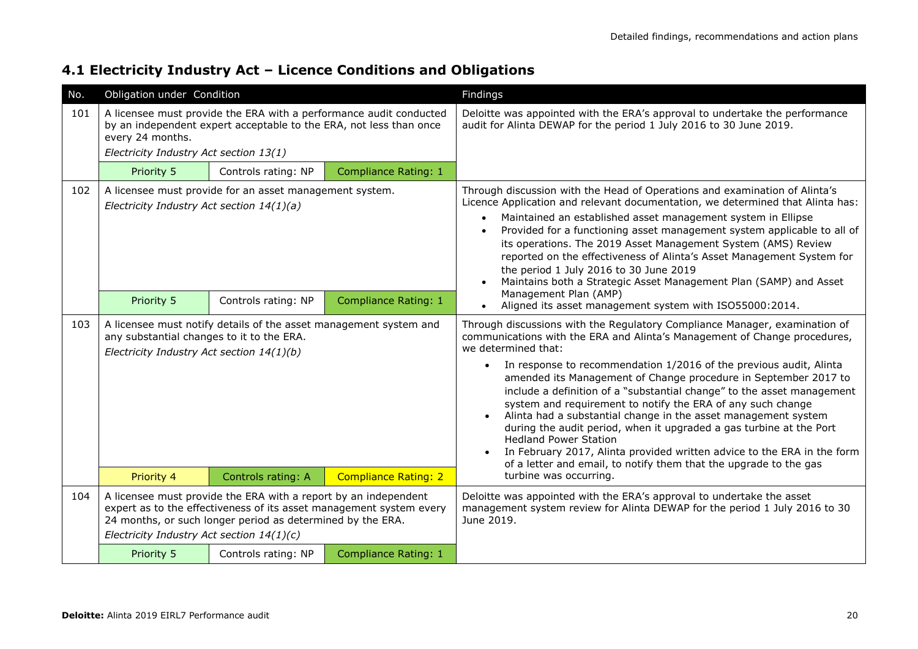## 4.1 Electricity Industry Act – Licence Conditions and Obligations

| No. | Obligation under Condition | | | Findings |
|---|---|---|---|---|
| 101 | A licensee must provide the ERA with a performance audit conducted by an independent expert acceptable to the ERA, not less than once every 24 months.<br>*Electricity Industry Act section 13(1)* | | | Deloitte was appointed with the ERA's approval to undertake the performance audit for Alinta DEWAP for the period 1 July 2016 to 30 June 2019. |
| | Priority 5 | Controls rating: NP | Compliance Rating: 1 | |
| 102 | A licensee must provide for an asset management system.<br>*Electricity Industry Act section 14(1)(a)* | | | Through discussion with the Head of Operations and examination of Alinta's Licence Application and relevant documentation, we determined that Alinta has:<br>• Maintained an established asset management system in Ellipse<br>• Provided for a functioning asset management system applicable to all of its operations. The 2019 Asset Management System (AMS) Review reported on the effectiveness of Alinta's Asset Management System for the period 1 July 2016 to 30 June 2019<br>• Maintains both a Strategic Asset Management Plan (SAMP) and Asset Management Plan (AMP)<br>• Aligned its asset management system with ISO55000:2014. |
| | Priority 5 | Controls rating: NP | Compliance Rating: 1 | |
| 103 | A licensee must notify details of the asset management system and any substantial changes to it to the ERA.<br>*Electricity Industry Act section 14(1)(b)* | | | Through discussions with the Regulatory Compliance Manager, examination of communications with the ERA and Alinta's Management of Change procedures, we determined that:<br>• In response to recommendation 1/2016 of the previous audit, Alinta amended its Management of Change procedure in September 2017 to include a definition of a "substantial change" to the asset management system and requirement to notify the ERA of any such change<br>• Alinta had a substantial change in the asset management system during the audit period, when it upgraded a gas turbine at the Port Hedland Power Station<br>• In February 2017, Alinta provided written advice to the ERA in the form of a letter and email, to notify them that the upgrade to the gas turbine was occurring. |
| | Priority 4 | Controls rating: A | Compliance Rating: 2 | |
| 104 | A licensee must provide the ERA with a report by an independent expert as to the effectiveness of its asset management system every 24 months, or such longer period as determined by the ERA.<br>*Electricity Industry Act section 14(1)(c)* | | | Deloitte was appointed with the ERA's approval to undertake the asset management system review for Alinta DEWAP for the period 1 July 2016 to 30 June 2019. |
| | Priority 5 | Controls rating: NP | Compliance Rating: 1 | |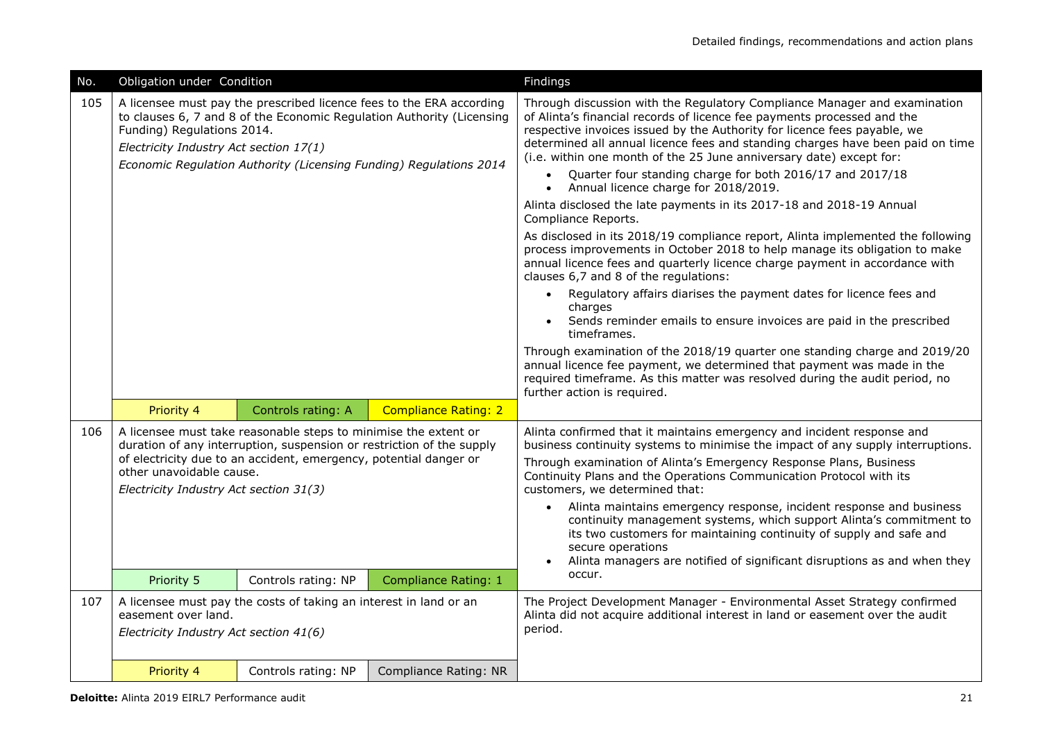| No. | Obligation under Condition | | | Findings |
|---|---|---|---|---|
| 105 | A licensee must pay the prescribed licence fees to the ERA according to clauses 6, 7 and 8 of the Economic Regulation Authority (Licensing Funding) Regulations 2014.<br>*Electricity Industry Act section 17(1)*<br>*Economic Regulation Authority (Licensing Funding) Regulations 2014* | | | Through discussion with the Regulatory Compliance Manager and examination of Alinta's financial records of licence fee payments processed and the respective invoices issued by the Authority for licence fees payable, we determined all annual licence fees and standing charges have been paid on time (i.e. within one month of the 25 June anniversary date) except for:<br>• Quarter four standing charge for both 2016/17 and 2017/18<br>• Annual licence charge for 2018/2019.<br>Alinta disclosed the late payments in its 2017-18 and 2018-19 Annual Compliance Reports.<br>As disclosed in its 2018/19 compliance report, Alinta implemented the following process improvements in October 2018 to help manage its obligation to make annual licence fees and quarterly licence charge payment in accordance with clauses 6,7 and 8 of the regulations:<br>• Regulatory affairs diarises the payment dates for licence fees and charges<br>• Sends reminder emails to ensure invoices are paid in the prescribed timeframes.<br>Through examination of the 2018/19 quarter one standing charge and 2019/20 annual licence fee payment, we determined that payment was made in the required timeframe. As this matter was resolved during the audit period, no further action is required. |
| | Priority 4 | Controls rating: A | Compliance Rating: 2 | |
| 106 | A licensee must take reasonable steps to minimise the extent or duration of any interruption, suspension or restriction of the supply of electricity due to an accident, emergency, potential danger or other unavoidable cause.<br>*Electricity Industry Act section 31(3)* | | | Alinta confirmed that it maintains emergency and incident response and business continuity systems to minimise the impact of any supply interruptions.<br>Through examination of Alinta's Emergency Response Plans, Business Continuity Plans and the Operations Communication Protocol with its customers, we determined that:<br>• Alinta maintains emergency response, incident response and business continuity management systems, which support Alinta's commitment to its two customers for maintaining continuity of supply and safe and secure operations<br>• Alinta managers are notified of significant disruptions as and when they occur. |
| | Priority 5 | Controls rating: NP | Compliance Rating: 1 | |
| 107 | A licensee must pay the costs of taking an interest in land or an easement over land.<br>*Electricity Industry Act section 41(6)* | | | The Project Development Manager - Environmental Asset Strategy confirmed Alinta did not acquire additional interest in land or easement over the audit period. |
| | Priority 4 | Controls rating: NP | Compliance Rating: NR | |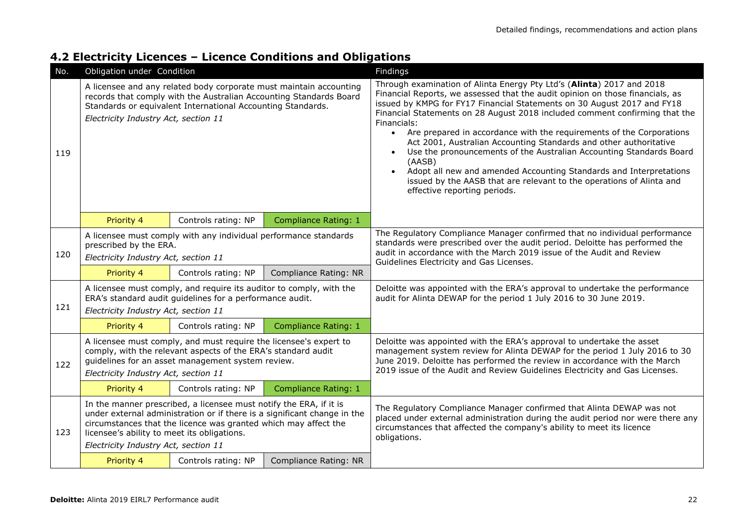## 4.2 Electricity Licences – Licence Conditions and Obligations

| No. | Obligation under Condition | | | Findings |
|---|---|---|---|---|
| 119 | A licensee and any related body corporate must maintain accounting records that comply with the Australian Accounting Standards Board Standards or equivalent International Accounting Standards.<br>*Electricity Industry Act, section 11* | | | Through examination of Alinta Energy Pty Ltd's (**Alinta**) 2017 and 2018 Financial Reports, we assessed that the audit opinion on those financials, as issued by KMPG for FY17 Financial Statements on 30 August 2017 and FY18 Financial Statements on 28 August 2018 included comment confirming that the Financials:<br>• Are prepared in accordance with the requirements of the Corporations Act 2001, Australian Accounting Standards and other authoritative<br>• Use the pronouncements of the Australian Accounting Standards Board (AASB)<br>• Adopt all new and amended Accounting Standards and Interpretations issued by the AASB that are relevant to the operations of Alinta and effective reporting periods. |
| | Priority 4 | Controls rating: NP | Compliance Rating: 1 | |
| 120 | A licensee must comply with any individual performance standards prescribed by the ERA.<br>*Electricity Industry Act, section 11* | | | The Regulatory Compliance Manager confirmed that no individual performance standards were prescribed over the audit period. Deloitte has performed the audit in accordance with the March 2019 issue of the Audit and Review Guidelines Electricity and Gas Licenses. |
| | Priority 4 | Controls rating: NP | Compliance Rating: NR | |
| 121 | A licensee must comply, and require its auditor to comply, with the ERA's standard audit guidelines for a performance audit.<br>*Electricity Industry Act, section 11* | | | Deloitte was appointed with the ERA's approval to undertake the performance audit for Alinta DEWAP for the period 1 July 2016 to 30 June 2019. |
| | Priority 4 | Controls rating: NP | Compliance Rating: 1 | |
| 122 | A licensee must comply, and must require the licensee's expert to comply, with the relevant aspects of the ERA's standard audit guidelines for an asset management system review.<br>*Electricity Industry Act, section 11* | | | Deloitte was appointed with the ERA's approval to undertake the asset management system review for Alinta DEWAP for the period 1 July 2016 to 30 June 2019. Deloitte has performed the review in accordance with the March 2019 issue of the Audit and Review Guidelines Electricity and Gas Licenses. |
| | Priority 4 | Controls rating: NP | Compliance Rating: 1 | |
| 123 | In the manner prescribed, a licensee must notify the ERA, if it is under external administration or if there is a significant change in the circumstances that the licence was granted which may affect the licensee's ability to meet its obligations.<br>*Electricity Industry Act, section 11* | | | The Regulatory Compliance Manager confirmed that Alinta DEWAP was not placed under external administration during the audit period nor were there any circumstances that affected the company's ability to meet its licence obligations. |
| | Priority 4 | Controls rating: NP | Compliance Rating: NR | |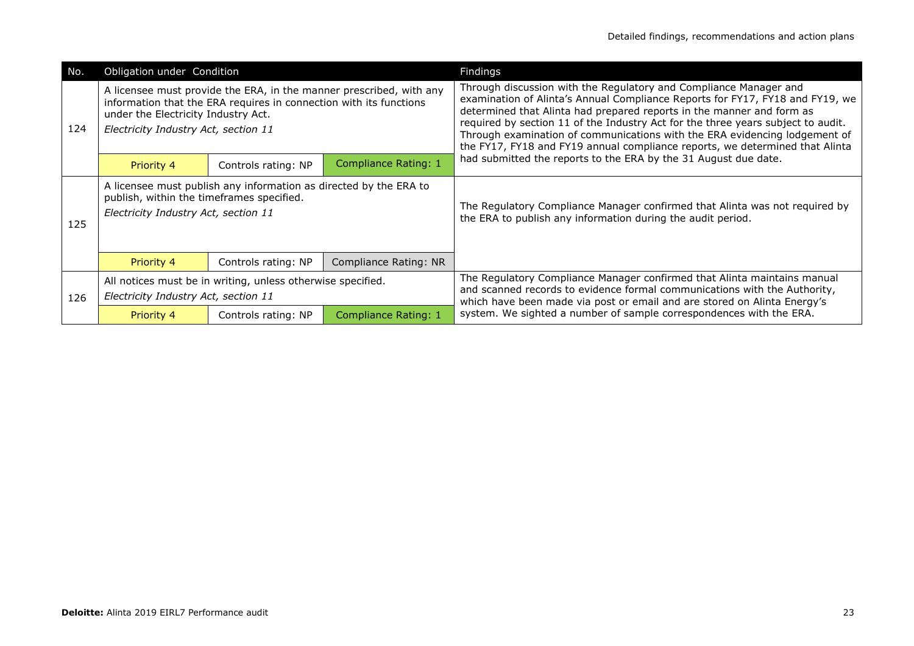| No. | Obligation under Condition | | | Findings |
|---|---|---|---|---|
| 124 | A licensee must provide the ERA, in the manner prescribed, with any information that the ERA requires in connection with its functions under the Electricity Industry Act.<br>*Electricity Industry Act, section 11* | | | Through discussion with the Regulatory and Compliance Manager and examination of Alinta's Annual Compliance Reports for FY17, FY18 and FY19, we determined that Alinta had prepared reports in the manner and form as required by section 11 of the Industry Act for the three years subject to audit. Through examination of communications with the ERA evidencing lodgement of the FY17, FY18 and FY19 annual compliance reports, we determined that Alinta had submitted the reports to the ERA by the 31 August due date. |
| | Priority 4 | Controls rating: NP | Compliance Rating: 1 | |
| 125 | A licensee must publish any information as directed by the ERA to publish, within the timeframes specified.<br>*Electricity Industry Act, section 11* | | | The Regulatory Compliance Manager confirmed that Alinta was not required by the ERA to publish any information during the audit period. |
| | Priority 4 | Controls rating: NP | Compliance Rating: NR | |
| 126 | All notices must be in writing, unless otherwise specified.<br>*Electricity Industry Act, section 11* | | | The Regulatory Compliance Manager confirmed that Alinta maintains manual and scanned records to evidence formal communications with the Authority, which have been made via post or email and are stored on Alinta Energy's system. We sighted a number of sample correspondences with the ERA. |
| | Priority 4 | Controls rating: NP | Compliance Rating: 1 | |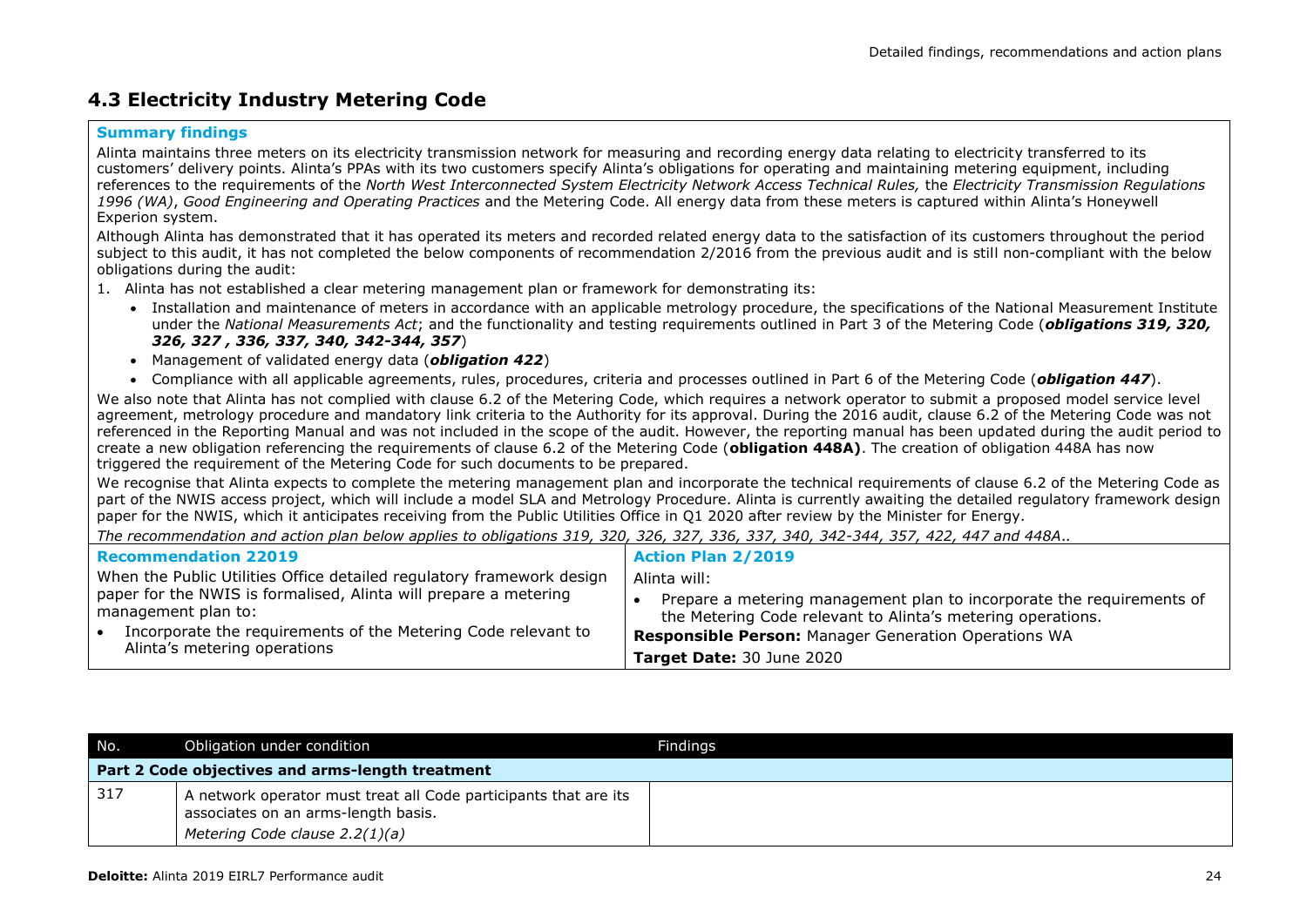## 4.3 Electricity Industry Metering Code

**Summary findings**

Alinta maintains three meters on its electricity transmission network for measuring and recording energy data relating to electricity transferred to its customers' delivery points. Alinta's PPAs with its two customers specify Alinta's obligations for operating and maintaining metering equipment, including references to the requirements of the *North West Interconnected System Electricity Network Access Technical Rules,* the *Electricity Transmission Regulations 1996 (WA)*, *Good Engineering and Operating Practices* and the Metering Code. All energy data from these meters is captured within Alinta's Honeywell Experion system.

Although Alinta has demonstrated that it has operated its meters and recorded related energy data to the satisfaction of its customers throughout the period subject to this audit, it has not completed the below components of recommendation 2/2016 from the previous audit and is still non-compliant with the below obligations during the audit:

1. Alinta has not established a clear metering management plan or framework for demonstrating its:
   - Installation and maintenance of meters in accordance with an applicable metrology procedure, the specifications of the National Measurement Institute under the *National Measurements Act*; and the functionality and testing requirements outlined in Part 3 of the Metering Code (***obligations 319, 320, 326, 327 , 336, 337, 340, 342-344, 357***)
   - Management of validated energy data (***obligation 422***)
   - Compliance with all applicable agreements, rules, procedures, criteria and processes outlined in Part 6 of the Metering Code (***obligation 447***).

We also note that Alinta has not complied with clause 6.2 of the Metering Code, which requires a network operator to submit a proposed model service level agreement, metrology procedure and mandatory link criteria to the Authority for its approval. During the 2016 audit, clause 6.2 of the Metering Code was not referenced in the Reporting Manual and was not included in the scope of the audit. However, the reporting manual has been updated during the audit period to create a new obligation referencing the requirements of clause 6.2 of the Metering Code (**obligation 448A)**. The creation of obligation 448A has now triggered the requirement of the Metering Code for such documents to be prepared.

We recognise that Alinta expects to complete the metering management plan and incorporate the technical requirements of clause 6.2 of the Metering Code as part of the NWIS access project, which will include a model SLA and Metrology Procedure. Alinta is currently awaiting the detailed regulatory framework design paper for the NWIS, which it anticipates receiving from the Public Utilities Office in Q1 2020 after review by the Minister for Energy.

*The recommendation and action plan below applies to obligations 319, 320, 326, 327, 336, 337, 340, 342-344, 357, 422, 447 and 448A..*

| Recommendation 22019 | Action Plan 2/2019 |
|---|---|
| When the Public Utilities Office detailed regulatory framework design paper for the NWIS is formalised, Alinta will prepare a metering management plan to:<br>• Incorporate the requirements of the Metering Code relevant to Alinta's metering operations | Alinta will:<br>• Prepare a metering management plan to incorporate the requirements of the Metering Code relevant to Alinta's metering operations.<br>**Responsible Person:** Manager Generation Operations WA<br>**Target Date:** 30 June 2020 |

| No. | Obligation under condition | Findings |
|---|---|---|
| **Part 2 Code objectives and arms-length treatment** | | |
| 317 | A network operator must treat all Code participants that are its associates on an arms-length basis.<br>*Metering Code clause 2.2(1)(a)* | |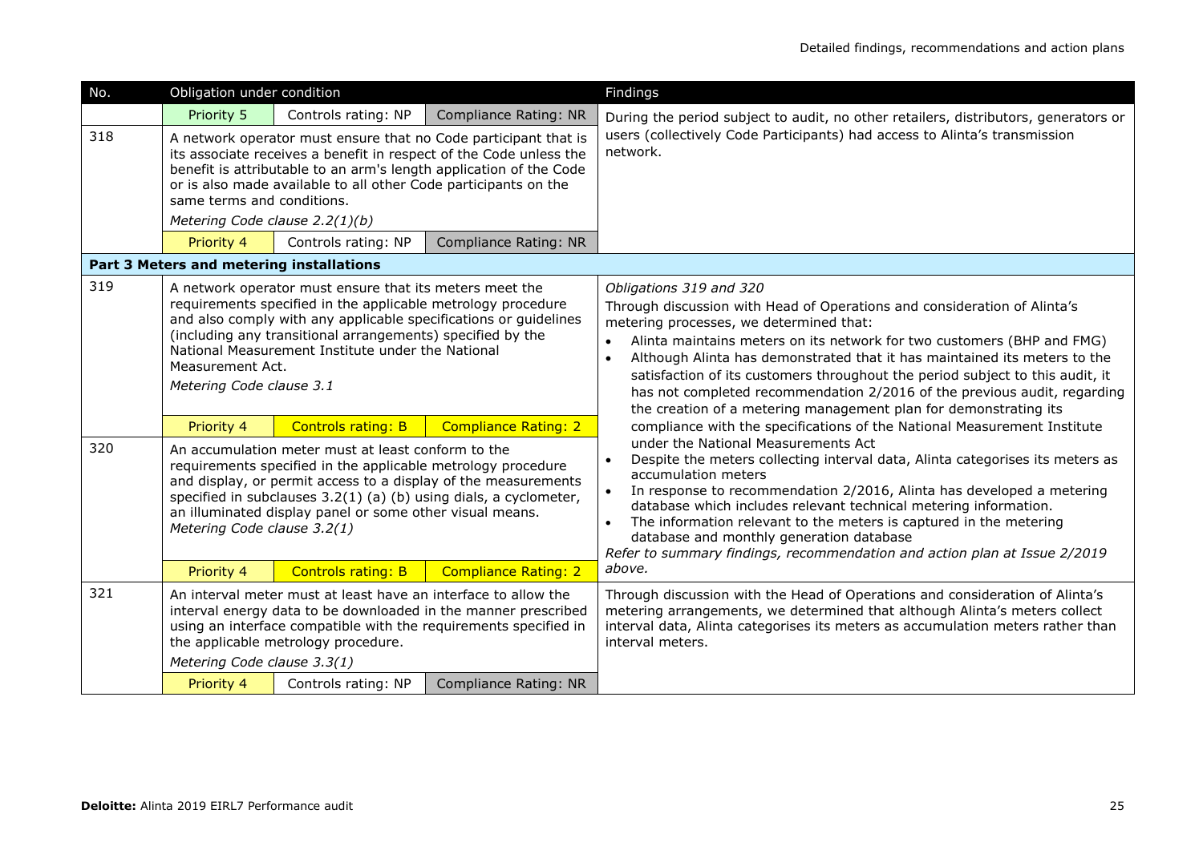| No. | Obligation under condition | | | Findings |
|---|---|---|---|---|
| | Priority 5 | Controls rating: NP | Compliance Rating: NR | During the period subject to audit, no other retailers, distributors, generators or users (collectively Code Participants) had access to Alinta's transmission network. |
| 318 | A network operator must ensure that no Code participant that is its associate receives a benefit in respect of the Code unless the benefit is attributable to an arm's length application of the Code or is also made available to all other Code participants on the same terms and conditions.<br>*Metering Code clause 2.2(1)(b)* | | | |
| | Priority 4 | Controls rating: NP | Compliance Rating: NR | |
| **Part 3 Meters and metering installations** | | | | |
| 319 | A network operator must ensure that its meters meet the requirements specified in the applicable metrology procedure and also comply with any applicable specifications or guidelines (including any transitional arrangements) specified by the National Measurement Institute under the National Measurement Act.<br>*Metering Code clause 3.1* | | | *Obligations 319 and 320*<br>Through discussion with Head of Operations and consideration of Alinta's metering processes, we determined that:<br>• Alinta maintains meters on its network for two customers (BHP and FMG)<br>• Although Alinta has demonstrated that it has maintained its meters to the satisfaction of its customers throughout the period subject to this audit, it has not completed recommendation 2/2016 of the previous audit, regarding the creation of a metering management plan for demonstrating its compliance with the specifications of the National Measurement Institute under the National Measurements Act<br>• Despite the meters collecting interval data, Alinta categorises its meters as accumulation meters<br>• In response to recommendation 2/2016, Alinta has developed a metering database which includes relevant technical metering information.<br>• The information relevant to the meters is captured in the metering database and monthly generation database<br>*Refer to summary findings, recommendation and action plan at Issue 2/2019 above.* |
| | Priority 4 | Controls rating: B | Compliance Rating: 2 | |
| 320 | An accumulation meter must at least conform to the requirements specified in the applicable metrology procedure and display, or permit access to a display of the measurements specified in subclauses 3.2(1) (a) (b) using dials, a cyclometer, an illuminated display panel or some other visual means.<br>*Metering Code clause 3.2(1)* | | | |
| | Priority 4 | Controls rating: B | Compliance Rating: 2 | |
| 321 | An interval meter must at least have an interface to allow the interval energy data to be downloaded in the manner prescribed using an interface compatible with the requirements specified in the applicable metrology procedure.<br>*Metering Code clause 3.3(1)* | | | Through discussion with the Head of Operations and consideration of Alinta's metering arrangements, we determined that although Alinta's meters collect interval data, Alinta categorises its meters as accumulation meters rather than interval meters. |
| | Priority 4 | Controls rating: NP | Compliance Rating: NR | |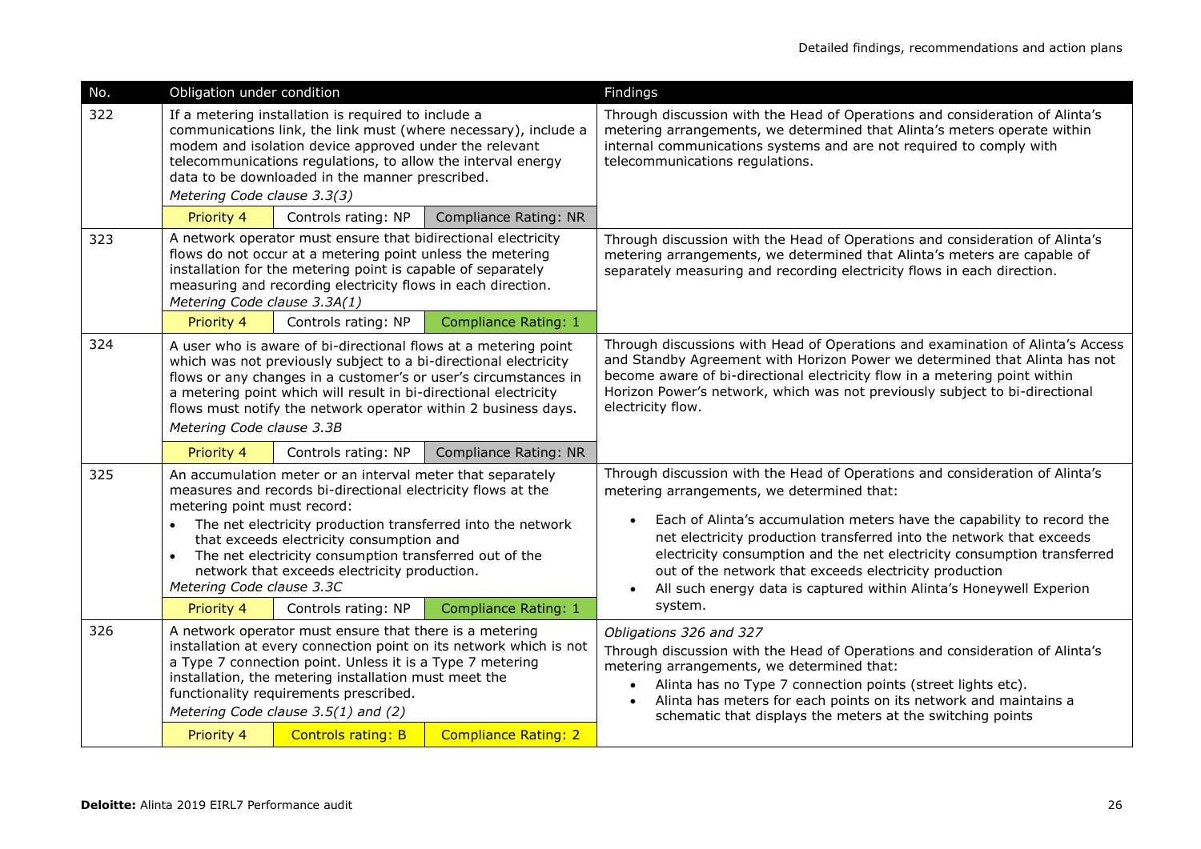| No. | Obligation under condition | | | Findings |
|---|---|---|---|---|
| 322 | If a metering installation is required to include a communications link, the link must (where necessary), include a modem and isolation device approved under the relevant telecommunications regulations, to allow the interval energy data to be downloaded in the manner prescribed.<br>*Metering Code clause 3.3(3)* | | | Through discussion with the Head of Operations and consideration of Alinta's metering arrangements, we determined that Alinta's meters operate within internal communications systems and are not required to comply with telecommunications regulations. |
| | Priority 4 | Controls rating: NP | Compliance Rating: NR | |
| 323 | A network operator must ensure that bidirectional electricity flows do not occur at a metering point unless the metering installation for the metering point is capable of separately measuring and recording electricity flows in each direction.<br>*Metering Code clause 3.3A(1)* | | | Through discussion with the Head of Operations and consideration of Alinta's metering arrangements, we determined that Alinta's meters are capable of separately measuring and recording electricity flows in each direction. |
| | Priority 4 | Controls rating: NP | Compliance Rating: 1 | |
| 324 | A user who is aware of bi-directional flows at a metering point which was not previously subject to a bi-directional electricity flows or any changes in a customer's or user's circumstances in a metering point which will result in bi-directional electricity flows must notify the network operator within 2 business days.<br>*Metering Code clause 3.3B* | | | Through discussions with Head of Operations and examination of Alinta's Access and Standby Agreement with Horizon Power we determined that Alinta has not become aware of bi-directional electricity flow in a metering point within Horizon Power's network, which was not previously subject to bi-directional electricity flow. |
| | Priority 4 | Controls rating: NP | Compliance Rating: NR | |
| 325 | An accumulation meter or an interval meter that separately measures and records bi-directional electricity flows at the metering point must record:<br>• The net electricity production transferred into the network that exceeds electricity consumption and<br>• The net electricity consumption transferred out of the network that exceeds electricity production.<br>*Metering Code clause 3.3C* | | | Through discussion with the Head of Operations and consideration of Alinta's metering arrangements, we determined that:<br>• Each of Alinta's accumulation meters have the capability to record the net electricity production transferred into the network that exceeds electricity consumption and the net electricity consumption transferred out of the network that exceeds electricity production<br>• All such energy data is captured within Alinta's Honeywell Experion system. |
| | Priority 4 | Controls rating: NP | Compliance Rating: 1 | |
| 326 | A network operator must ensure that there is a metering installation at every connection point on its network which is not a Type 7 connection point. Unless it is a Type 7 metering installation, the metering installation must meet the functionality requirements prescribed.<br>*Metering Code clause 3.5(1) and (2)* | | | *Obligations 326 and 327*<br>Through discussion with the Head of Operations and consideration of Alinta's metering arrangements, we determined that:<br>• Alinta has no Type 7 connection points (street lights etc).<br>• Alinta has meters for each points on its network and maintains a schematic that displays the meters at the switching points |
| | Priority 4 | Controls rating: B | Compliance Rating: 2 | |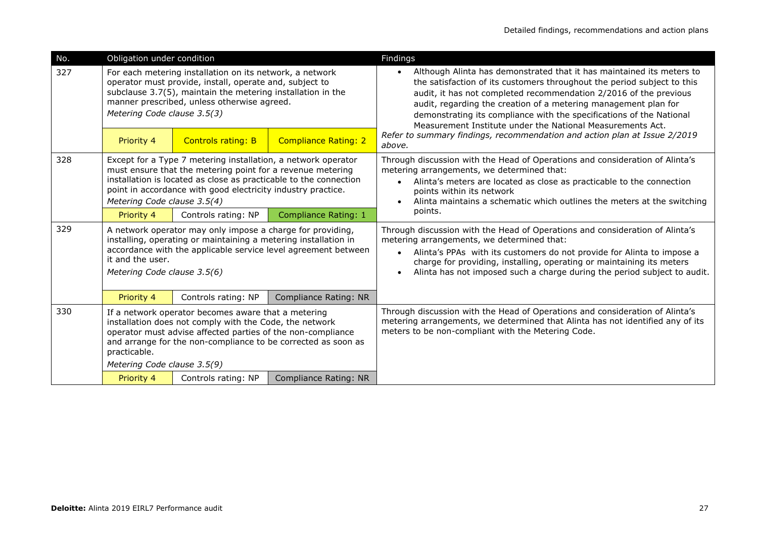| No. | Obligation under condition | | | Findings |
|---|---|---|---|---|
| 327 | For each metering installation on its network, a network operator must provide, install, operate and, subject to subclause 3.7(5), maintain the metering installation in the manner prescribed, unless otherwise agreed. *Metering Code clause 3.5(3)* | | | • Although Alinta has demonstrated that it has maintained its meters to the satisfaction of its customers throughout the period subject to this audit, it has not completed recommendation 2/2016 of the previous audit, regarding the creation of a metering management plan for demonstrating its compliance with the specifications of the National Measurement Institute under the National Measurements Act. *Refer to summary findings, recommendation and action plan at Issue 2/2019 above.* |
| | Priority 4 | Controls rating: B | Compliance Rating: 2 | |
| 328 | Except for a Type 7 metering installation, a network operator must ensure that the metering point for a revenue metering installation is located as close as practicable to the connection point in accordance with good electricity industry practice. *Metering Code clause 3.5(4)* | | | Through discussion with the Head of Operations and consideration of Alinta's metering arrangements, we determined that: • Alinta's meters are located as close as practicable to the connection points within its network • Alinta maintains a schematic which outlines the meters at the switching points. |
| | Priority 4 | Controls rating: NP | Compliance Rating: 1 | |
| 329 | A network operator may only impose a charge for providing, installing, operating or maintaining a metering installation in accordance with the applicable service level agreement between it and the user. *Metering Code clause 3.5(6)* | | | Through discussion with the Head of Operations and consideration of Alinta's metering arrangements, we determined that: • Alinta's PPAs with its customers do not provide for Alinta to impose a charge for providing, installing, operating or maintaining its meters • Alinta has not imposed such a charge during the period subject to audit. |
| | Priority 4 | Controls rating: NP | Compliance Rating: NR | |
| 330 | If a network operator becomes aware that a metering installation does not comply with the Code, the network operator must advise affected parties of the non-compliance and arrange for the non-compliance to be corrected as soon as practicable. *Metering Code clause 3.5(9)* | | | Through discussion with the Head of Operations and consideration of Alinta's metering arrangements, we determined that Alinta has not identified any of its meters to be non-compliant with the Metering Code. |
| | Priority 4 | Controls rating: NP | Compliance Rating: NR | |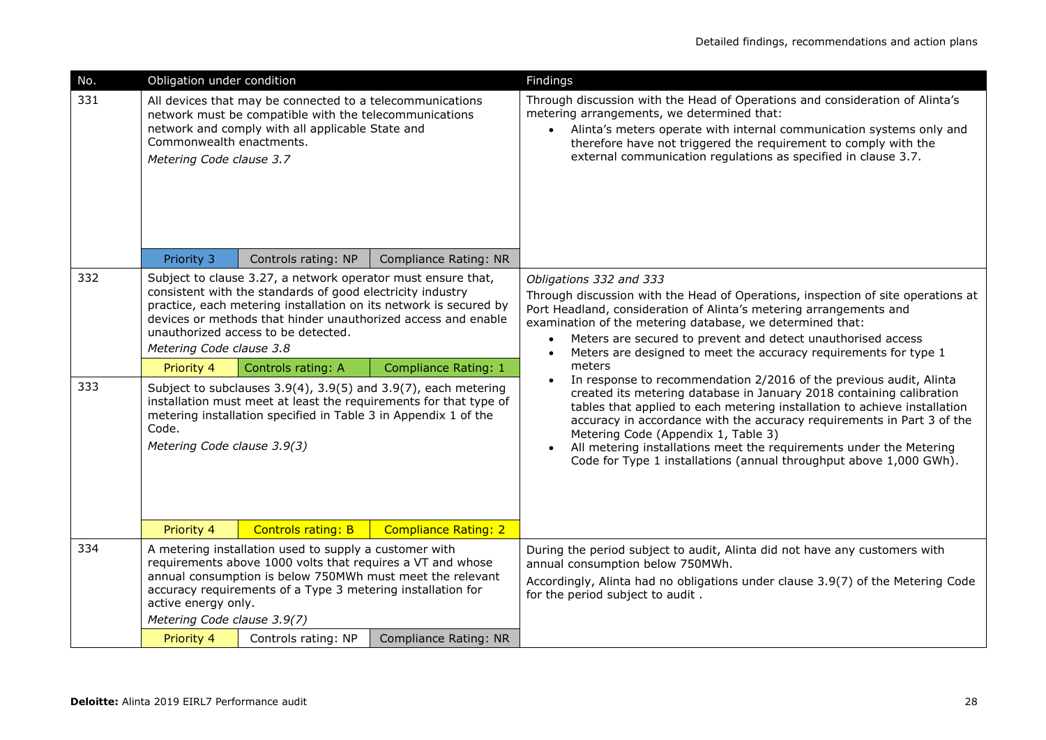| No. | Obligation under condition | | | Findings |
|---|---|---|---|---|
| 331 | All devices that may be connected to a telecommunications network must be compatible with the telecommunications network and comply with all applicable State and Commonwealth enactments.<br>*Metering Code clause 3.7* | | | Through discussion with the Head of Operations and consideration of Alinta's metering arrangements, we determined that:<br>• Alinta's meters operate with internal communication systems only and therefore have not triggered the requirement to comply with the external communication regulations as specified in clause 3.7. |
| | Priority 3 | Controls rating: NP | Compliance Rating: NR | |
| 332 | Subject to clause 3.27, a network operator must ensure that, consistent with the standards of good electricity industry practice, each metering installation on its network is secured by devices or methods that hinder unauthorized access and enable unauthorized access to be detected.<br>*Metering Code clause 3.8* | | | *Obligations 332 and 333*<br>Through discussion with the Head of Operations, inspection of site operations at Port Headland, consideration of Alinta's metering arrangements and examination of the metering database, we determined that:<br>• Meters are secured to prevent and detect unauthorised access<br>• Meters are designed to meet the accuracy requirements for type 1 meters<br>• In response to recommendation 2/2016 of the previous audit, Alinta created its metering database in January 2018 containing calibration tables that applied to each metering installation to achieve installation accuracy in accordance with the accuracy requirements in Part 3 of the Metering Code (Appendix 1, Table 3)<br>• All metering installations meet the requirements under the Metering Code for Type 1 installations (annual throughput above 1,000 GWh). |
| | Priority 4 | Controls rating: A | Compliance Rating: 1 | |
| 333 | Subject to subclauses 3.9(4), 3.9(5) and 3.9(7), each metering installation must meet at least the requirements for that type of metering installation specified in Table 3 in Appendix 1 of the Code.<br>*Metering Code clause 3.9(3)* | | | |
| | Priority 4 | Controls rating: B | Compliance Rating: 2 | |
| 334 | A metering installation used to supply a customer with requirements above 1000 volts that requires a VT and whose annual consumption is below 750MWh must meet the relevant accuracy requirements of a Type 3 metering installation for active energy only.<br>*Metering Code clause 3.9(7)* | | | During the period subject to audit, Alinta did not have any customers with annual consumption below 750MWh.<br>Accordingly, Alinta had no obligations under clause 3.9(7) of the Metering Code for the period subject to audit . |
| | Priority 4 | Controls rating: NP | Compliance Rating: NR | |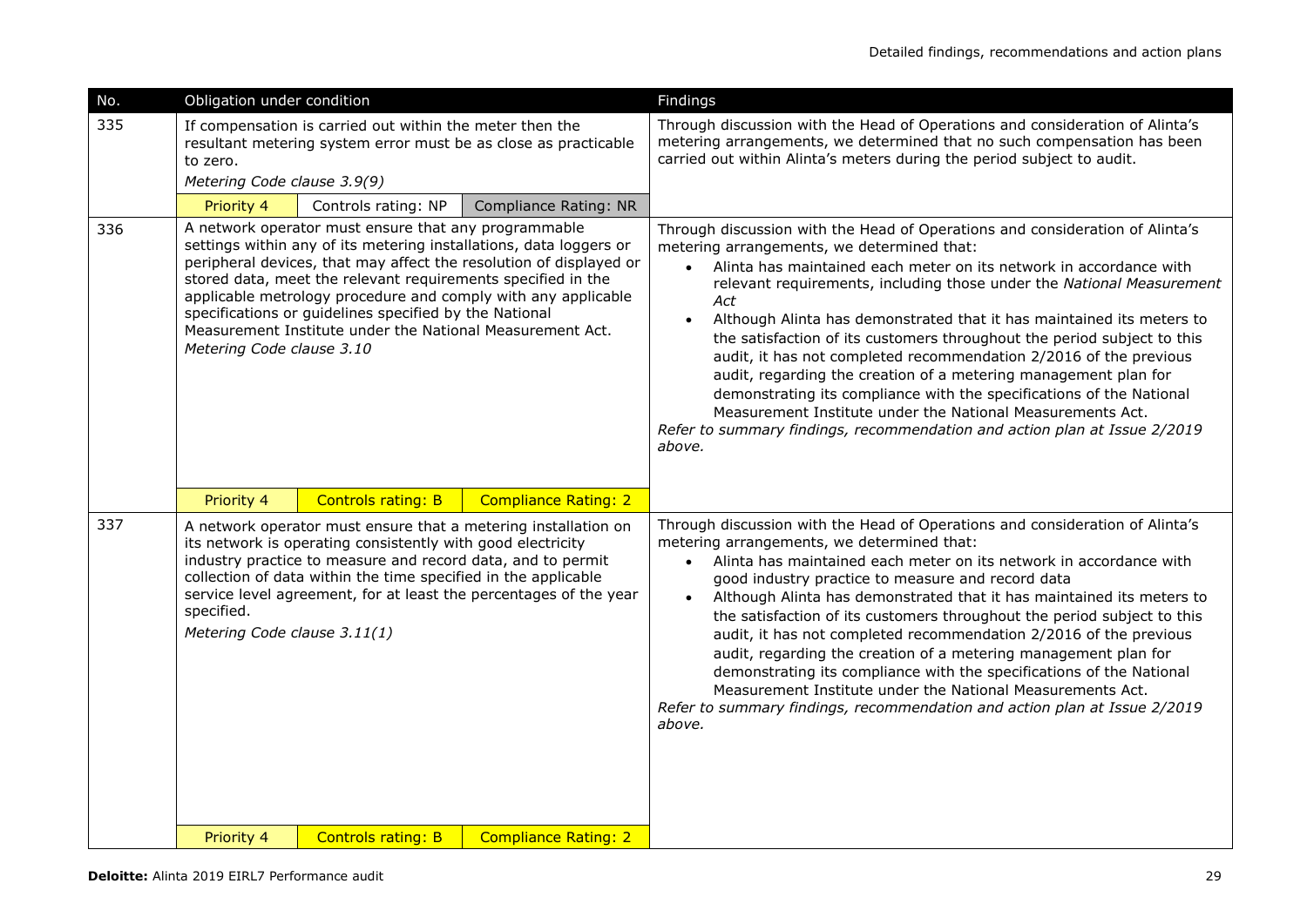| No. | Obligation under condition | Findings |
| --- | --- | --- |
| 335 | If compensation is carried out within the meter then the resultant metering system error must be as close as practicable to zero.<br>*Metering Code clause 3.9(9)*<br>Priority 4 \| Controls rating: NP \| Compliance Rating: NR | Through discussion with the Head of Operations and consideration of Alinta's metering arrangements, we determined that no such compensation has been carried out within Alinta's meters during the period subject to audit. |
| 336 | A network operator must ensure that any programmable settings within any of its metering installations, data loggers or peripheral devices, that may affect the resolution of displayed or stored data, meet the relevant requirements specified in the applicable metrology procedure and comply with any applicable specifications or guidelines specified by the National Measurement Institute under the National Measurement Act.<br>*Metering Code clause 3.10*<br>Priority 4 \| Controls rating: B \| Compliance Rating: 2 | Through discussion with the Head of Operations and consideration of Alinta's metering arrangements, we determined that:<br>• Alinta has maintained each meter on its network in accordance with relevant requirements, including those under the *National Measurement Act*<br>• Although Alinta has demonstrated that it has maintained its meters to the satisfaction of its customers throughout the period subject to this audit, it has not completed recommendation 2/2016 of the previous audit, regarding the creation of a metering management plan for demonstrating its compliance with the specifications of the National Measurement Institute under the National Measurements Act.<br>*Refer to summary findings, recommendation and action plan at Issue 2/2019 above.* |
| 337 | A network operator must ensure that a metering installation on its network is operating consistently with good electricity industry practice to measure and record data, and to permit collection of data within the time specified in the applicable service level agreement, for at least the percentages of the year specified.<br>*Metering Code clause 3.11(1)*<br>Priority 4 \| Controls rating: B \| Compliance Rating: 2 | Through discussion with the Head of Operations and consideration of Alinta's metering arrangements, we determined that:<br>• Alinta has maintained each meter on its network in accordance with good industry practice to measure and record data<br>• Although Alinta has demonstrated that it has maintained its meters to the satisfaction of its customers throughout the period subject to this audit, it has not completed recommendation 2/2016 of the previous audit, regarding the creation of a metering management plan for demonstrating its compliance with the specifications of the National Measurement Institute under the National Measurements Act.<br>*Refer to summary findings, recommendation and action plan at Issue 2/2019 above.* |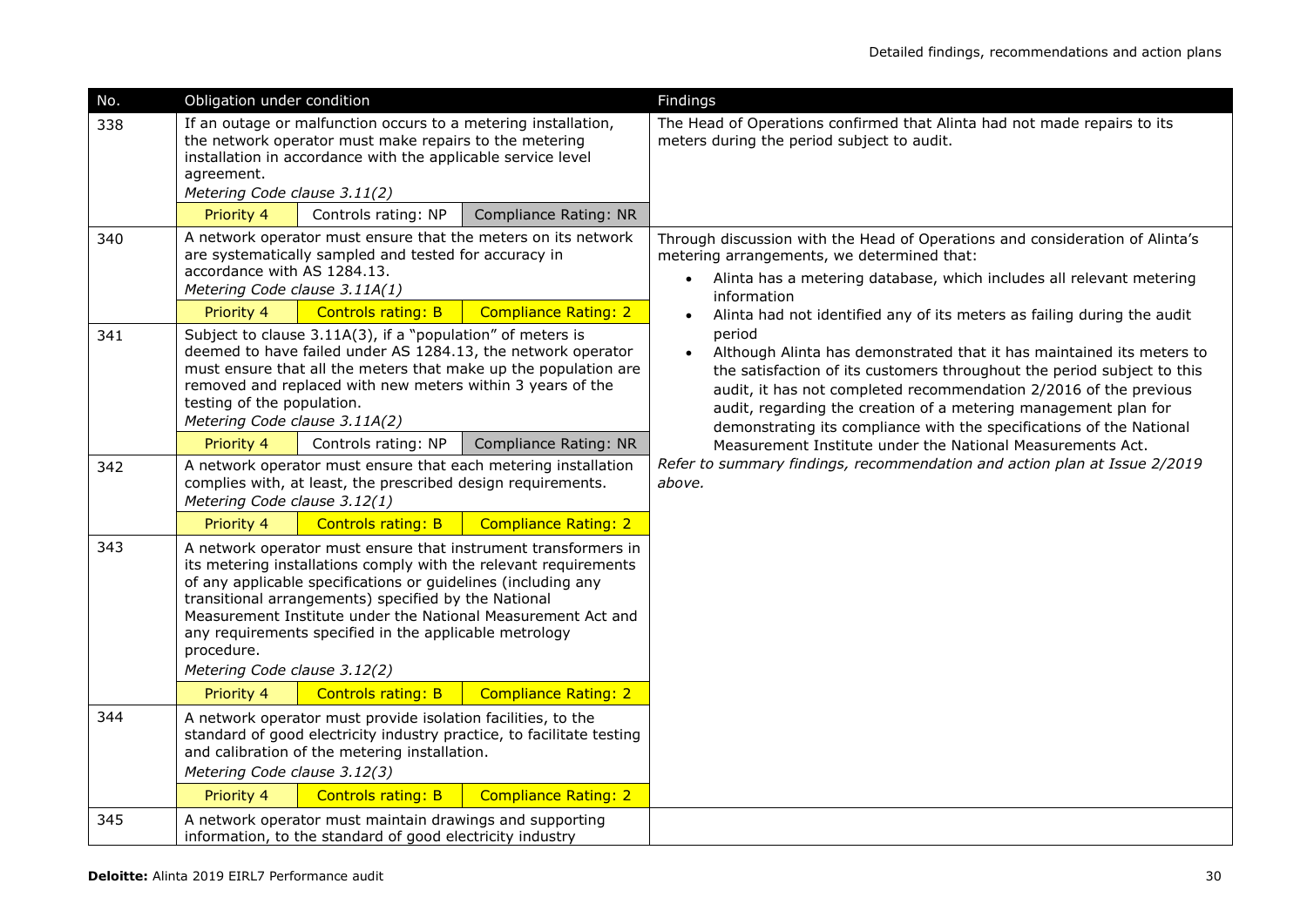| No. | Obligation under condition | Findings |
|---|---|---|
| 338 | If an outage or malfunction occurs to a metering installation, the network operator must make repairs to the metering installation in accordance with the applicable service level agreement. *Metering Code clause 3.11(2)* <br> Priority 4 \| Controls rating: NP \| Compliance Rating: NR | The Head of Operations confirmed that Alinta had not made repairs to its meters during the period subject to audit. |
| 340 | A network operator must ensure that the meters on its network are systematically sampled and tested for accuracy in accordance with AS 1284.13. *Metering Code clause 3.11A(1)* <br> Priority 4 \| Controls rating: B \| Compliance Rating: 2 | Through discussion with the Head of Operations and consideration of Alinta's metering arrangements, we determined that: <br> • Alinta has a metering database, which includes all relevant metering information <br> • Alinta had not identified any of its meters as failing during the audit period <br> • Although Alinta has demonstrated that it has maintained its meters to the satisfaction of its customers throughout the period subject to this audit, it has not completed recommendation 2/2016 of the previous audit, regarding the creation of a metering management plan for demonstrating its compliance with the specifications of the National Measurement Institute under the National Measurements Act. <br> *Refer to summary findings, recommendation and action plan at Issue 2/2019 above.* |
| 341 | Subject to clause 3.11A(3), if a "population" of meters is deemed to have failed under AS 1284.13, the network operator must ensure that all the meters that make up the population are removed and replaced with new meters within 3 years of the testing of the population. *Metering Code clause 3.11A(2)* <br> Priority 4 \| Controls rating: NP \| Compliance Rating: NR | |
| 342 | A network operator must ensure that each metering installation complies with, at least, the prescribed design requirements. *Metering Code clause 3.12(1)* <br> Priority 4 \| Controls rating: B \| Compliance Rating: 2 | |
| 343 | A network operator must ensure that instrument transformers in its metering installations comply with the relevant requirements of any applicable specifications or guidelines (including any transitional arrangements) specified by the National Measurement Institute under the National Measurement Act and any requirements specified in the applicable metrology procedure. *Metering Code clause 3.12(2)* <br> Priority 4 \| Controls rating: B \| Compliance Rating: 2 | |
| 344 | A network operator must provide isolation facilities, to the standard of good electricity industry practice, to facilitate testing and calibration of the metering installation. *Metering Code clause 3.12(3)* <br> Priority 4 \| Controls rating: B \| Compliance Rating: 2 | |
| 345 | A network operator must maintain drawings and supporting information, to the standard of good electricity industry | |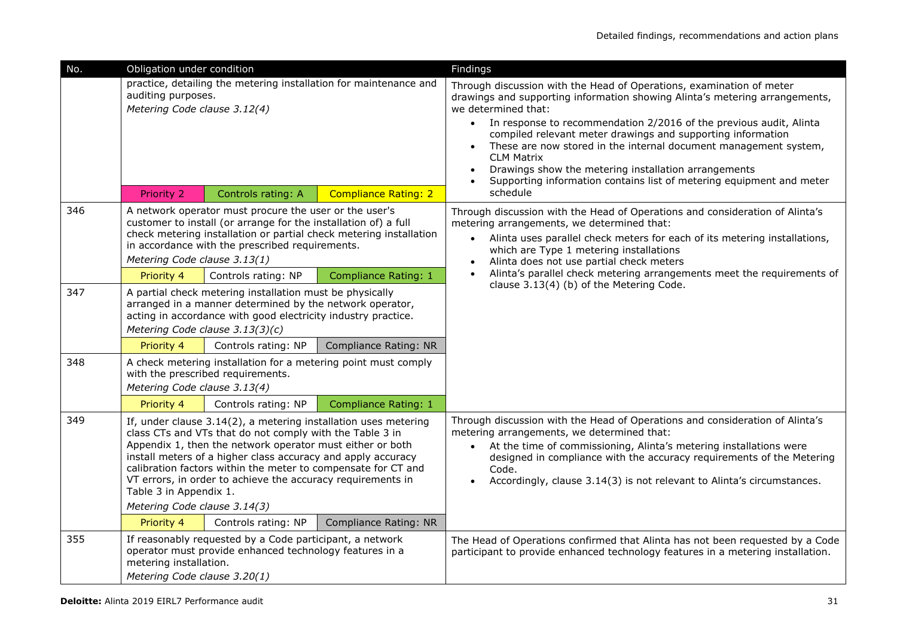| No. | Obligation under condition | | | Findings |
|---|---|---|---|---|
| | practice, detailing the metering installation for maintenance and auditing purposes.<br>*Metering Code clause 3.12(4)* | | | Through discussion with the Head of Operations, examination of meter drawings and supporting information showing Alinta's metering arrangements, we determined that:<br>• In response to recommendation 2/2016 of the previous audit, Alinta compiled relevant meter drawings and supporting information<br>• These are now stored in the internal document management system, CLM Matrix<br>• Drawings show the metering installation arrangements<br>• Supporting information contains list of metering equipment and meter schedule |
| | Priority 2 | Controls rating: A | Compliance Rating: 2 | |
| 346 | A network operator must procure the user or the user's customer to install (or arrange for the installation of) a full check metering installation or partial check metering installation in accordance with the prescribed requirements.<br>*Metering Code clause 3.13(1)* | | | Through discussion with the Head of Operations and consideration of Alinta's metering arrangements, we determined that:<br>• Alinta uses parallel check meters for each of its metering installations, which are Type 1 metering installations<br>• Alinta does not use partial check meters<br>• Alinta's parallel check metering arrangements meet the requirements of clause 3.13(4) (b) of the Metering Code. |
| | Priority 4 | Controls rating: NP | Compliance Rating: 1 | |
| 347 | A partial check metering installation must be physically arranged in a manner determined by the network operator, acting in accordance with good electricity industry practice.<br>*Metering Code clause 3.13(3)(c)* | | | |
| | Priority 4 | Controls rating: NP | Compliance Rating: NR | |
| 348 | A check metering installation for a metering point must comply with the prescribed requirements.<br>*Metering Code clause 3.13(4)* | | | |
| | Priority 4 | Controls rating: NP | Compliance Rating: 1 | |
| 349 | If, under clause 3.14(2), a metering installation uses metering class CTs and VTs that do not comply with the Table 3 in Appendix 1, then the network operator must either or both install meters of a higher class accuracy and apply accuracy calibration factors within the meter to compensate for CT and VT errors, in order to achieve the accuracy requirements in Table 3 in Appendix 1.<br>*Metering Code clause 3.14(3)* | | | Through discussion with the Head of Operations and consideration of Alinta's metering arrangements, we determined that:<br>• At the time of commissioning, Alinta's metering installations were designed in compliance with the accuracy requirements of the Metering Code.<br>• Accordingly, clause 3.14(3) is not relevant to Alinta's circumstances. |
| | Priority 4 | Controls rating: NP | Compliance Rating: NR | |
| 355 | If reasonably requested by a Code participant, a network operator must provide enhanced technology features in a metering installation.<br>*Metering Code clause 3.20(1)* | | | The Head of Operations confirmed that Alinta has not been requested by a Code participant to provide enhanced technology features in a metering installation. |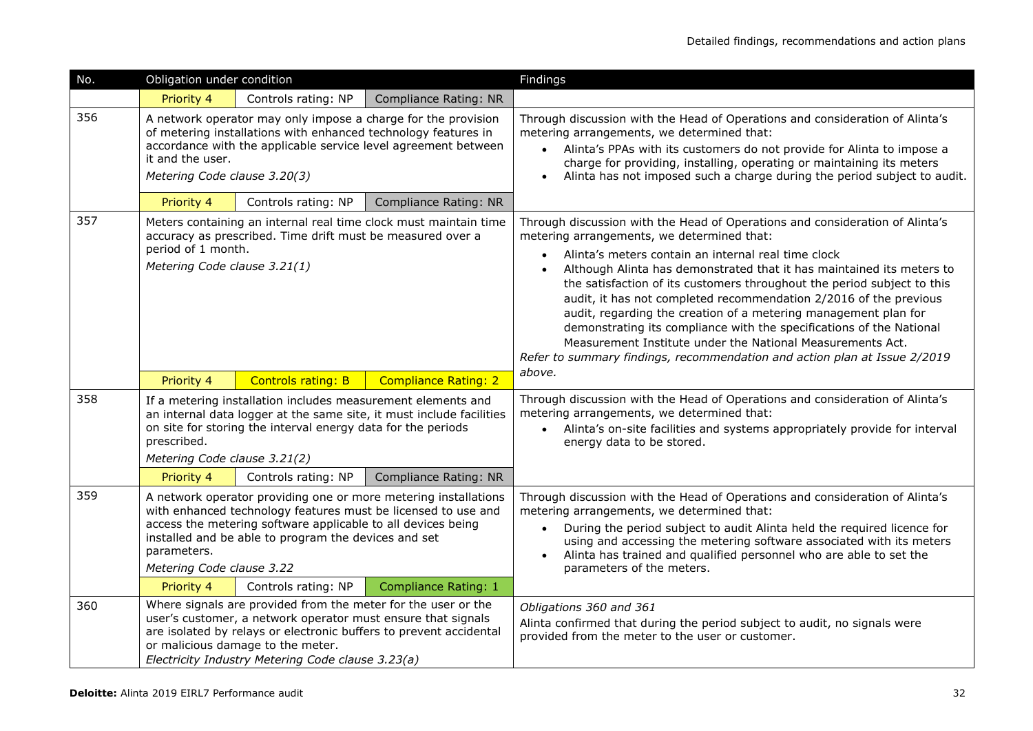| No. | Obligation under condition | | | Findings |
|---|---|---|---|---|
| | Priority 4 | Controls rating: NP | Compliance Rating: NR | |
| 356 | A network operator may only impose a charge for the provision of metering installations with enhanced technology features in accordance with the applicable service level agreement between it and the user.<br>*Metering Code clause 3.20(3)* | | | Through discussion with the Head of Operations and consideration of Alinta's metering arrangements, we determined that:<br>• Alinta's PPAs with its customers do not provide for Alinta to impose a charge for providing, installing, operating or maintaining its meters<br>• Alinta has not imposed such a charge during the period subject to audit. |
| | Priority 4 | Controls rating: NP | Compliance Rating: NR | |
| 357 | Meters containing an internal real time clock must maintain time accuracy as prescribed. Time drift must be measured over a period of 1 month.<br>*Metering Code clause 3.21(1)* | | | Through discussion with the Head of Operations and consideration of Alinta's metering arrangements, we determined that:<br>• Alinta's meters contain an internal real time clock<br>• Although Alinta has demonstrated that it has maintained its meters to the satisfaction of its customers throughout the period subject to this audit, it has not completed recommendation 2/2016 of the previous audit, regarding the creation of a metering management plan for demonstrating its compliance with the specifications of the National Measurement Institute under the National Measurements Act.<br>*Refer to summary findings, recommendation and action plan at Issue 2/2019 above.* |
| | Priority 4 | Controls rating: B | Compliance Rating: 2 | |
| 358 | If a metering installation includes measurement elements and an internal data logger at the same site, it must include facilities on site for storing the interval energy data for the periods prescribed.<br>*Metering Code clause 3.21(2)* | | | Through discussion with the Head of Operations and consideration of Alinta's metering arrangements, we determined that:<br>• Alinta's on-site facilities and systems appropriately provide for interval energy data to be stored. |
| | Priority 4 | Controls rating: NP | Compliance Rating: NR | |
| 359 | A network operator providing one or more metering installations with enhanced technology features must be licensed to use and access the metering software applicable to all devices being installed and be able to program the devices and set parameters.<br>*Metering Code clause 3.22* | | | Through discussion with the Head of Operations and consideration of Alinta's metering arrangements, we determined that:<br>• During the period subject to audit Alinta held the required licence for using and accessing the metering software associated with its meters<br>• Alinta has trained and qualified personnel who are able to set the parameters of the meters. |
| | Priority 4 | Controls rating: NP | Compliance Rating: 1 | |
| 360 | Where signals are provided from the meter for the user or the user's customer, a network operator must ensure that signals are isolated by relays or electronic buffers to prevent accidental or malicious damage to the meter.<br>*Electricity Industry Metering Code clause 3.23(a)* | | | *Obligations 360 and 361*<br>Alinta confirmed that during the period subject to audit, no signals were provided from the meter to the user or customer. |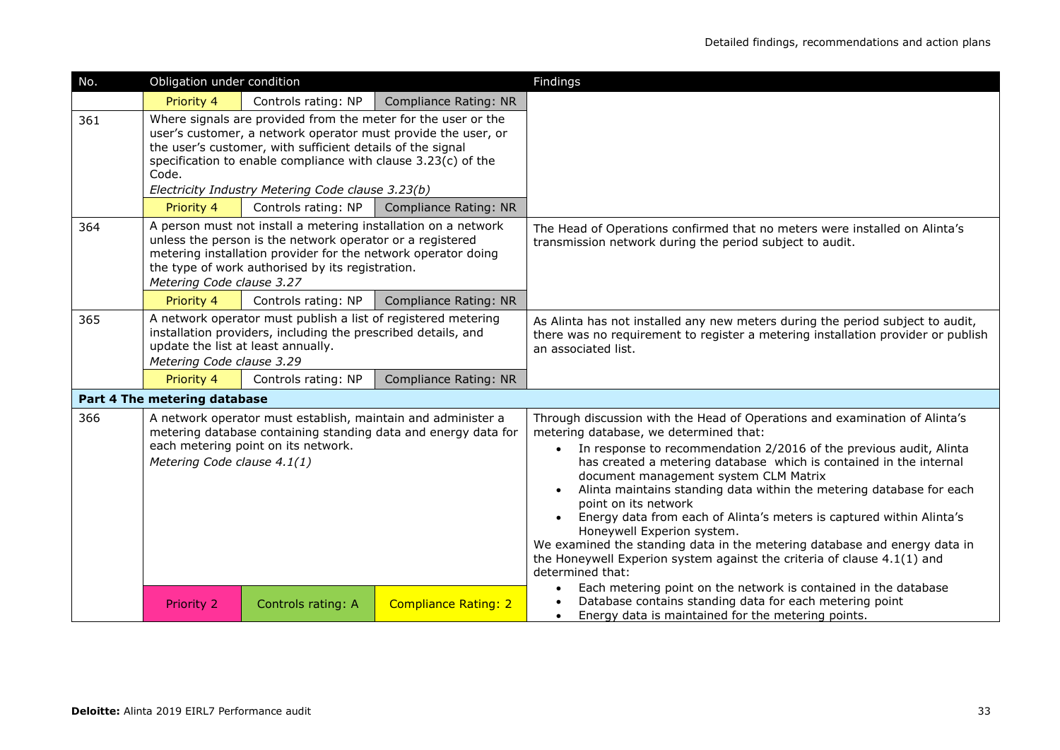| No. | Obligation under condition | | | Findings |
|---|---|---|---|---|
| | Priority 4 | Controls rating: NP | Compliance Rating: NR | |
| 361 | Where signals are provided from the meter for the user or the user's customer, a network operator must provide the user, or the user's customer, with sufficient details of the signal specification to enable compliance with clause 3.23(c) of the Code.<br>*Electricity Industry Metering Code clause 3.23(b)* | | | |
| | Priority 4 | Controls rating: NP | Compliance Rating: NR | |
| 364 | A person must not install a metering installation on a network unless the person is the network operator or a registered metering installation provider for the network operator doing the type of work authorised by its registration.<br>*Metering Code clause 3.27* | | | The Head of Operations confirmed that no meters were installed on Alinta's transmission network during the period subject to audit. |
| | Priority 4 | Controls rating: NP | Compliance Rating: NR | |
| 365 | A network operator must publish a list of registered metering installation providers, including the prescribed details, and update the list at least annually.<br>*Metering Code clause 3.29* | | | As Alinta has not installed any new meters during the period subject to audit, there was no requirement to register a metering installation provider or publish an associated list. |
| | Priority 4 | Controls rating: NP | Compliance Rating: NR | |
| **Part 4 The metering database** | | | | |
| 366 | A network operator must establish, maintain and administer a metering database containing standing data and energy data for each metering point on its network.<br>*Metering Code clause 4.1(1)* | | | Through discussion with the Head of Operations and examination of Alinta's metering database, we determined that:<br>• In response to recommendation 2/2016 of the previous audit, Alinta has created a metering database which is contained in the internal document management system CLM Matrix<br>• Alinta maintains standing data within the metering database for each point on its network<br>• Energy data from each of Alinta's meters is captured within Alinta's Honeywell Experion system.<br>We examined the standing data in the metering database and energy data in the Honeywell Experion system against the criteria of clause 4.1(1) and determined that:<br>• Each metering point on the network is contained in the database<br>• Database contains standing data for each metering point<br>• Energy data is maintained for the metering points. |
| | Priority 2 | Controls rating: A | Compliance Rating: 2 | |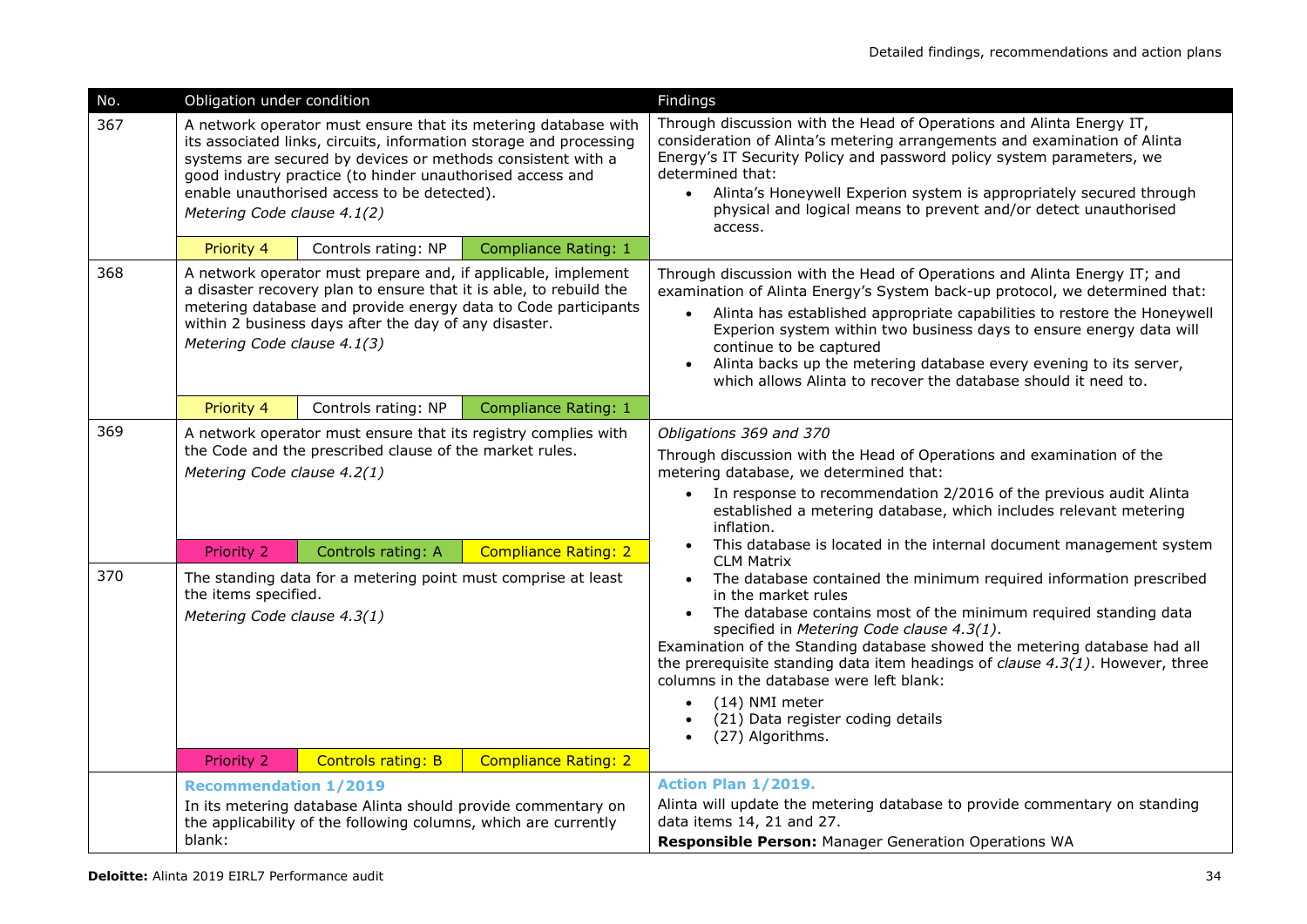| No. | Obligation under condition | | | Findings |
|---|---|---|---|---|
| 367 | A network operator must ensure that its metering database with its associated links, circuits, information storage and processing systems are secured by devices or methods consistent with a good industry practice (to hinder unauthorised access and enable unauthorised access to be detected).<br>*Metering Code clause 4.1(2)* | | | Through discussion with the Head of Operations and Alinta Energy IT, consideration of Alinta's metering arrangements and examination of Alinta Energy's IT Security Policy and password policy system parameters, we determined that:<br>• Alinta's Honeywell Experion system is appropriately secured through physical and logical means to prevent and/or detect unauthorised access. |
| | Priority 4 | Controls rating: NP | Compliance Rating: 1 | |
| 368 | A network operator must prepare and, if applicable, implement a disaster recovery plan to ensure that it is able, to rebuild the metering database and provide energy data to Code participants within 2 business days after the day of any disaster.<br>*Metering Code clause 4.1(3)* | | | Through discussion with the Head of Operations and Alinta Energy IT; and examination of Alinta Energy's System back-up protocol, we determined that:<br>• Alinta has established appropriate capabilities to restore the Honeywell Experion system within two business days to ensure energy data will continue to be captured<br>• Alinta backs up the metering database every evening to its server, which allows Alinta to recover the database should it need to. |
| | Priority 4 | Controls rating: NP | Compliance Rating: 1 | |
| 369 | A network operator must ensure that its registry complies with the Code and the prescribed clause of the market rules.<br>*Metering Code clause 4.2(1)* | | | *Obligations 369 and 370*<br>Through discussion with the Head of Operations and examination of the metering database, we determined that:<br>• In response to recommendation 2/2016 of the previous audit Alinta established a metering database, which includes relevant metering inflation.<br>• This database is located in the internal document management system CLM Matrix<br>• The database contained the minimum required information prescribed in the market rules<br>• The database contains most of the minimum required standing data specified in *Metering Code clause 4.3(1)*.<br>Examination of the Standing database showed the metering database had all the prerequisite standing data item headings of *clause 4.3(1)*. However, three columns in the database were left blank:<br>• (14) NMI meter<br>• (21) Data register coding details<br>• (27) Algorithms. |
| | Priority 2 | Controls rating: A | Compliance Rating: 2 | |
| 370 | The standing data for a metering point must comprise at least the items specified.<br>*Metering Code clause 4.3(1)* | | | |
| | Priority 2 | Controls rating: B | Compliance Rating: 2 | |
| | **Recommendation 1/2019**<br>In its metering database Alinta should provide commentary on the applicability of the following columns, which are currently blank: | | | **Action Plan 1/2019.**<br>Alinta will update the metering database to provide commentary on standing data items 14, 21 and 27.<br>**Responsible Person:** Manager Generation Operations WA |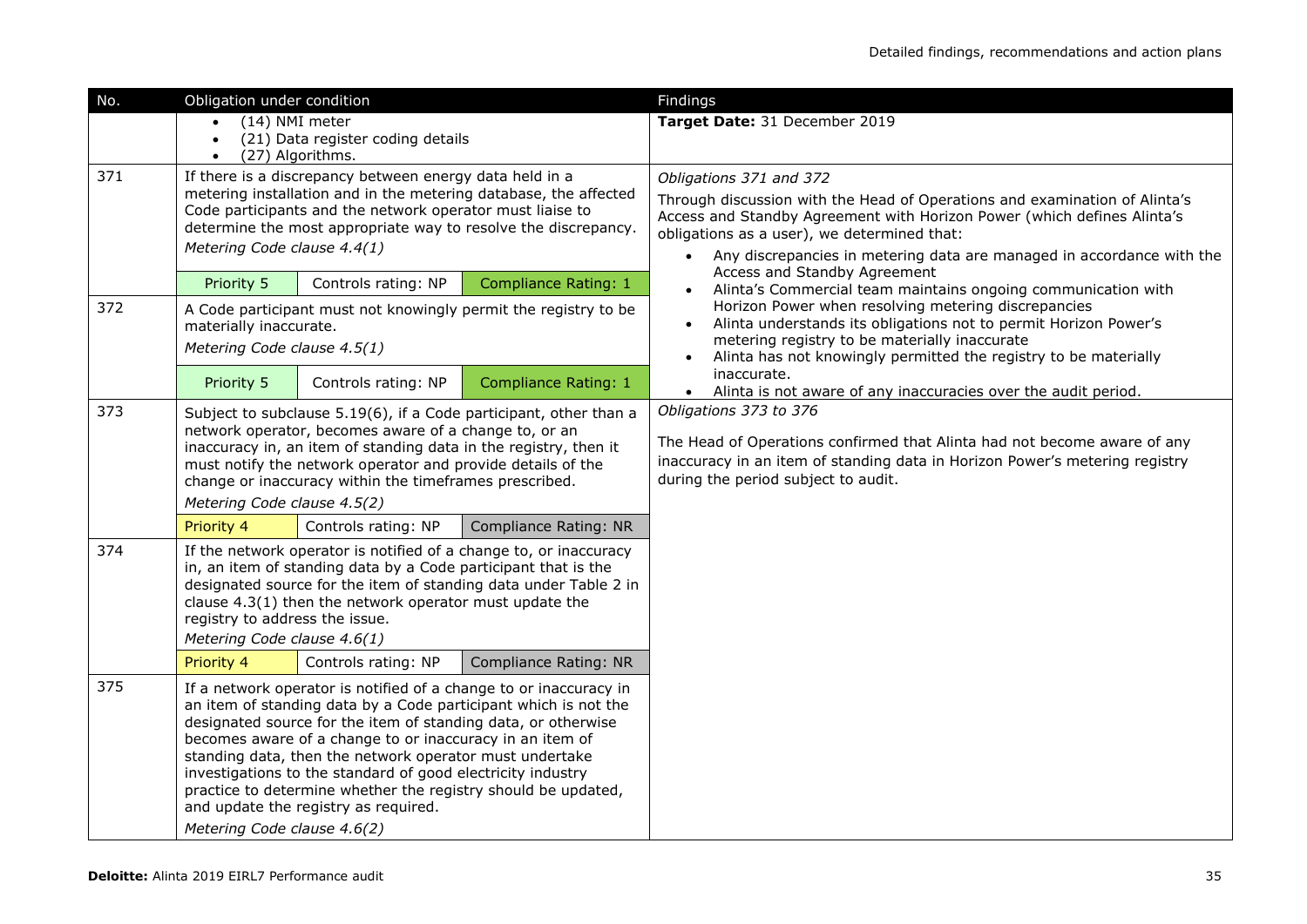| No. | Obligation under condition | | | Findings |
|---|---|---|---|---|
| | • (14) NMI meter<br>• (21) Data register coding details<br>• (27) Algorithms. | | | **Target Date:** 31 December 2019 |
| 371 | If there is a discrepancy between energy data held in a metering installation and in the metering database, the affected Code participants and the network operator must liaise to determine the most appropriate way to resolve the discrepancy.<br>*Metering Code clause 4.4(1)* | | | *Obligations 371 and 372*<br>Through discussion with the Head of Operations and examination of Alinta's Access and Standby Agreement with Horizon Power (which defines Alinta's obligations as a user), we determined that:<br>• Any discrepancies in metering data are managed in accordance with the Access and Standby Agreement<br>• Alinta's Commercial team maintains ongoing communication with Horizon Power when resolving metering discrepancies<br>• Alinta understands its obligations not to permit Horizon Power's metering registry to be materially inaccurate<br>• Alinta has not knowingly permitted the registry to be materially inaccurate.<br>• Alinta is not aware of any inaccuracies over the audit period. |
| | Priority 5 | Controls rating: NP | Compliance Rating: 1 | |
| 372 | A Code participant must not knowingly permit the registry to be materially inaccurate.<br>*Metering Code clause 4.5(1)* | | | |
| | Priority 5 | Controls rating: NP | Compliance Rating: 1 | |
| 373 | Subject to subclause 5.19(6), if a Code participant, other than a network operator, becomes aware of a change to, or an inaccuracy in, an item of standing data in the registry, then it must notify the network operator and provide details of the change or inaccuracy within the timeframes prescribed.<br>*Metering Code clause 4.5(2)* | | | *Obligations 373 to 376*<br>The Head of Operations confirmed that Alinta had not become aware of any inaccuracy in an item of standing data in Horizon Power's metering registry during the period subject to audit. |
| | Priority 4 | Controls rating: NP | Compliance Rating: NR | |
| 374 | If the network operator is notified of a change to, or inaccuracy in, an item of standing data by a Code participant that is the designated source for the item of standing data under Table 2 in clause 4.3(1) then the network operator must update the registry to address the issue.<br>*Metering Code clause 4.6(1)* | | | |
| | Priority 4 | Controls rating: NP | Compliance Rating: NR | |
| 375 | If a network operator is notified of a change to or inaccuracy in an item of standing data by a Code participant which is not the designated source for the item of standing data, or otherwise becomes aware of a change to or inaccuracy in an item of standing data, then the network operator must undertake investigations to the standard of good electricity industry practice to determine whether the registry should be updated, and update the registry as required.<br>*Metering Code clause 4.6(2)* | | | |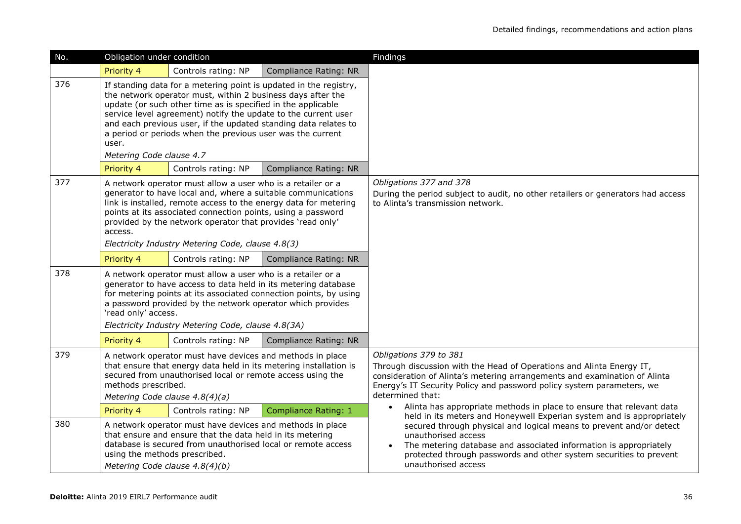| No. | Obligation under condition | | | Findings |
|---|---|---|---|---|
| | Priority 4 | Controls rating: NP | Compliance Rating: NR | |
| 376 | If standing data for a metering point is updated in the registry, the network operator must, within 2 business days after the update (or such other time as is specified in the applicable service level agreement) notify the update to the current user and each previous user, if the updated standing data relates to a period or periods when the previous user was the current user.<br>*Metering Code clause 4.7* | | | |
| | Priority 4 | Controls rating: NP | Compliance Rating: NR | |
| 377 | A network operator must allow a user who is a retailer or a generator to have local and, where a suitable communications link is installed, remote access to the energy data for metering points at its associated connection points, using a password provided by the network operator that provides 'read only' access.<br>*Electricity Industry Metering Code, clause 4.8(3)* | | | *Obligations 377 and 378*<br>During the period subject to audit, no other retailers or generators had access to Alinta's transmission network. |
| | Priority 4 | Controls rating: NP | Compliance Rating: NR | |
| 378 | A network operator must allow a user who is a retailer or a generator to have access to data held in its metering database for metering points at its associated connection points, by using a password provided by the network operator which provides 'read only' access.<br>*Electricity Industry Metering Code, clause 4.8(3A)* | | | |
| | Priority 4 | Controls rating: NP | Compliance Rating: NR | |
| 379 | A network operator must have devices and methods in place that ensure that energy data held in its metering installation is secured from unauthorised local or remote access using the methods prescribed.<br>*Metering Code clause 4.8(4)(a)* | | | *Obligations 379 to 381*<br>Through discussion with the Head of Operations and Alinta Energy IT, consideration of Alinta's metering arrangements and examination of Alinta Energy's IT Security Policy and password policy system parameters, we determined that:<br>• Alinta has appropriate methods in place to ensure that relevant data held in its meters and Honeywell Experian system and is appropriately secured through physical and logical means to prevent and/or detect unauthorised access<br>• The metering database and associated information is appropriately protected through passwords and other system securities to prevent unauthorised access |
| | Priority 4 | Controls rating: NP | Compliance Rating: 1 | |
| 380 | A network operator must have devices and methods in place that ensure and ensure that the data held in its metering database is secured from unauthorised local or remote access using the methods prescribed.<br>*Metering Code clause 4.8(4)(b)* | | | |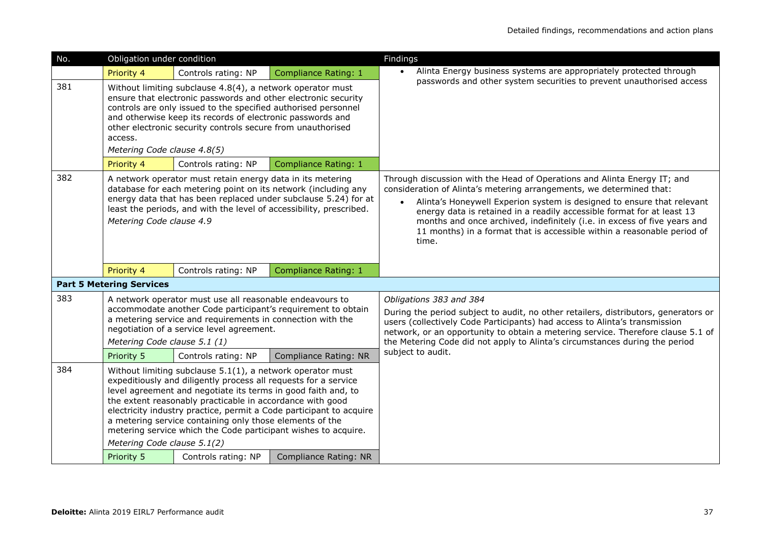| No. | Obligation under condition | | | Findings |
|---|---|---|---|---|
| | Priority 4 | Controls rating: NP | Compliance Rating: 1 | • Alinta Energy business systems are appropriately protected through passwords and other system securities to prevent unauthorised access |
| 381 | Without limiting subclause 4.8(4), a network operator must ensure that electronic passwords and other electronic security controls are only issued to the specified authorised personnel and otherwise keep its records of electronic passwords and other electronic security controls secure from unauthorised access. *Metering Code clause 4.8(5)* | | | |
| | Priority 4 | Controls rating: NP | Compliance Rating: 1 | |
| 382 | A network operator must retain energy data in its metering database for each metering point on its network (including any energy data that has been replaced under subclause 5.24) for at least the periods, and with the level of accessibility, prescribed. *Metering Code clause 4.9* | | | Through discussion with the Head of Operations and Alinta Energy IT; and consideration of Alinta's metering arrangements, we determined that: • Alinta's Honeywell Experion system is designed to ensure that relevant energy data is retained in a readily accessible format for at least 13 months and once archived, indefinitely (i.e. in excess of five years and 11 months) in a format that is accessible within a reasonable period of time. |
| | Priority 4 | Controls rating: NP | Compliance Rating: 1 | |
| **Part 5 Metering Services** | | | | |
| 383 | A network operator must use all reasonable endeavours to accommodate another Code participant's requirement to obtain a metering service and requirements in connection with the negotiation of a service level agreement. *Metering Code clause 5.1 (1)* | | | *Obligations 383 and 384* During the period subject to audit, no other retailers, distributors, generators or users (collectively Code Participants) had access to Alinta's transmission network, or an opportunity to obtain a metering service. Therefore clause 5.1 of the Metering Code did not apply to Alinta's circumstances during the period subject to audit. |
| | Priority 5 | Controls rating: NP | Compliance Rating: NR | |
| 384 | Without limiting subclause 5.1(1), a network operator must expeditiously and diligently process all requests for a service level agreement and negotiate its terms in good faith and, to the extent reasonably practicable in accordance with good electricity industry practice, permit a Code participant to acquire a metering service containing only those elements of the metering service which the Code participant wishes to acquire. *Metering Code clause 5.1(2)* | | | |
| | Priority 5 | Controls rating: NP | Compliance Rating: NR | |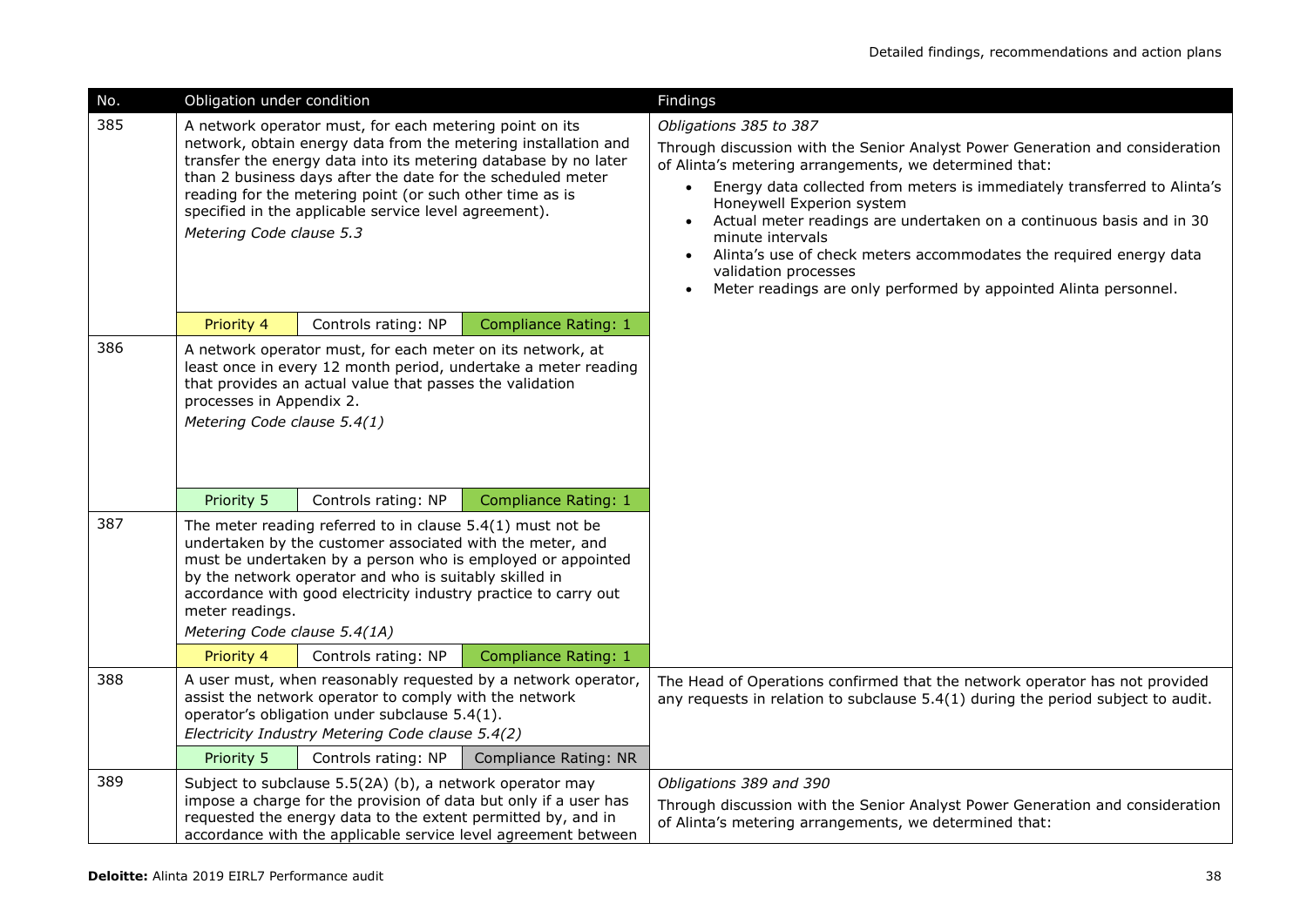| No. | Obligation under condition | | | Findings |
|---|---|---|---|---|
| 385 | A network operator must, for each metering point on its network, obtain energy data from the metering installation and transfer the energy data into its metering database by no later than 2 business days after the date for the scheduled meter reading for the metering point (or such other time as is specified in the applicable service level agreement).<br>*Metering Code clause 5.3* | | | *Obligations 385 to 387*<br>Through discussion with the Senior Analyst Power Generation and consideration of Alinta's metering arrangements, we determined that:<br>• Energy data collected from meters is immediately transferred to Alinta's Honeywell Experion system<br>• Actual meter readings are undertaken on a continuous basis and in 30 minute intervals<br>• Alinta's use of check meters accommodates the required energy data validation processes<br>• Meter readings are only performed by appointed Alinta personnel. |
| | Priority 4 | Controls rating: NP | Compliance Rating: 1 | |
| 386 | A network operator must, for each meter on its network, at least once in every 12 month period, undertake a meter reading that provides an actual value that passes the validation processes in Appendix 2.<br>*Metering Code clause 5.4(1)* | | | |
| | Priority 5 | Controls rating: NP | Compliance Rating: 1 | |
| 387 | The meter reading referred to in clause 5.4(1) must not be undertaken by the customer associated with the meter, and must be undertaken by a person who is employed or appointed by the network operator and who is suitably skilled in accordance with good electricity industry practice to carry out meter readings.<br>*Metering Code clause 5.4(1A)* | | | |
| | Priority 4 | Controls rating: NP | Compliance Rating: 1 | |
| 388 | A user must, when reasonably requested by a network operator, assist the network operator to comply with the network operator's obligation under subclause 5.4(1).<br>*Electricity Industry Metering Code clause 5.4(2)* | | | The Head of Operations confirmed that the network operator has not provided any requests in relation to subclause 5.4(1) during the period subject to audit. |
| | Priority 5 | Controls rating: NP | Compliance Rating: NR | |
| 389 | Subject to subclause 5.5(2A) (b), a network operator may impose a charge for the provision of data but only if a user has requested the energy data to the extent permitted by, and in accordance with the applicable service level agreement between | | | *Obligations 389 and 390*<br>Through discussion with the Senior Analyst Power Generation and consideration of Alinta's metering arrangements, we determined that: |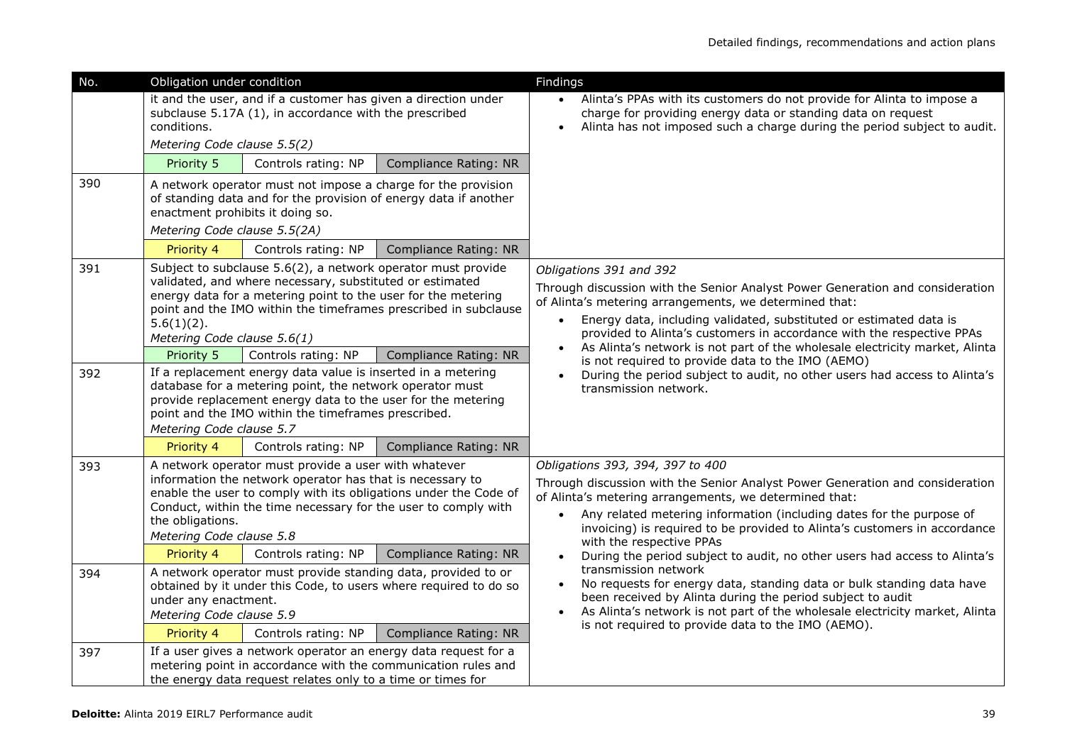| No. | Obligation under condition | | | Findings |
|---|---|---|---|---|
| | it and the user, and if a customer has given a direction under subclause 5.17A (1), in accordance with the prescribed conditions.<br>*Metering Code clause 5.5(2)* | | | • Alinta's PPAs with its customers do not provide for Alinta to impose a charge for providing energy data or standing data on request<br>• Alinta has not imposed such a charge during the period subject to audit. |
| | Priority 5 | Controls rating: NP | Compliance Rating: NR | |
| 390 | A network operator must not impose a charge for the provision of standing data and for the provision of energy data if another enactment prohibits it doing so.<br>*Metering Code clause 5.5(2A)* | | | |
| | Priority 4 | Controls rating: NP | Compliance Rating: NR | |
| 391 | Subject to subclause 5.6(2), a network operator must provide validated, and where necessary, substituted or estimated energy data for a metering point to the user for the metering point and the IMO within the timeframes prescribed in subclause 5.6(1)(2).<br>*Metering Code clause 5.6(1)* | | | *Obligations 391 and 392*<br>Through discussion with the Senior Analyst Power Generation and consideration of Alinta's metering arrangements, we determined that:<br>• Energy data, including validated, substituted or estimated data is provided to Alinta's customers in accordance with the respective PPAs<br>• As Alinta's network is not part of the wholesale electricity market, Alinta is not required to provide data to the IMO (AEMO)<br>• During the period subject to audit, no other users had access to Alinta's transmission network. |
| | Priority 5 | Controls rating: NP | Compliance Rating: NR | |
| 392 | If a replacement energy data value is inserted in a metering database for a metering point, the network operator must provide replacement energy data to the user for the metering point and the IMO within the timeframes prescribed.<br>*Metering Code clause 5.7* | | | |
| | Priority 4 | Controls rating: NP | Compliance Rating: NR | |
| 393 | A network operator must provide a user with whatever information the network operator has that is necessary to enable the user to comply with its obligations under the Code of Conduct, within the time necessary for the user to comply with the obligations.<br>*Metering Code clause 5.8* | | | *Obligations 393, 394, 397 to 400*<br>Through discussion with the Senior Analyst Power Generation and consideration of Alinta's metering arrangements, we determined that:<br>• Any related metering information (including dates for the purpose of invoicing) is required to be provided to Alinta's customers in accordance with the respective PPAs<br>• During the period subject to audit, no other users had access to Alinta's transmission network<br>• No requests for energy data, standing data or bulk standing data have been received by Alinta during the period subject to audit<br>• As Alinta's network is not part of the wholesale electricity market, Alinta is not required to provide data to the IMO (AEMO). |
| | Priority 4 | Controls rating: NP | Compliance Rating: NR | |
| 394 | A network operator must provide standing data, provided to or obtained by it under this Code, to users where required to do so under any enactment.<br>*Metering Code clause 5.9* | | | |
| | Priority 4 | Controls rating: NP | Compliance Rating: NR | |
| 397 | If a user gives a network operator an energy data request for a metering point in accordance with the communication rules and the energy data request relates only to a time or times for | | | |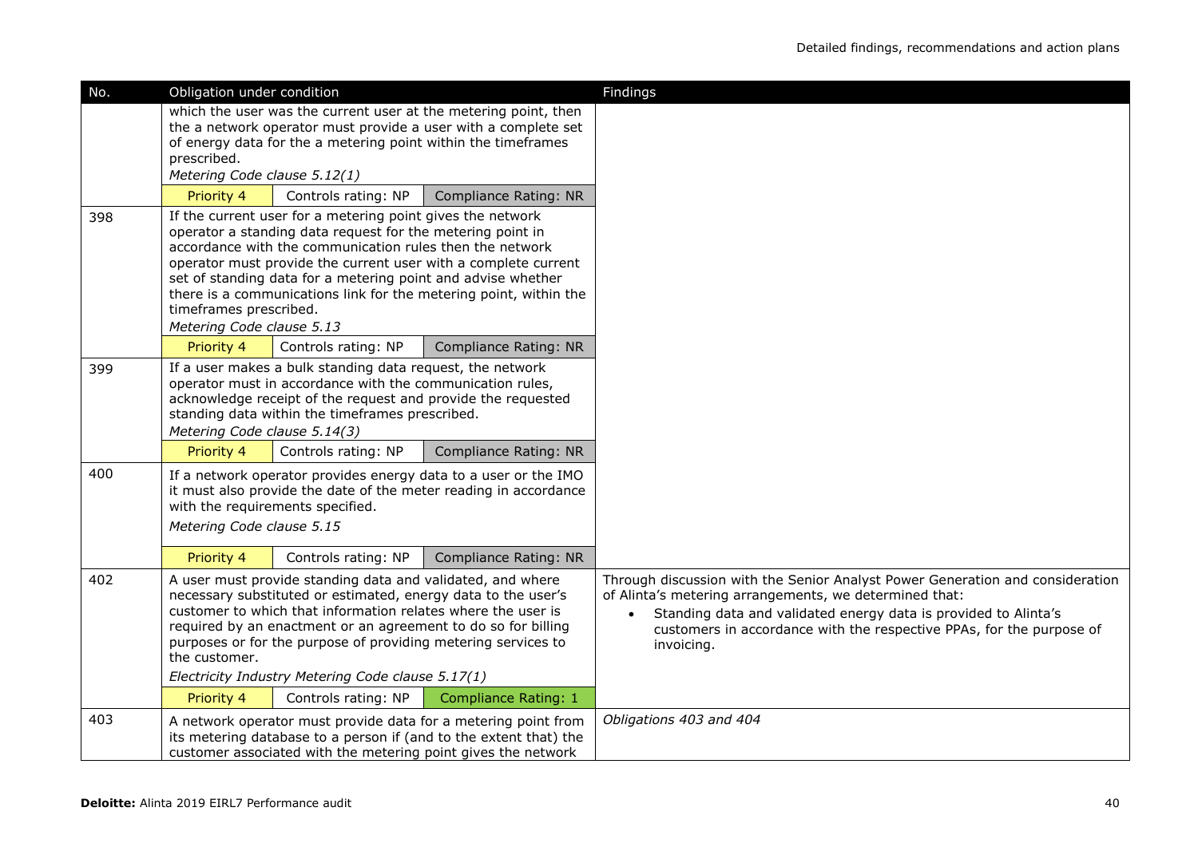| No. | Obligation under condition | Findings |
|---|---|---|
| | which the user was the current user at the metering point, then the a network operator must provide a user with a complete set of energy data for the a metering point within the timeframes prescribed.<br>*Metering Code clause 5.12(1)*<br>Priority 4 \| Controls rating: NP \| Compliance Rating: NR | |
| 398 | If the current user for a metering point gives the network operator a standing data request for the metering point in accordance with the communication rules then the network operator must provide the current user with a complete current set of standing data for a metering point and advise whether there is a communications link for the metering point, within the timeframes prescribed.<br>*Metering Code clause 5.13*<br>Priority 4 \| Controls rating: NP \| Compliance Rating: NR | |
| 399 | If a user makes a bulk standing data request, the network operator must in accordance with the communication rules, acknowledge receipt of the request and provide the requested standing data within the timeframes prescribed.<br>*Metering Code clause 5.14(3)*<br>Priority 4 \| Controls rating: NP \| Compliance Rating: NR | |
| 400 | If a network operator provides energy data to a user or the IMO it must also provide the date of the meter reading in accordance with the requirements specified.<br>*Metering Code clause 5.15*<br>Priority 4 \| Controls rating: NP \| Compliance Rating: NR | |
| 402 | A user must provide standing data and validated, and where necessary substituted or estimated, energy data to the user's customer to which that information relates where the user is required by an enactment or an agreement to do so for billing purposes or for the purpose of providing metering services to the customer.<br>*Electricity Industry Metering Code clause 5.17(1)*<br>Priority 4 \| Controls rating: NP \| Compliance Rating: 1 | Through discussion with the Senior Analyst Power Generation and consideration of Alinta's metering arrangements, we determined that:<br>• Standing data and validated energy data is provided to Alinta's customers in accordance with the respective PPAs, for the purpose of invoicing. |
| 403 | A network operator must provide data for a metering point from its metering database to a person if (and to the extent that) the customer associated with the metering point gives the network | *Obligations 403 and 404* |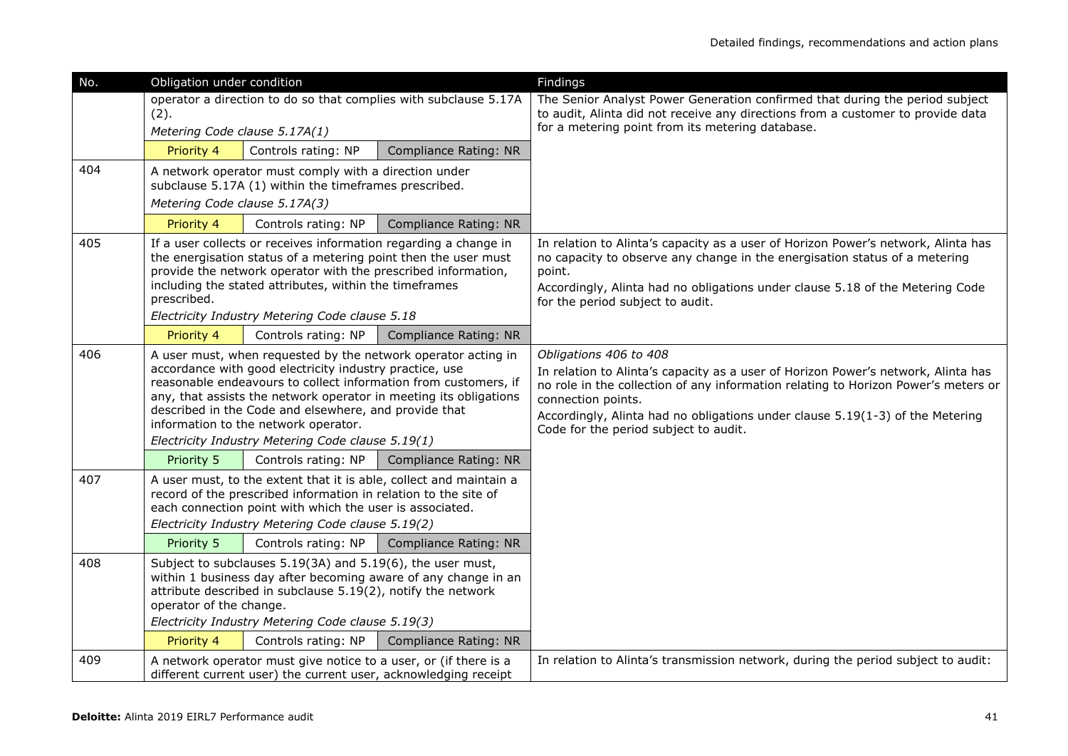| No. | Obligation under condition | | | Findings |
|---|---|---|---|---|
| | operator a direction to do so that complies with subclause 5.17A (2).<br>*Metering Code clause 5.17A(1)* | | | The Senior Analyst Power Generation confirmed that during the period subject to audit, Alinta did not receive any directions from a customer to provide data for a metering point from its metering database. |
| | Priority 4 | Controls rating: NP | Compliance Rating: NR | |
| 404 | A network operator must comply with a direction under subclause 5.17A (1) within the timeframes prescribed.<br>*Metering Code clause 5.17A(3)* | | | |
| | Priority 4 | Controls rating: NP | Compliance Rating: NR | |
| 405 | If a user collects or receives information regarding a change in the energisation status of a metering point then the user must provide the network operator with the prescribed information, including the stated attributes, within the timeframes prescribed.<br>*Electricity Industry Metering Code clause 5.18* | | | In relation to Alinta's capacity as a user of Horizon Power's network, Alinta has no capacity to observe any change in the energisation status of a metering point.<br>Accordingly, Alinta had no obligations under clause 5.18 of the Metering Code for the period subject to audit. |
| | Priority 4 | Controls rating: NP | Compliance Rating: NR | |
| 406 | A user must, when requested by the network operator acting in accordance with good electricity industry practice, use reasonable endeavours to collect information from customers, if any, that assists the network operator in meeting its obligations described in the Code and elsewhere, and provide that information to the network operator.<br>*Electricity Industry Metering Code clause 5.19(1)* | | | *Obligations 406 to 408*<br>In relation to Alinta's capacity as a user of Horizon Power's network, Alinta has no role in the collection of any information relating to Horizon Power's meters or connection points.<br>Accordingly, Alinta had no obligations under clause 5.19(1-3) of the Metering Code for the period subject to audit. |
| | Priority 5 | Controls rating: NP | Compliance Rating: NR | |
| 407 | A user must, to the extent that it is able, collect and maintain a record of the prescribed information in relation to the site of each connection point with which the user is associated.<br>*Electricity Industry Metering Code clause 5.19(2)* | | | |
| | Priority 5 | Controls rating: NP | Compliance Rating: NR | |
| 408 | Subject to subclauses 5.19(3A) and 5.19(6), the user must, within 1 business day after becoming aware of any change in an attribute described in subclause 5.19(2), notify the network operator of the change.<br>*Electricity Industry Metering Code clause 5.19(3)* | | | |
| | Priority 4 | Controls rating: NP | Compliance Rating: NR | |
| 409 | A network operator must give notice to a user, or (if there is a different current user) the current user, acknowledging receipt | | | In relation to Alinta's transmission network, during the period subject to audit: |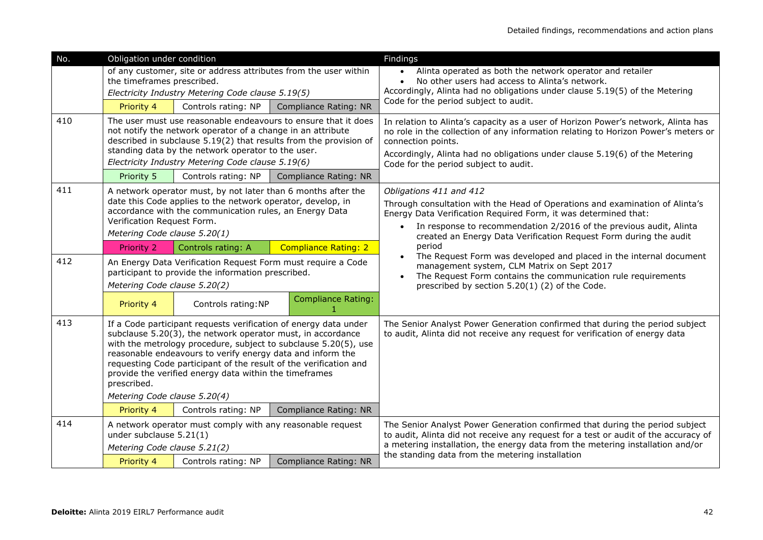| No. | Obligation under condition | Findings |
|---|---|---|
| | of any customer, site or address attributes from the user within the timeframes prescribed.<br>*Electricity Industry Metering Code clause 5.19(5)*<br>Priority 4 \| Controls rating: NP \| Compliance Rating: NR | • Alinta operated as both the network operator and retailer<br>• No other users had access to Alinta's network.<br>Accordingly, Alinta had no obligations under clause 5.19(5) of the Metering Code for the period subject to audit. |
| 410 | The user must use reasonable endeavours to ensure that it does not notify the network operator of a change in an attribute described in subclause 5.19(2) that results from the provision of standing data by the network operator to the user.<br>*Electricity Industry Metering Code clause 5.19(6)*<br>Priority 5 \| Controls rating: NP \| Compliance Rating: NR | In relation to Alinta's capacity as a user of Horizon Power's network, Alinta has no role in the collection of any information relating to Horizon Power's meters or connection points.<br>Accordingly, Alinta had no obligations under clause 5.19(6) of the Metering Code for the period subject to audit. |
| 411 | A network operator must, by not later than 6 months after the date this Code applies to the network operator, develop, in accordance with the communication rules, an Energy Data Verification Request Form.<br>*Metering Code clause 5.20(1)*<br>Priority 2 \| Controls rating: A \| Compliance Rating: 2 | *Obligations 411 and 412*<br>Through consultation with the Head of Operations and examination of Alinta's Energy Data Verification Required Form, it was determined that:<br>• In response to recommendation 2/2016 of the previous audit, Alinta created an Energy Data Verification Request Form during the audit period<br>• The Request Form was developed and placed in the internal document management system, CLM Matrix on Sept 2017<br>• The Request Form contains the communication rule requirements prescribed by section 5.20(1) (2) of the Code. |
| 412 | An Energy Data Verification Request Form must require a Code participant to provide the information prescribed.<br>*Metering Code clause 5.20(2)*<br>Priority 4 \| Controls rating:NP \| Compliance Rating: 1 | |
| 413 | If a Code participant requests verification of energy data under subclause 5.20(3), the network operator must, in accordance with the metrology procedure, subject to subclause 5.20(5), use reasonable endeavours to verify energy data and inform the requesting Code participant of the result of the verification and provide the verified energy data within the timeframes prescribed.<br>*Metering Code clause 5.20(4)*<br>Priority 4 \| Controls rating: NP \| Compliance Rating: NR | The Senior Analyst Power Generation confirmed that during the period subject to audit, Alinta did not receive any request for verification of energy data |
| 414 | A network operator must comply with any reasonable request under subclause 5.21(1)<br>*Metering Code clause 5.21(2)*<br>Priority 4 \| Controls rating: NP \| Compliance Rating: NR | The Senior Analyst Power Generation confirmed that during the period subject to audit, Alinta did not receive any request for a test or audit of the accuracy of a metering installation, the energy data from the metering installation and/or the standing data from the metering installation |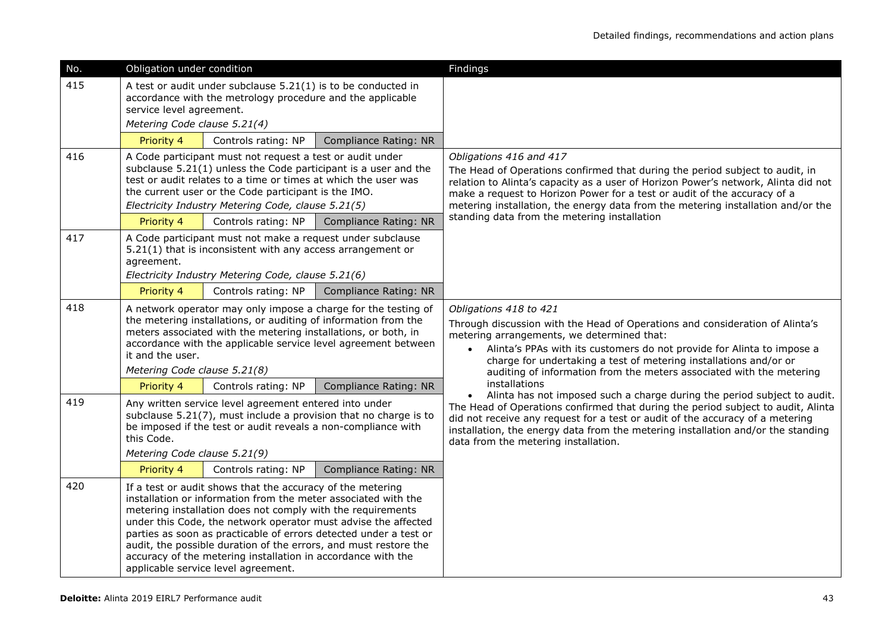| No. | Obligation under condition | Findings |
| --- | --- | --- |
| 415 | A test or audit under subclause 5.21(1) is to be conducted in accordance with the metrology procedure and the applicable service level agreement.<br>*Metering Code clause 5.21(4)*<br>Priority 4 \| Controls rating: NP \| Compliance Rating: NR | |
| 416 | A Code participant must not request a test or audit under subclause 5.21(1) unless the Code participant is a user and the test or audit relates to a time or times at which the user was the current user or the Code participant is the IMO.<br>*Electricity Industry Metering Code, clause 5.21(5)*<br>Priority 4 \| Controls rating: NP \| Compliance Rating: NR | *Obligations 416 and 417*<br>The Head of Operations confirmed that during the period subject to audit, in relation to Alinta's capacity as a user of Horizon Power's network, Alinta did not make a request to Horizon Power for a test or audit of the accuracy of a metering installation, the energy data from the metering installation and/or the standing data from the metering installation |
| 417 | A Code participant must not make a request under subclause 5.21(1) that is inconsistent with any access arrangement or agreement.<br>*Electricity Industry Metering Code, clause 5.21(6)*<br>Priority 4 \| Controls rating: NP \| Compliance Rating: NR | |
| 418 | A network operator may only impose a charge for the testing of the metering installations, or auditing of information from the meters associated with the metering installations, or both, in accordance with the applicable service level agreement between it and the user.<br>*Metering Code clause 5.21(8)*<br>Priority 4 \| Controls rating: NP \| Compliance Rating: NR | *Obligations 418 to 421*<br>Through discussion with the Head of Operations and consideration of Alinta's metering arrangements, we determined that:<br>• Alinta's PPAs with its customers do not provide for Alinta to impose a charge for undertaking a test of metering installations and/or or auditing of information from the meters associated with the metering installations<br>• Alinta has not imposed such a charge during the period subject to audit.<br>The Head of Operations confirmed that during the period subject to audit, Alinta did not receive any request for a test or audit of the accuracy of a metering installation, the energy data from the metering installation and/or the standing data from the metering installation. |
| 419 | Any written service level agreement entered into under subclause 5.21(7), must include a provision that no charge is to be imposed if the test or audit reveals a non-compliance with this Code.<br>*Metering Code clause 5.21(9)*<br>Priority 4 \| Controls rating: NP \| Compliance Rating: NR | |
| 420 | If a test or audit shows that the accuracy of the metering installation or information from the meter associated with the metering installation does not comply with the requirements under this Code, the network operator must advise the affected parties as soon as practicable of errors detected under a test or audit, the possible duration of the errors, and must restore the accuracy of the metering installation in accordance with the applicable service level agreement. | |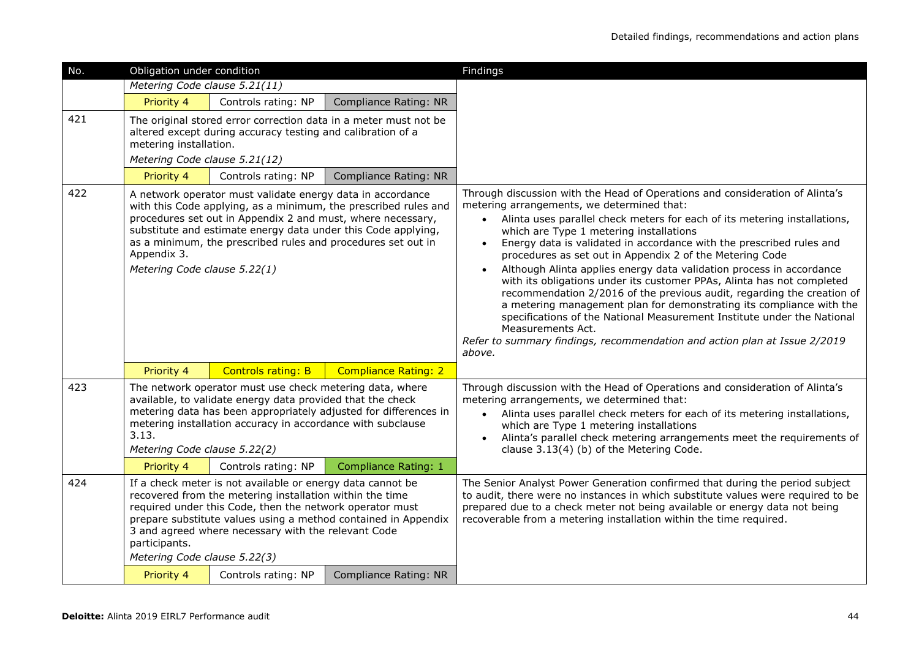| No. | Obligation under condition | Findings |
|---|---|---|
| | *Metering Code clause 5.21(11)*<br>Priority 4 \| Controls rating: NP \| Compliance Rating: NR | |
| 421 | The original stored error correction data in a meter must not be altered except during accuracy testing and calibration of a metering installation.<br>*Metering Code clause 5.21(12)*<br>Priority 4 \| Controls rating: NP \| Compliance Rating: NR | |
| 422 | A network operator must validate energy data in accordance with this Code applying, as a minimum, the prescribed rules and procedures set out in Appendix 2 and must, where necessary, substitute and estimate energy data under this Code applying, as a minimum, the prescribed rules and procedures set out in Appendix 3.<br>*Metering Code clause 5.22(1)*<br>Priority 4 \| Controls rating: B \| Compliance Rating: 2 | Through discussion with the Head of Operations and consideration of Alinta's metering arrangements, we determined that:<br>• Alinta uses parallel check meters for each of its metering installations, which are Type 1 metering installations<br>• Energy data is validated in accordance with the prescribed rules and procedures as set out in Appendix 2 of the Metering Code<br>• Although Alinta applies energy data validation process in accordance with its obligations under its customer PPAs, Alinta has not completed recommendation 2/2016 of the previous audit, regarding the creation of a metering management plan for demonstrating its compliance with the specifications of the National Measurement Institute under the National Measurements Act.<br>*Refer to summary findings, recommendation and action plan at Issue 2/2019 above.* |
| 423 | The network operator must use check metering data, where available, to validate energy data provided that the check metering data has been appropriately adjusted for differences in metering installation accuracy in accordance with subclause 3.13.<br>*Metering Code clause 5.22(2)*<br>Priority 4 \| Controls rating: NP \| Compliance Rating: 1 | Through discussion with the Head of Operations and consideration of Alinta's metering arrangements, we determined that:<br>• Alinta uses parallel check meters for each of its metering installations, which are Type 1 metering installations<br>• Alinta's parallel check metering arrangements meet the requirements of clause 3.13(4) (b) of the Metering Code. |
| 424 | If a check meter is not available or energy data cannot be recovered from the metering installation within the time required under this Code, then the network operator must prepare substitute values using a method contained in Appendix 3 and agreed where necessary with the relevant Code participants.<br>*Metering Code clause 5.22(3)*<br>Priority 4 \| Controls rating: NP \| Compliance Rating: NR | The Senior Analyst Power Generation confirmed that during the period subject to audit, there were no instances in which substitute values were required to be prepared due to a check meter not being available or energy data not being recoverable from a metering installation within the time required. |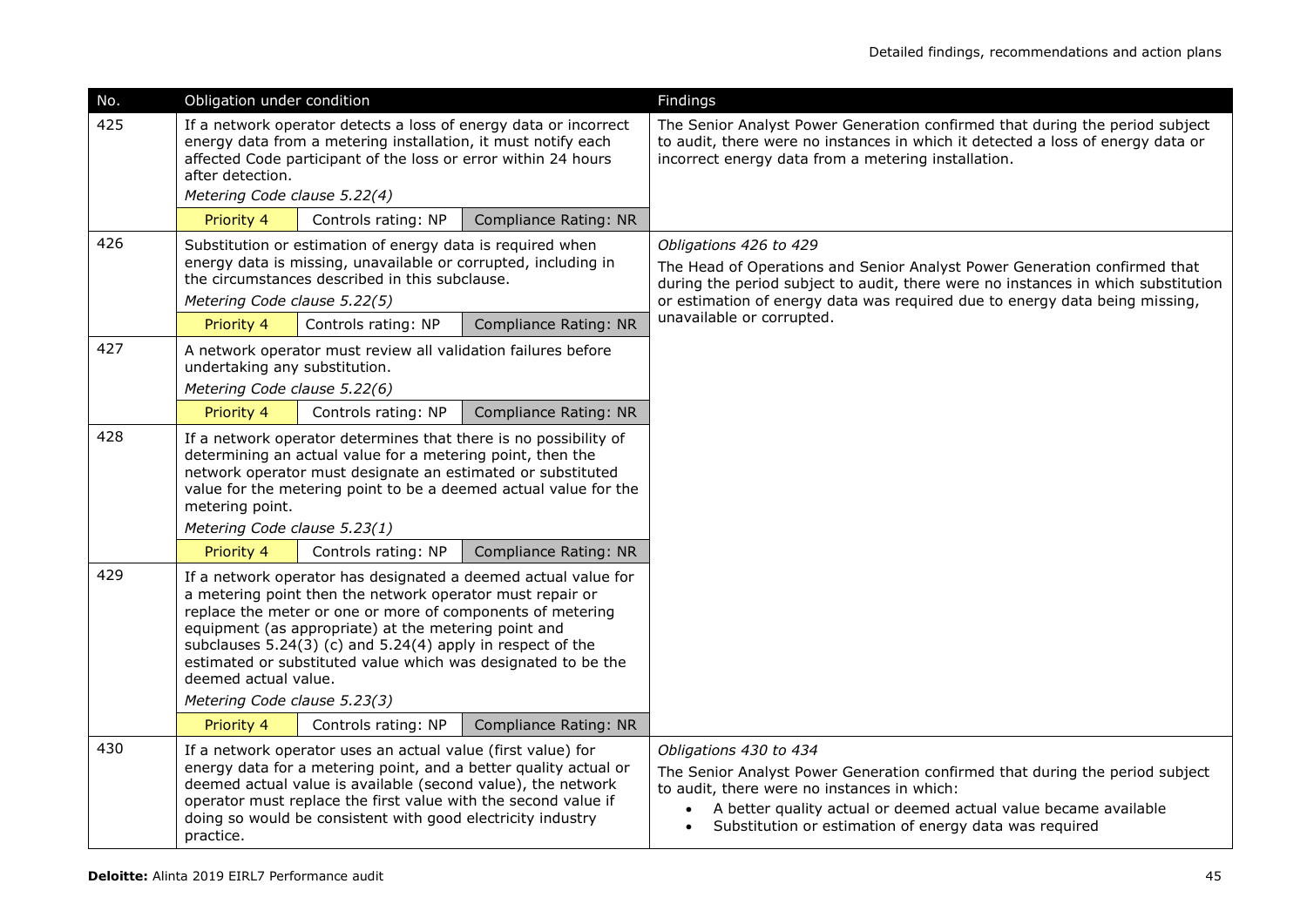| No. | Obligation under condition | Findings |
|---|---|---|
| 425 | If a network operator detects a loss of energy data or incorrect energy data from a metering installation, it must notify each affected Code participant of the loss or error within 24 hours after detection.<br>*Metering Code clause 5.22(4)*<br>Priority 4 \| Controls rating: NP \| Compliance Rating: NR | The Senior Analyst Power Generation confirmed that during the period subject to audit, there were no instances in which it detected a loss of energy data or incorrect energy data from a metering installation. |
| 426 | Substitution or estimation of energy data is required when energy data is missing, unavailable or corrupted, including in the circumstances described in this subclause.<br>*Metering Code clause 5.22(5)*<br>Priority 4 \| Controls rating: NP \| Compliance Rating: NR | *Obligations 426 to 429*<br>The Head of Operations and Senior Analyst Power Generation confirmed that during the period subject to audit, there were no instances in which substitution or estimation of energy data was required due to energy data being missing, unavailable or corrupted. |
| 427 | A network operator must review all validation failures before undertaking any substitution.<br>*Metering Code clause 5.22(6)*<br>Priority 4 \| Controls rating: NP \| Compliance Rating: NR | |
| 428 | If a network operator determines that there is no possibility of determining an actual value for a metering point, then the network operator must designate an estimated or substituted value for the metering point to be a deemed actual value for the metering point.<br>*Metering Code clause 5.23(1)*<br>Priority 4 \| Controls rating: NP \| Compliance Rating: NR | |
| 429 | If a network operator has designated a deemed actual value for a metering point then the network operator must repair or replace the meter or one or more of components of metering equipment (as appropriate) at the metering point and subclauses 5.24(3) (c) and 5.24(4) apply in respect of the estimated or substituted value which was designated to be the deemed actual value.<br>*Metering Code clause 5.23(3)*<br>Priority 4 \| Controls rating: NP \| Compliance Rating: NR | |
| 430 | If a network operator uses an actual value (first value) for energy data for a metering point, and a better quality actual or deemed actual value is available (second value), the network operator must replace the first value with the second value if doing so would be consistent with good electricity industry practice. | *Obligations 430 to 434*<br>The Senior Analyst Power Generation confirmed that during the period subject to audit, there were no instances in which:<br>• A better quality actual or deemed actual value became available<br>• Substitution or estimation of energy data was required |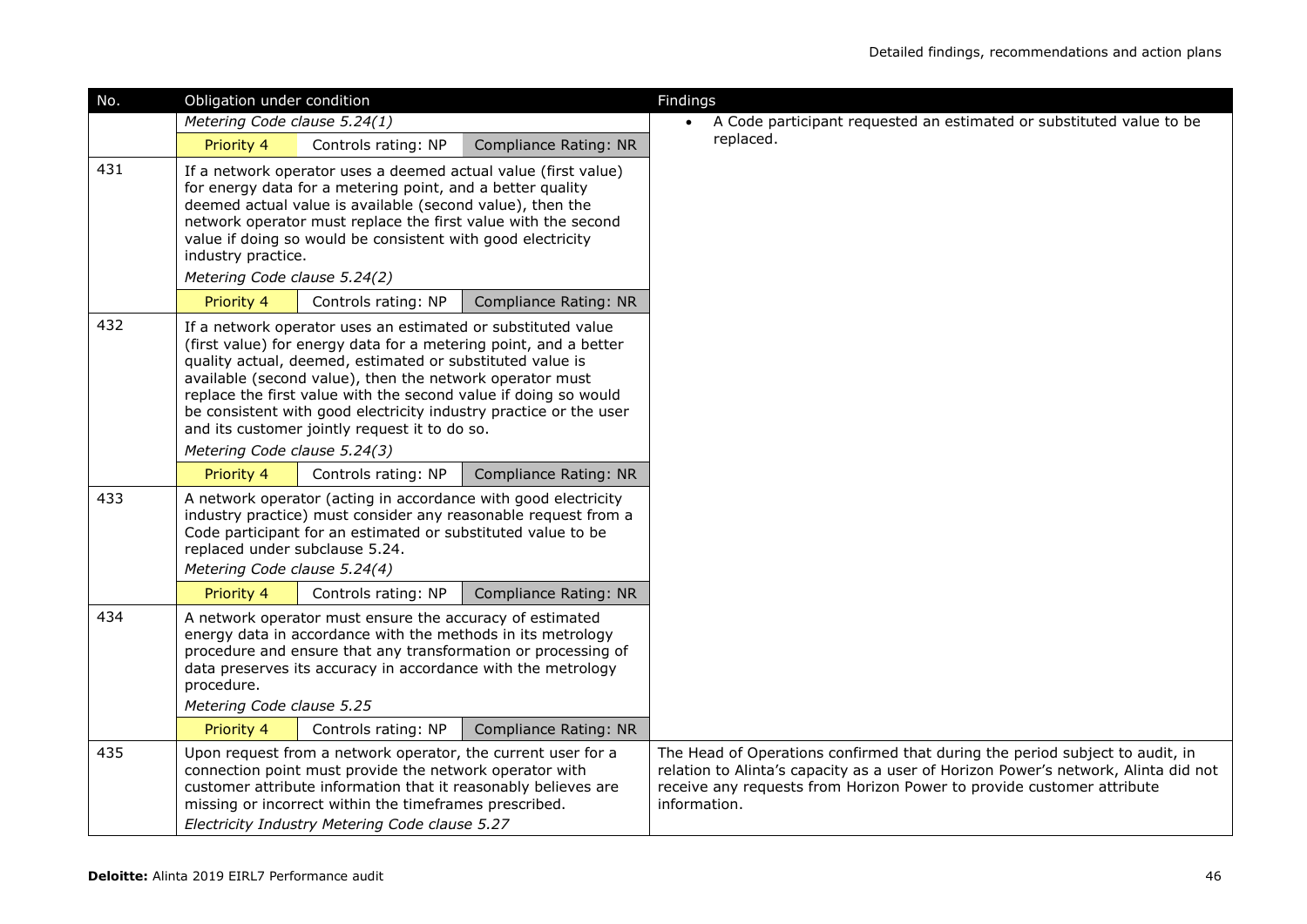| No. | Obligation under condition | Findings |
|---|---|---|
| | *Metering Code clause 5.24(1)*<br>Priority 4 \| Controls rating: NP \| Compliance Rating: NR | • A Code participant requested an estimated or substituted value to be replaced. |
| 431 | If a network operator uses a deemed actual value (first value) for energy data for a metering point, and a better quality deemed actual value is available (second value), then the network operator must replace the first value with the second value if doing so would be consistent with good electricity industry practice.<br>*Metering Code clause 5.24(2)*<br>Priority 4 \| Controls rating: NP \| Compliance Rating: NR | |
| 432 | If a network operator uses an estimated or substituted value (first value) for energy data for a metering point, and a better quality actual, deemed, estimated or substituted value is available (second value), then the network operator must replace the first value with the second value if doing so would be consistent with good electricity industry practice or the user and its customer jointly request it to do so.<br>*Metering Code clause 5.24(3)*<br>Priority 4 \| Controls rating: NP \| Compliance Rating: NR | |
| 433 | A network operator (acting in accordance with good electricity industry practice) must consider any reasonable request from a Code participant for an estimated or substituted value to be replaced under subclause 5.24.<br>*Metering Code clause 5.24(4)*<br>Priority 4 \| Controls rating: NP \| Compliance Rating: NR | |
| 434 | A network operator must ensure the accuracy of estimated energy data in accordance with the methods in its metrology procedure and ensure that any transformation or processing of data preserves its accuracy in accordance with the metrology procedure.<br>*Metering Code clause 5.25*<br>Priority 4 \| Controls rating: NP \| Compliance Rating: NR | |
| 435 | Upon request from a network operator, the current user for a connection point must provide the network operator with customer attribute information that it reasonably believes are missing or incorrect within the timeframes prescribed.<br>*Electricity Industry Metering Code clause 5.27* | The Head of Operations confirmed that during the period subject to audit, in relation to Alinta's capacity as a user of Horizon Power's network, Alinta did not receive any requests from Horizon Power to provide customer attribute information. |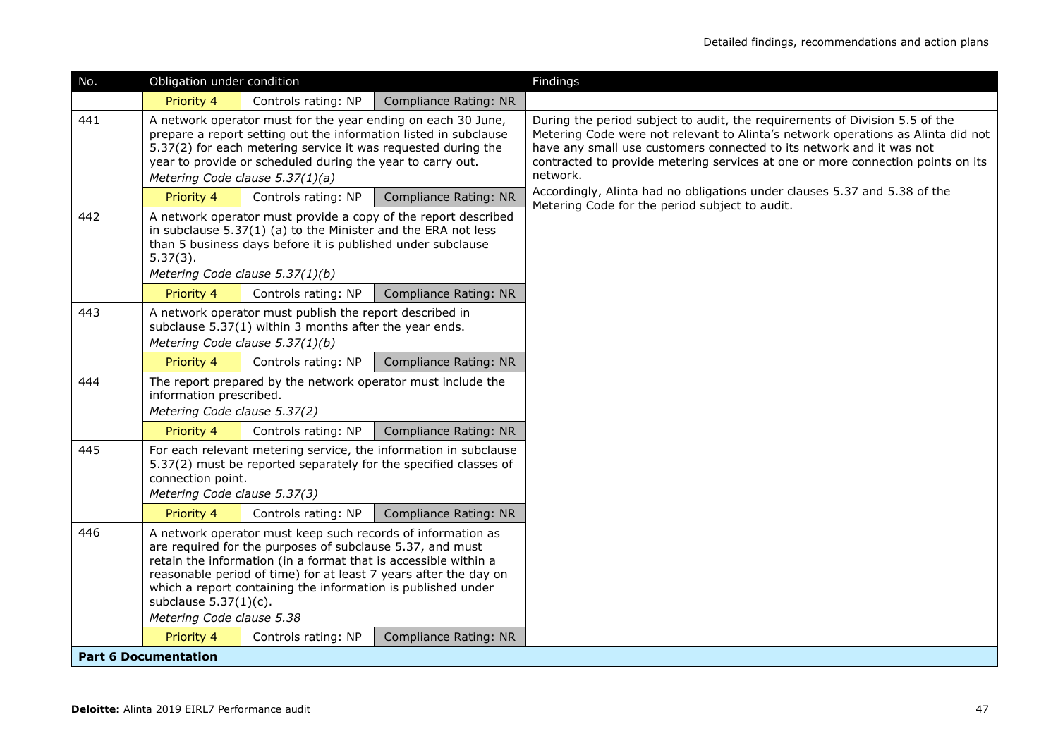| No. | Obligation under condition | | | Findings |
|---|---|---|---|---|
| | Priority 4 | Controls rating: NP | Compliance Rating: NR | |
| 441 | A network operator must for the year ending on each 30 June, prepare a report setting out the information listed in subclause 5.37(2) for each metering service it was requested during the year to provide or scheduled during the year to carry out. *Metering Code clause 5.37(1)(a)* | | | During the period subject to audit, the requirements of Division 5.5 of the Metering Code were not relevant to Alinta's network operations as Alinta did not have any small use customers connected to its network and it was not contracted to provide metering services at one or more connection points on its network. Accordingly, Alinta had no obligations under clauses 5.37 and 5.38 of the Metering Code for the period subject to audit. |
| | Priority 4 | Controls rating: NP | Compliance Rating: NR | |
| 442 | A network operator must provide a copy of the report described in subclause 5.37(1) (a) to the Minister and the ERA not less than 5 business days before it is published under subclause 5.37(3). *Metering Code clause 5.37(1)(b)* | | | |
| | Priority 4 | Controls rating: NP | Compliance Rating: NR | |
| 443 | A network operator must publish the report described in subclause 5.37(1) within 3 months after the year ends. *Metering Code clause 5.37(1)(b)* | | | |
| | Priority 4 | Controls rating: NP | Compliance Rating: NR | |
| 444 | The report prepared by the network operator must include the information prescribed. *Metering Code clause 5.37(2)* | | | |
| | Priority 4 | Controls rating: NP | Compliance Rating: NR | |
| 445 | For each relevant metering service, the information in subclause 5.37(2) must be reported separately for the specified classes of connection point. *Metering Code clause 5.37(3)* | | | |
| | Priority 4 | Controls rating: NP | Compliance Rating: NR | |
| 446 | A network operator must keep such records of information as are required for the purposes of subclause 5.37, and must retain the information (in a format that is accessible within a reasonable period of time) for at least 7 years after the day on which a report containing the information is published under subclause 5.37(1)(c). *Metering Code clause 5.38* | | | |
| | Priority 4 | Controls rating: NP | Compliance Rating: NR | |
| **Part 6 Documentation** | | | | |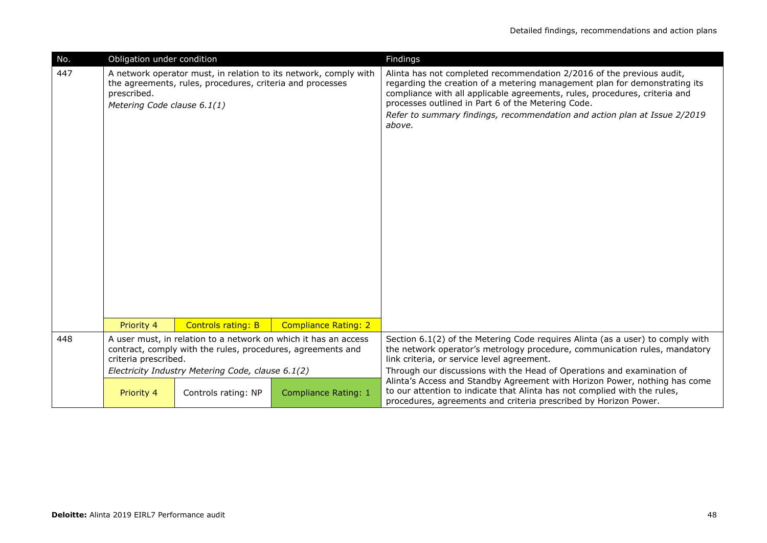| No. | Obligation under condition | | | Findings |
|---|---|---|---|---|
| 447 | A network operator must, in relation to its network, comply with the agreements, rules, procedures, criteria and processes prescribed.<br>*Metering Code clause 6.1(1)* | | | Alinta has not completed recommendation 2/2016 of the previous audit, regarding the creation of a metering management plan for demonstrating its compliance with all applicable agreements, rules, procedures, criteria and processes outlined in Part 6 of the Metering Code.<br>*Refer to summary findings, recommendation and action plan at Issue 2/2019 above.* |
| | Priority 4 | Controls rating: B | Compliance Rating: 2 | |
| 448 | A user must, in relation to a network on which it has an access contract, comply with the rules, procedures, agreements and criteria prescribed.<br>*Electricity Industry Metering Code, clause 6.1(2)* | | | Section 6.1(2) of the Metering Code requires Alinta (as a user) to comply with the network operator's metrology procedure, communication rules, mandatory link criteria, or service level agreement.<br>Through our discussions with the Head of Operations and examination of Alinta's Access and Standby Agreement with Horizon Power, nothing has come to our attention to indicate that Alinta has not complied with the rules, procedures, agreements and criteria prescribed by Horizon Power. |
| | Priority 4 | Controls rating: NP | Compliance Rating: 1 | |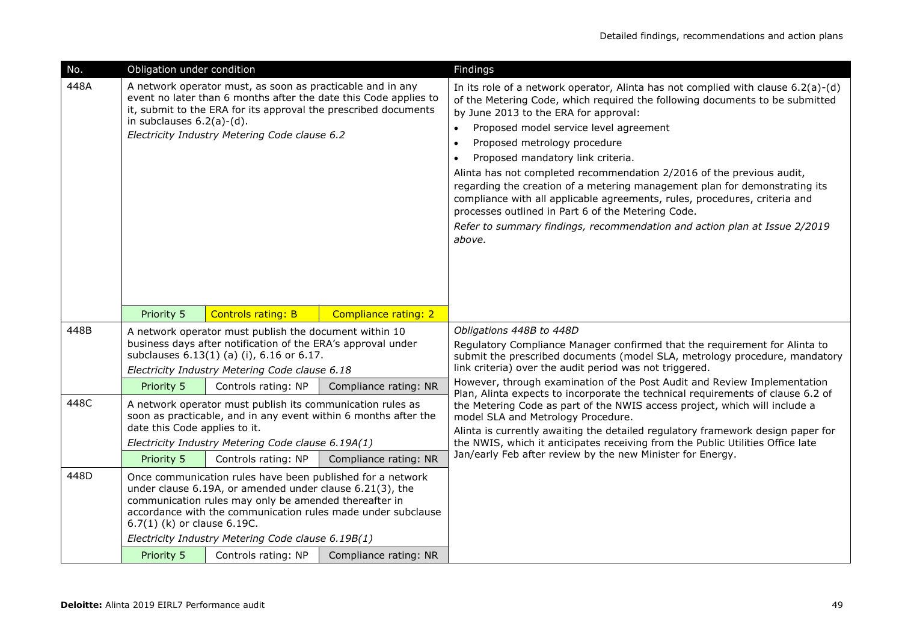| No. | Obligation under condition | | | Findings |
|---|---|---|---|---|
| 448A | A network operator must, as soon as practicable and in any event no later than 6 months after the date this Code applies to it, submit to the ERA for its approval the prescribed documents in subclauses 6.2(a)-(d).<br>*Electricity Industry Metering Code clause 6.2* | | | In its role of a network operator, Alinta has not complied with clause 6.2(a)-(d) of the Metering Code, which required the following documents to be submitted by June 2013 to the ERA for approval:<br>• Proposed model service level agreement<br>• Proposed metrology procedure<br>• Proposed mandatory link criteria.<br>Alinta has not completed recommendation 2/2016 of the previous audit, regarding the creation of a metering management plan for demonstrating its compliance with all applicable agreements, rules, procedures, criteria and processes outlined in Part 6 of the Metering Code.<br>*Refer to summary findings, recommendation and action plan at Issue 2/2019 above.* |
| | Priority 5 | Controls rating: B | Compliance rating: 2 | |
| 448B | A network operator must publish the document within 10 business days after notification of the ERA's approval under subclauses 6.13(1) (a) (i), 6.16 or 6.17.<br>*Electricity Industry Metering Code clause 6.18* | | | *Obligations 448B to 448D*<br>Regulatory Compliance Manager confirmed that the requirement for Alinta to submit the prescribed documents (model SLA, metrology procedure, mandatory link criteria) over the audit period was not triggered.<br>However, through examination of the Post Audit and Review Implementation Plan, Alinta expects to incorporate the technical requirements of clause 6.2 of the Metering Code as part of the NWIS access project, which will include a model SLA and Metrology Procedure.<br>Alinta is currently awaiting the detailed regulatory framework design paper for the NWIS, which it anticipates receiving from the Public Utilities Office late Jan/early Feb after review by the new Minister for Energy. |
| | Priority 5 | Controls rating: NP | Compliance rating: NR | |
| 448C | A network operator must publish its communication rules as soon as practicable, and in any event within 6 months after the date this Code applies to it.<br>*Electricity Industry Metering Code clause 6.19A(1)* | | | |
| | Priority 5 | Controls rating: NP | Compliance rating: NR | |
| 448D | Once communication rules have been published for a network under clause 6.19A, or amended under clause 6.21(3), the communication rules may only be amended thereafter in accordance with the communication rules made under subclause 6.7(1) (k) or clause 6.19C.<br>*Electricity Industry Metering Code clause 6.19B(1)* | | | |
| | Priority 5 | Controls rating: NP | Compliance rating: NR | |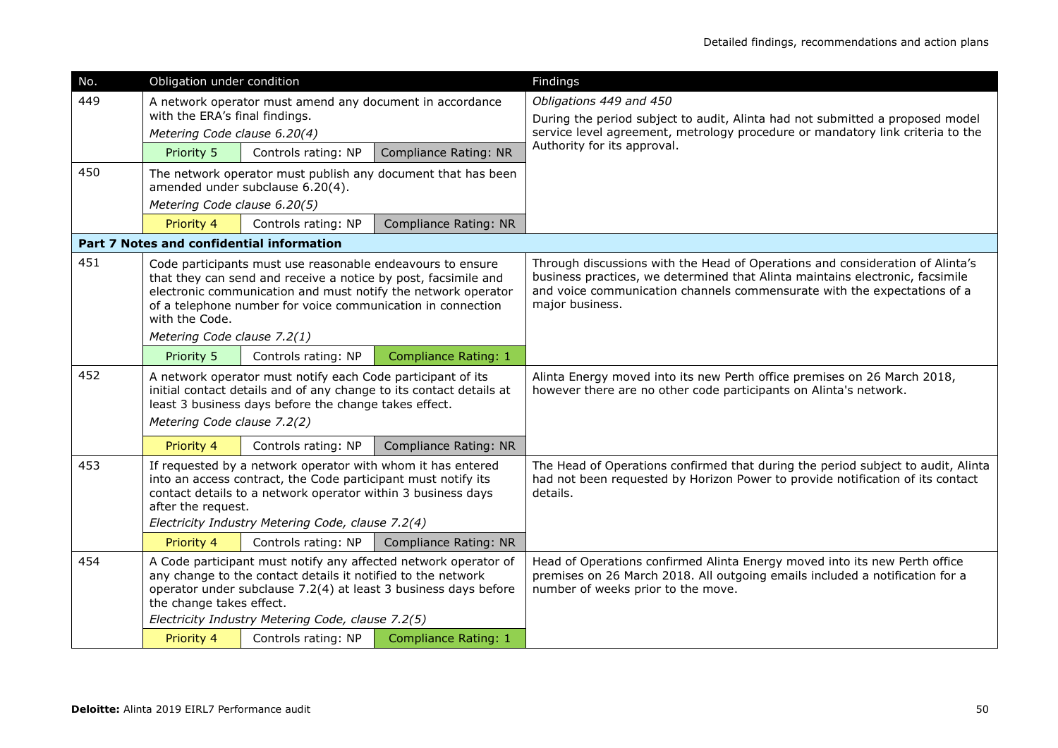| No. | Obligation under condition | | | Findings |
|---|---|---|---|---|
| 449 | A network operator must amend any document in accordance with the ERA's final findings.<br>*Metering Code clause 6.20(4)* | | | *Obligations 449 and 450*<br>During the period subject to audit, Alinta had not submitted a proposed model service level agreement, metrology procedure or mandatory link criteria to the Authority for its approval. |
| | Priority 5 | Controls rating: NP | Compliance Rating: NR | |
| 450 | The network operator must publish any document that has been amended under subclause 6.20(4).<br>*Metering Code clause 6.20(5)* | | | |
| | Priority 4 | Controls rating: NP | Compliance Rating: NR | |
| **Part 7 Notes and confidential information** | | | | |
| 451 | Code participants must use reasonable endeavours to ensure that they can send and receive a notice by post, facsimile and electronic communication and must notify the network operator of a telephone number for voice communication in connection with the Code.<br>*Metering Code clause 7.2(1)* | | | Through discussions with the Head of Operations and consideration of Alinta's business practices, we determined that Alinta maintains electronic, facsimile and voice communication channels commensurate with the expectations of a major business. |
| | Priority 5 | Controls rating: NP | Compliance Rating: 1 | |
| 452 | A network operator must notify each Code participant of its initial contact details and of any change to its contact details at least 3 business days before the change takes effect.<br>*Metering Code clause 7.2(2)* | | | Alinta Energy moved into its new Perth office premises on 26 March 2018, however there are no other code participants on Alinta's network. |
| | Priority 4 | Controls rating: NP | Compliance Rating: NR | |
| 453 | If requested by a network operator with whom it has entered into an access contract, the Code participant must notify its contact details to a network operator within 3 business days after the request.<br>*Electricity Industry Metering Code, clause 7.2(4)* | | | The Head of Operations confirmed that during the period subject to audit, Alinta had not been requested by Horizon Power to provide notification of its contact details. |
| | Priority 4 | Controls rating: NP | Compliance Rating: NR | |
| 454 | A Code participant must notify any affected network operator of any change to the contact details it notified to the network operator under subclause 7.2(4) at least 3 business days before the change takes effect.<br>*Electricity Industry Metering Code, clause 7.2(5)* | | | Head of Operations confirmed Alinta Energy moved into its new Perth office premises on 26 March 2018. All outgoing emails included a notification for a number of weeks prior to the move. |
| | Priority 4 | Controls rating: NP | Compliance Rating: 1 | |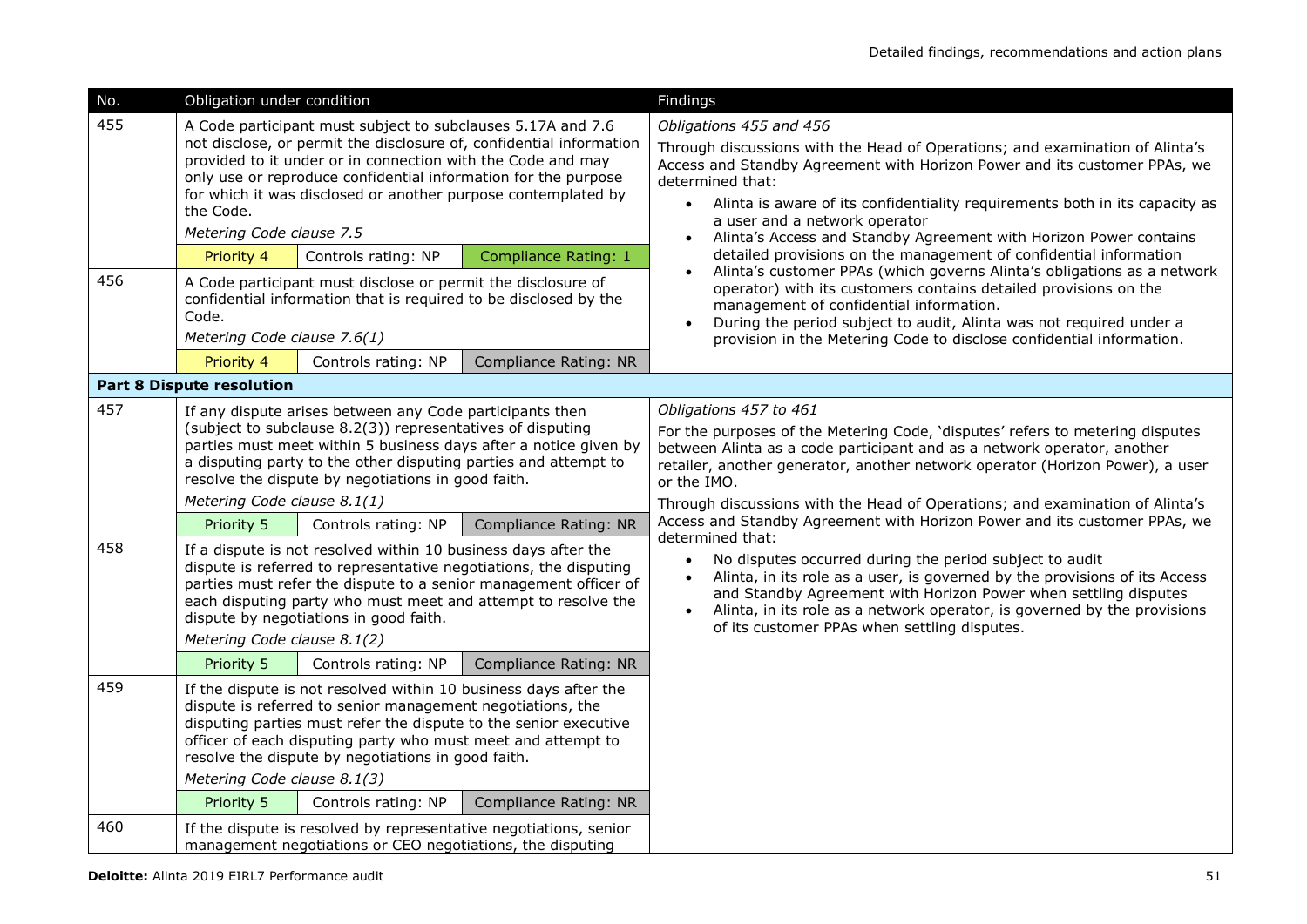| No. | Obligation under condition | | | Findings |
|---|---|---|---|---|
| 455 | A Code participant must subject to subclauses 5.17A and 7.6 not disclose, or permit the disclosure of, confidential information provided to it under or in connection with the Code and may only use or reproduce confidential information for the purpose for which it was disclosed or another purpose contemplated by the Code.<br>*Metering Code clause 7.5* | | | *Obligations 455 and 456*<br>Through discussions with the Head of Operations; and examination of Alinta's Access and Standby Agreement with Horizon Power and its customer PPAs, we determined that:<br>• Alinta is aware of its confidentiality requirements both in its capacity as a user and a network operator<br>• Alinta's Access and Standby Agreement with Horizon Power contains detailed provisions on the management of confidential information<br>• Alinta's customer PPAs (which governs Alinta's obligations as a network operator) with its customers contains detailed provisions on the management of confidential information.<br>• During the period subject to audit, Alinta was not required under a provision in the Metering Code to disclose confidential information. |
| | Priority 4 | Controls rating: NP | Compliance Rating: 1 | |
| 456 | A Code participant must disclose or permit the disclosure of confidential information that is required to be disclosed by the Code.<br>*Metering Code clause 7.6(1)* | | | |
| | Priority 4 | Controls rating: NP | Compliance Rating: NR | |
| **Part 8 Dispute resolution** | | | | |
| 457 | If any dispute arises between any Code participants then (subject to subclause 8.2(3)) representatives of disputing parties must meet within 5 business days after a notice given by a disputing party to the other disputing parties and attempt to resolve the dispute by negotiations in good faith.<br>*Metering Code clause 8.1(1)* | | | *Obligations 457 to 461*<br>For the purposes of the Metering Code, 'disputes' refers to metering disputes between Alinta as a code participant and as a network operator, another retailer, another generator, another network operator (Horizon Power), a user or the IMO.<br>Through discussions with the Head of Operations; and examination of Alinta's Access and Standby Agreement with Horizon Power and its customer PPAs, we determined that:<br>• No disputes occurred during the period subject to audit<br>• Alinta, in its role as a user, is governed by the provisions of its Access and Standby Agreement with Horizon Power when settling disputes<br>• Alinta, in its role as a network operator, is governed by the provisions of its customer PPAs when settling disputes. |
| | Priority 5 | Controls rating: NP | Compliance Rating: NR | |
| 458 | If a dispute is not resolved within 10 business days after the dispute is referred to representative negotiations, the disputing parties must refer the dispute to a senior management officer of each disputing party who must meet and attempt to resolve the dispute by negotiations in good faith.<br>*Metering Code clause 8.1(2)* | | | |
| | Priority 5 | Controls rating: NP | Compliance Rating: NR | |
| 459 | If the dispute is not resolved within 10 business days after the dispute is referred to senior management negotiations, the disputing parties must refer the dispute to the senior executive officer of each disputing party who must meet and attempt to resolve the dispute by negotiations in good faith.<br>*Metering Code clause 8.1(3)* | | | |
| | Priority 5 | Controls rating: NP | Compliance Rating: NR | |
| 460 | If the dispute is resolved by representative negotiations, senior management negotiations or CEO negotiations, the disputing | | | |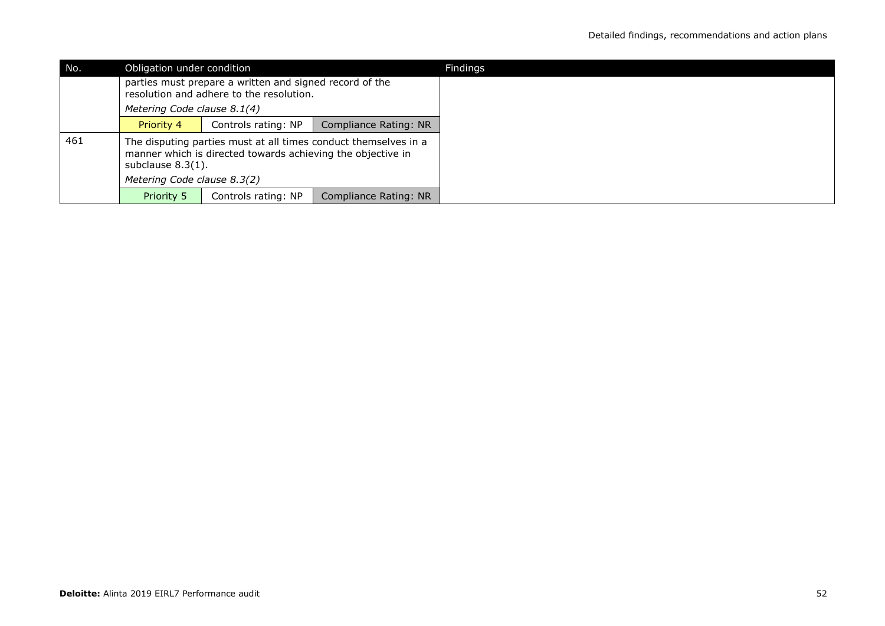| No. | Obligation under condition | | | Findings |
| --- | --- | --- | --- | --- |
| | parties must prepare a written and signed record of the resolution and adhere to the resolution.<br>*Metering Code clause 8.1(4)* | | | |
| | Priority 4 | Controls rating: NP | Compliance Rating: NR | |
| 461 | The disputing parties must at all times conduct themselves in a manner which is directed towards achieving the objective in subclause 8.3(1).<br>*Metering Code clause 8.3(2)* | | | |
| | Priority 5 | Controls rating: NP | Compliance Rating: NR | |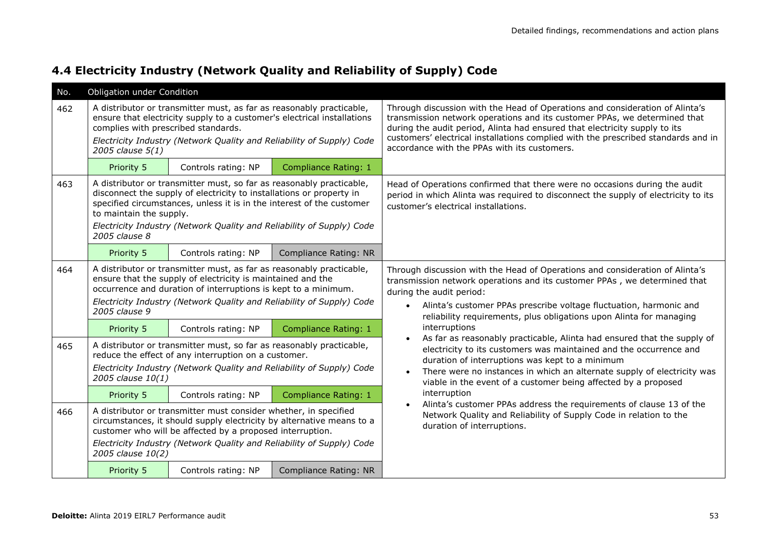## 4.4 Electricity Industry (Network Quality and Reliability of Supply) Code

| No. | Obligation under Condition | | | |
|---|---|---|---|---|
| 462 | A distributor or transmitter must, as far as reasonably practicable, ensure that electricity supply to a customer's electrical installations complies with prescribed standards. *Electricity Industry (Network Quality and Reliability of Supply) Code 2005 clause 5(1)* | | | Through discussion with the Head of Operations and consideration of Alinta's transmission network operations and its customer PPAs, we determined that during the audit period, Alinta had ensured that electricity supply to its customers' electrical installations complied with the prescribed standards and in accordance with the PPAs with its customers. |
| | Priority 5 | Controls rating: NP | Compliance Rating: 1 | |
| 463 | A distributor or transmitter must, so far as reasonably practicable, disconnect the supply of electricity to installations or property in specified circumstances, unless it is in the interest of the customer to maintain the supply. *Electricity Industry (Network Quality and Reliability of Supply) Code 2005 clause 8* | | | Head of Operations confirmed that there were no occasions during the audit period in which Alinta was required to disconnect the supply of electricity to its customer's electrical installations. |
| | Priority 5 | Controls rating: NP | Compliance Rating: NR | |
| 464 | A distributor or transmitter must, as far as reasonably practicable, ensure that the supply of electricity is maintained and the occurrence and duration of interruptions is kept to a minimum. *Electricity Industry (Network Quality and Reliability of Supply) Code 2005 clause 9* | | | Through discussion with the Head of Operations and consideration of Alinta's transmission network operations and its customer PPAs , we determined that during the audit period:<br>• Alinta's customer PPAs prescribe voltage fluctuation, harmonic and reliability requirements, plus obligations upon Alinta for managing interruptions<br>• As far as reasonably practicable, Alinta had ensured that the supply of electricity to its customers was maintained and the occurrence and duration of interruptions was kept to a minimum<br>• There were no instances in which an alternate supply of electricity was viable in the event of a customer being affected by a proposed interruption<br>• Alinta's customer PPAs address the requirements of clause 13 of the Network Quality and Reliability of Supply Code in relation to the duration of interruptions. |
| | Priority 5 | Controls rating: NP | Compliance Rating: 1 | |
| 465 | A distributor or transmitter must, so far as reasonably practicable, reduce the effect of any interruption on a customer. *Electricity Industry (Network Quality and Reliability of Supply) Code 2005 clause 10(1)* | | | |
| | Priority 5 | Controls rating: NP | Compliance Rating: 1 | |
| 466 | A distributor or transmitter must consider whether, in specified circumstances, it should supply electricity by alternative means to a customer who will be affected by a proposed interruption. *Electricity Industry (Network Quality and Reliability of Supply) Code 2005 clause 10(2)* | | | |
| | Priority 5 | Controls rating: NP | Compliance Rating: NR | |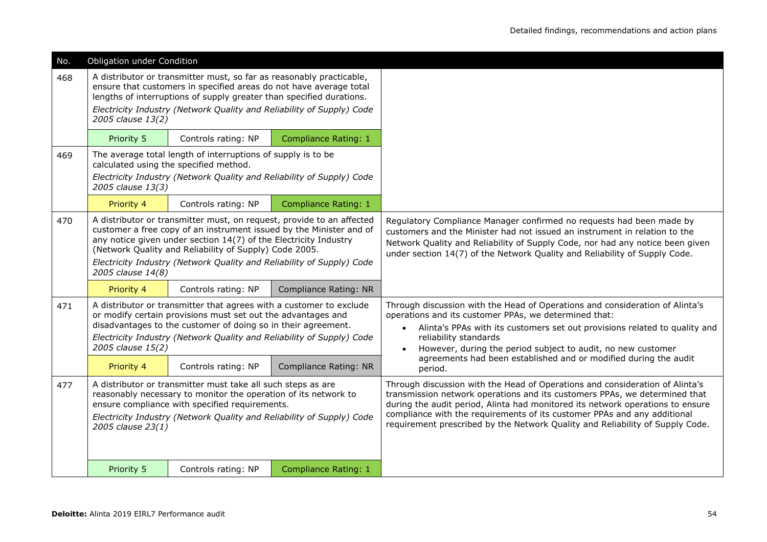| No. | Obligation under Condition | | | |
|---|---|---|---|---|
| 468 | A distributor or transmitter must, so far as reasonably practicable, ensure that customers in specified areas do not have average total lengths of interruptions of supply greater than specified durations.<br>*Electricity Industry (Network Quality and Reliability of Supply) Code 2005 clause 13(2)* | | | |
| | Priority 5 | Controls rating: NP | Compliance Rating: 1 | |
| 469 | The average total length of interruptions of supply is to be calculated using the specified method.<br>*Electricity Industry (Network Quality and Reliability of Supply) Code 2005 clause 13(3)* | | | |
| | Priority 4 | Controls rating: NP | Compliance Rating: 1 | |
| 470 | A distributor or transmitter must, on request, provide to an affected customer a free copy of an instrument issued by the Minister and of any notice given under section 14(7) of the Electricity Industry (Network Quality and Reliability of Supply) Code 2005.<br>*Electricity Industry (Network Quality and Reliability of Supply) Code 2005 clause 14(8)* | | | Regulatory Compliance Manager confirmed no requests had been made by customers and the Minister had not issued an instrument in relation to the Network Quality and Reliability of Supply Code, nor had any notice been given under section 14(7) of the Network Quality and Reliability of Supply Code. |
| | Priority 4 | Controls rating: NP | Compliance Rating: NR | |
| 471 | A distributor or transmitter that agrees with a customer to exclude or modify certain provisions must set out the advantages and disadvantages to the customer of doing so in their agreement.<br>*Electricity Industry (Network Quality and Reliability of Supply) Code 2005 clause 15(2)* | | | Through discussion with the Head of Operations and consideration of Alinta's operations and its customer PPAs, we determined that:<br>• Alinta's PPAs with its customers set out provisions related to quality and reliability standards<br>• However, during the period subject to audit, no new customer agreements had been established and or modified during the audit period. |
| | Priority 4 | Controls rating: NP | Compliance Rating: NR | |
| 477 | A distributor or transmitter must take all such steps as are reasonably necessary to monitor the operation of its network to ensure compliance with specified requirements.<br>*Electricity Industry (Network Quality and Reliability of Supply) Code 2005 clause 23(1)* | | | Through discussion with the Head of Operations and consideration of Alinta's transmission network operations and its customers PPAs, we determined that during the audit period, Alinta had monitored its network operations to ensure compliance with the requirements of its customer PPAs and any additional requirement prescribed by the Network Quality and Reliability of Supply Code. |
| | Priority 5 | Controls rating: NP | Compliance Rating: 1 | |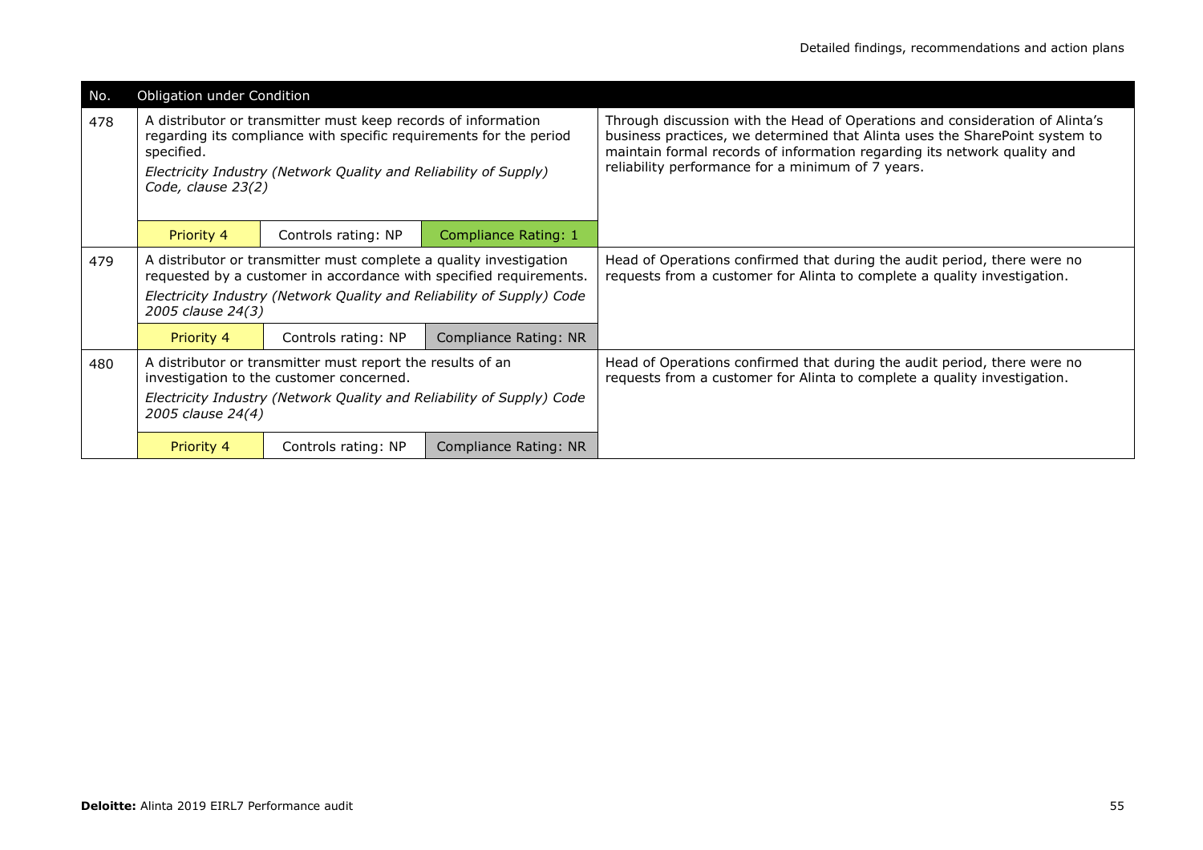| No. | Obligation under Condition | | | |
|---|---|---|---|---|
| 478 | A distributor or transmitter must keep records of information regarding its compliance with specific requirements for the period specified.<br>*Electricity Industry (Network Quality and Reliability of Supply) Code, clause 23(2)* | | | Through discussion with the Head of Operations and consideration of Alinta's business practices, we determined that Alinta uses the SharePoint system to maintain formal records of information regarding its network quality and reliability performance for a minimum of 7 years. |
| | Priority 4 | Controls rating: NP | Compliance Rating: 1 | |
| 479 | A distributor or transmitter must complete a quality investigation requested by a customer in accordance with specified requirements.<br>*Electricity Industry (Network Quality and Reliability of Supply) Code 2005 clause 24(3)* | | | Head of Operations confirmed that during the audit period, there were no requests from a customer for Alinta to complete a quality investigation. |
| | Priority 4 | Controls rating: NP | Compliance Rating: NR | |
| 480 | A distributor or transmitter must report the results of an investigation to the customer concerned.<br>*Electricity Industry (Network Quality and Reliability of Supply) Code 2005 clause 24(4)* | | | Head of Operations confirmed that during the audit period, there were no requests from a customer for Alinta to complete a quality investigation. |
| | Priority 4 | Controls rating: NP | Compliance Rating: NR | |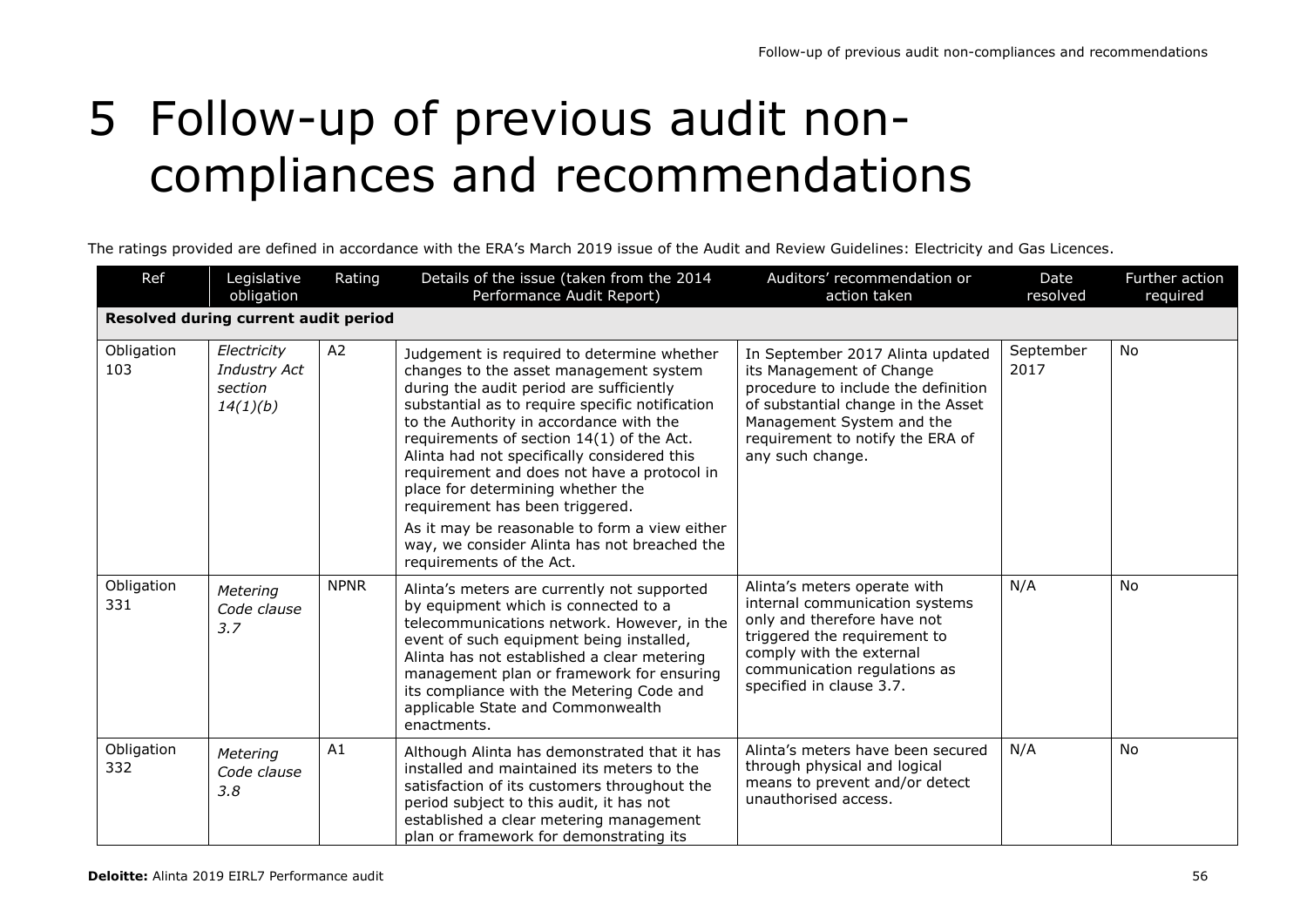# 5 Follow-up of previous audit non-compliances and recommendations

The ratings provided are defined in accordance with the ERA's March 2019 issue of the Audit and Review Guidelines: Electricity and Gas Licences.

| Ref | Legislative obligation | Rating | Details of the issue (taken from the 2014 Performance Audit Report) | Auditors' recommendation or action taken | Date resolved | Further action required |
|---|---|---|---|---|---|---|
| **Resolved during current audit period** | | | | | | |
| Obligation 103 | *Electricity Industry Act section 14(1)(b)* | A2 | Judgement is required to determine whether changes to the asset management system during the audit period are sufficiently substantial as to require specific notification to the Authority in accordance with the requirements of section 14(1) of the Act. Alinta had not specifically considered this requirement and does not have a protocol in place for determining whether the requirement has been triggered.<br>As it may be reasonable to form a view either way, we consider Alinta has not breached the requirements of the Act. | In September 2017 Alinta updated its Management of Change procedure to include the definition of substantial change in the Asset Management System and the requirement to notify the ERA of any such change. | September 2017 | No |
| Obligation 331 | *Metering Code clause 3.7* | NPNR | Alinta's meters are currently not supported by equipment which is connected to a telecommunications network. However, in the event of such equipment being installed, Alinta has not established a clear metering management plan or framework for ensuring its compliance with the Metering Code and applicable State and Commonwealth enactments. | Alinta's meters operate with internal communication systems only and therefore have not triggered the requirement to comply with the external communication regulations as specified in clause 3.7. | N/A | No |
| Obligation 332 | *Metering Code clause 3.8* | A1 | Although Alinta has demonstrated that it has installed and maintained its meters to the satisfaction of its customers throughout the period subject to this audit, it has not established a clear metering management plan or framework for demonstrating its | Alinta's meters have been secured through physical and logical means to prevent and/or detect unauthorised access. | N/A | No |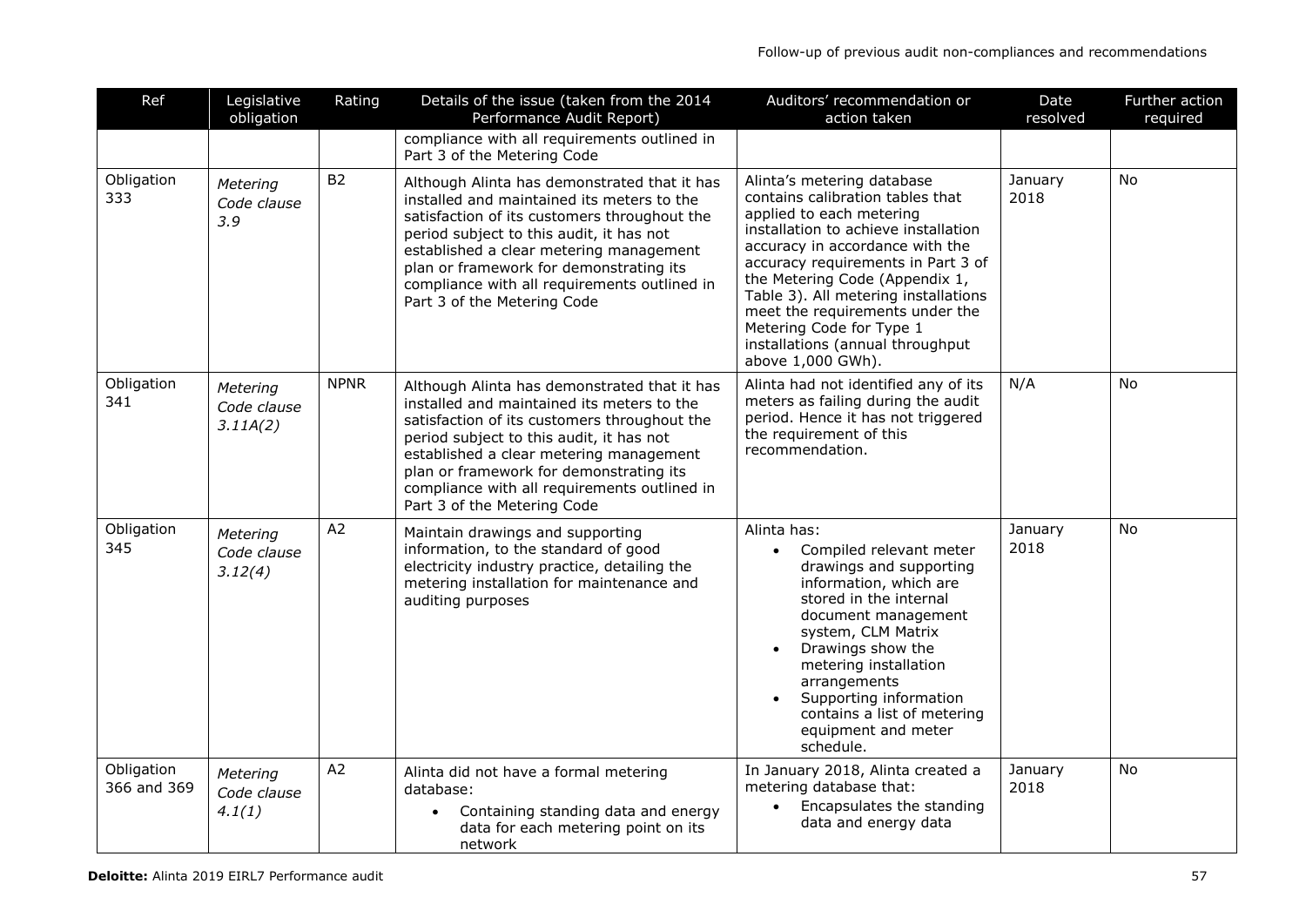| Ref | Legislative obligation | Rating | Details of the issue (taken from the 2014 Performance Audit Report) | Auditors' recommendation or action taken | Date resolved | Further action required |
|---|---|---|---|---|---|---|
| | | | compliance with all requirements outlined in Part 3 of the Metering Code | | | |
| Obligation 333 | *Metering Code clause 3.9* | B2 | Although Alinta has demonstrated that it has installed and maintained its meters to the satisfaction of its customers throughout the period subject to this audit, it has not established a clear metering management plan or framework for demonstrating its compliance with all requirements outlined in Part 3 of the Metering Code | Alinta's metering database contains calibration tables that applied to each metering installation to achieve installation accuracy in accordance with the accuracy requirements in Part 3 of the Metering Code (Appendix 1, Table 3). All metering installations meet the requirements under the Metering Code for Type 1 installations (annual throughput above 1,000 GWh). | January 2018 | No |
| Obligation 341 | *Metering Code clause 3.11A(2)* | NPNR | Although Alinta has demonstrated that it has installed and maintained its meters to the satisfaction of its customers throughout the period subject to this audit, it has not established a clear metering management plan or framework for demonstrating its compliance with all requirements outlined in Part 3 of the Metering Code | Alinta had not identified any of its meters as failing during the audit period. Hence it has not triggered the requirement of this recommendation. | N/A | No |
| Obligation 345 | *Metering Code clause 3.12(4)* | A2 | Maintain drawings and supporting information, to the standard of good electricity industry practice, detailing the metering installation for maintenance and auditing purposes | Alinta has:<br>• Compiled relevant meter drawings and supporting information, which are stored in the internal document management system, CLM Matrix<br>• Drawings show the metering installation arrangements<br>• Supporting information contains a list of metering equipment and meter schedule. | January 2018 | No |
| Obligation 366 and 369 | *Metering Code clause 4.1(1)* | A2 | Alinta did not have a formal metering database:<br>• Containing standing data and energy data for each metering point on its network | In January 2018, Alinta created a metering database that:<br>• Encapsulates the standing data and energy data | January 2018 | No |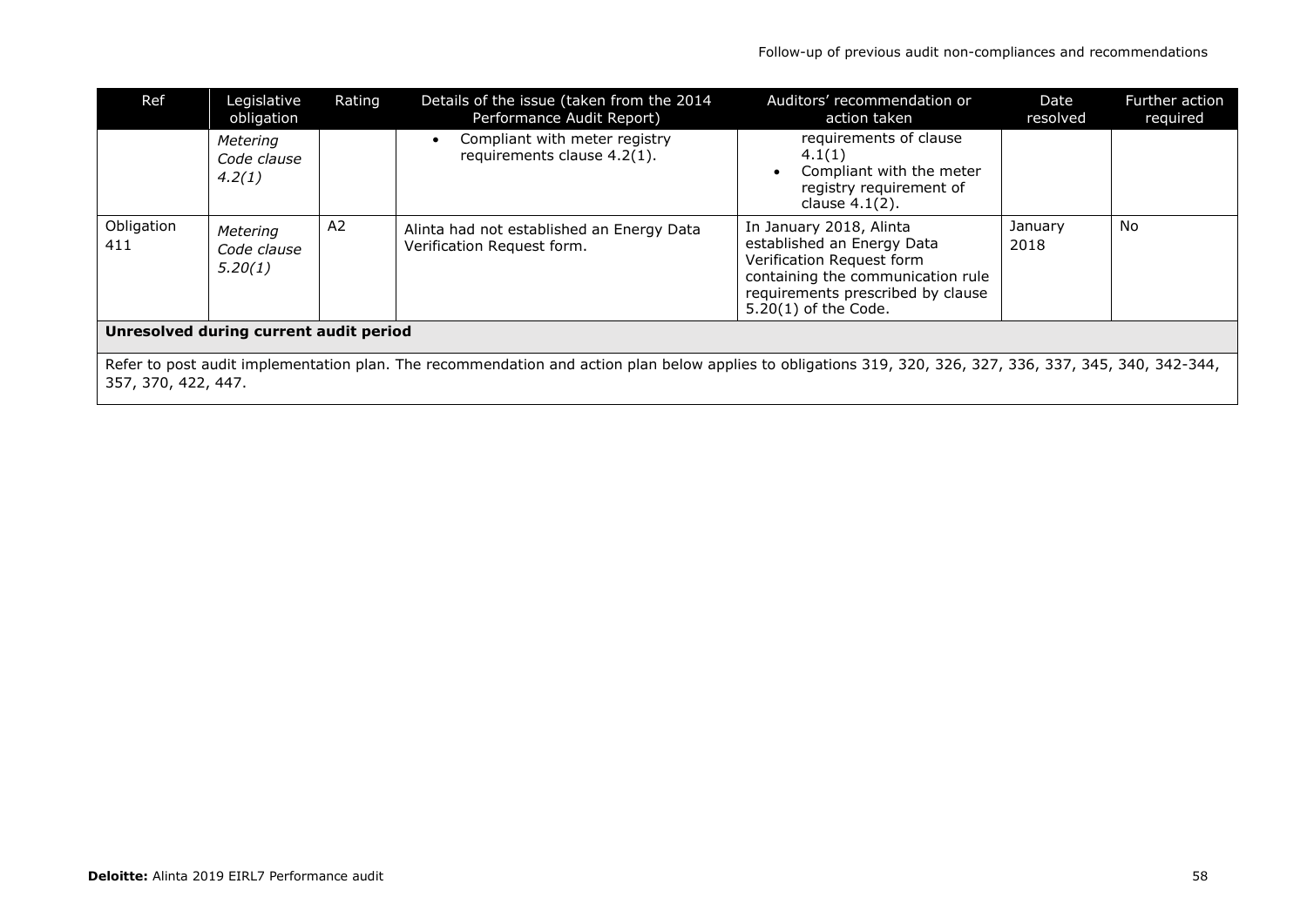| Ref | Legislative obligation | Rating | Details of the issue (taken from the 2014 Performance Audit Report) | Auditors' recommendation or action taken | Date resolved | Further action required |
|---|---|---|---|---|---|---|
| | *Metering Code clause 4.2(1)* | | • Compliant with meter registry requirements clause 4.2(1). | requirements of clause 4.1(1) <br> • Compliant with the meter registry requirement of clause 4.1(2). | | |
| Obligation 411 | *Metering Code clause 5.20(1)* | A2 | Alinta had not established an Energy Data Verification Request form. | In January 2018, Alinta established an Energy Data Verification Request form containing the communication rule requirements prescribed by clause 5.20(1) of the Code. | January 2018 | No |
| **Unresolved during current audit period** | | | | | | |
| Refer to post audit implementation plan. The recommendation and action plan below applies to obligations 319, 320, 326, 327, 336, 337, 345, 340, 342-344, 357, 370, 422, 447. | | | | | | |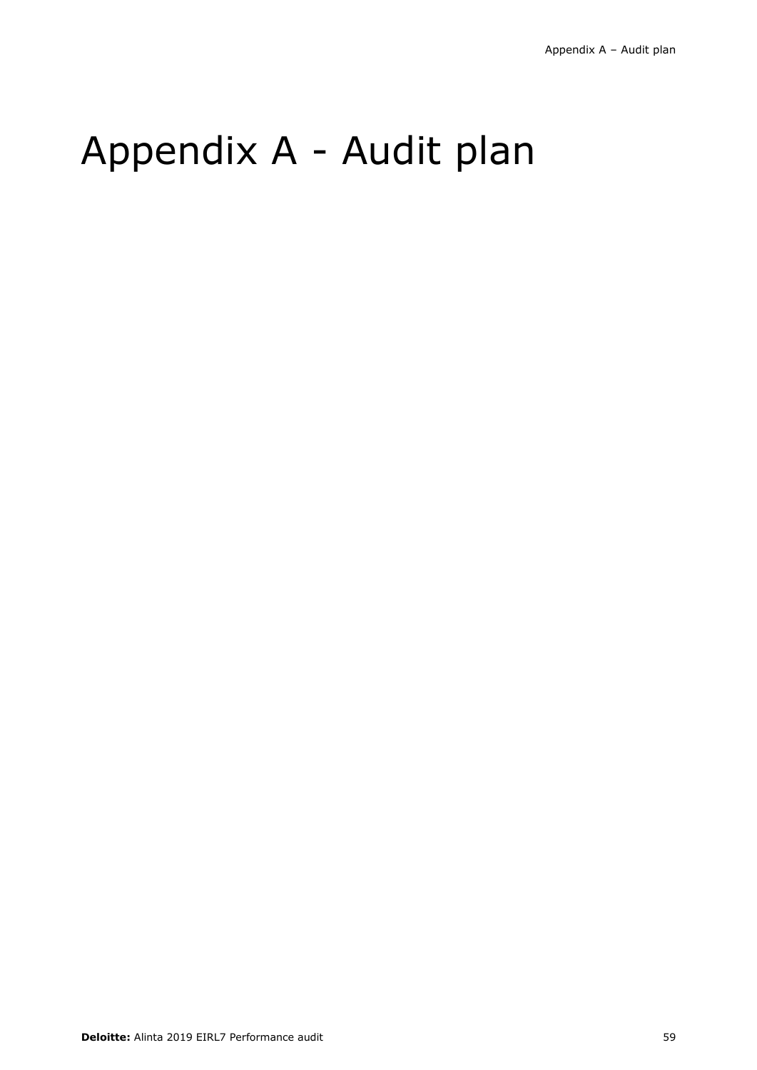# Appendix A - Audit plan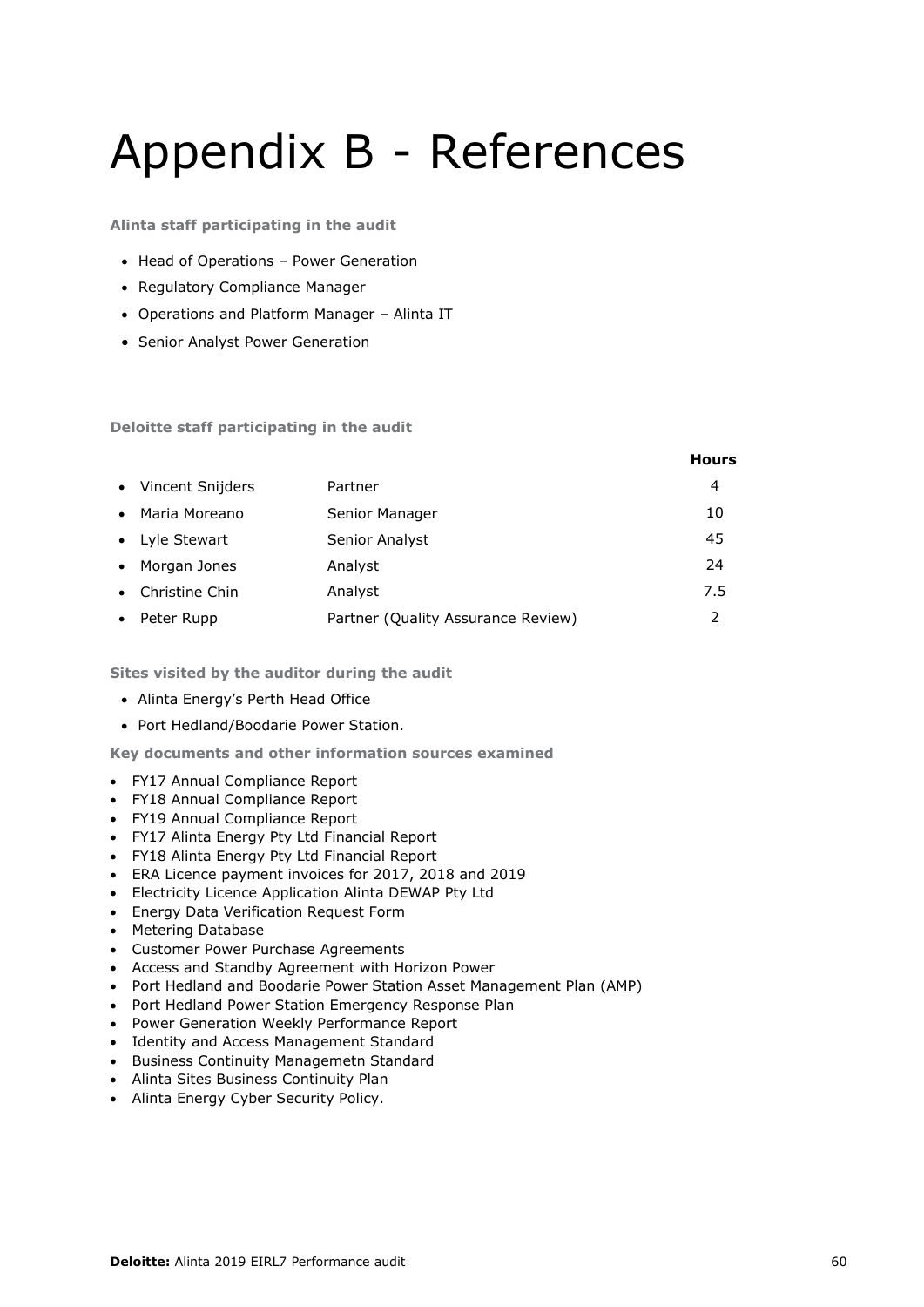# Appendix B - References

**Alinta staff participating in the audit**

- Head of Operations – Power Generation
- Regulatory Compliance Manager
- Operations and Platform Manager – Alinta IT
- Senior Analyst Power Generation

**Deloitte staff participating in the audit**

| | | Hours |
|---|---|---|
| Vincent Snijders | Partner | 4 |
| Maria Moreano | Senior Manager | 10 |
| Lyle Stewart | Senior Analyst | 45 |
| Morgan Jones | Analyst | 24 |
| Christine Chin | Analyst | 7.5 |
| Peter Rupp | Partner (Quality Assurance Review) | 2 |

**Sites visited by the auditor during the audit**

- Alinta Energy's Perth Head Office
- Port Hedland/Boodarie Power Station.

**Key documents and other information sources examined**

- FY17 Annual Compliance Report
- FY18 Annual Compliance Report
- FY19 Annual Compliance Report
- FY17 Alinta Energy Pty Ltd Financial Report
- FY18 Alinta Energy Pty Ltd Financial Report
- ERA Licence payment invoices for 2017, 2018 and 2019
- Electricity Licence Application Alinta DEWAP Pty Ltd
- Energy Data Verification Request Form
- Metering Database
- Customer Power Purchase Agreements
- Access and Standby Agreement with Horizon Power
- Port Hedland and Boodarie Power Station Asset Management Plan (AMP)
- Port Hedland Power Station Emergency Response Plan
- Power Generation Weekly Performance Report
- Identity and Access Management Standard
- Business Continuity Managemetn Standard
- Alinta Sites Business Continuity Plan
- Alinta Energy Cyber Security Policy.